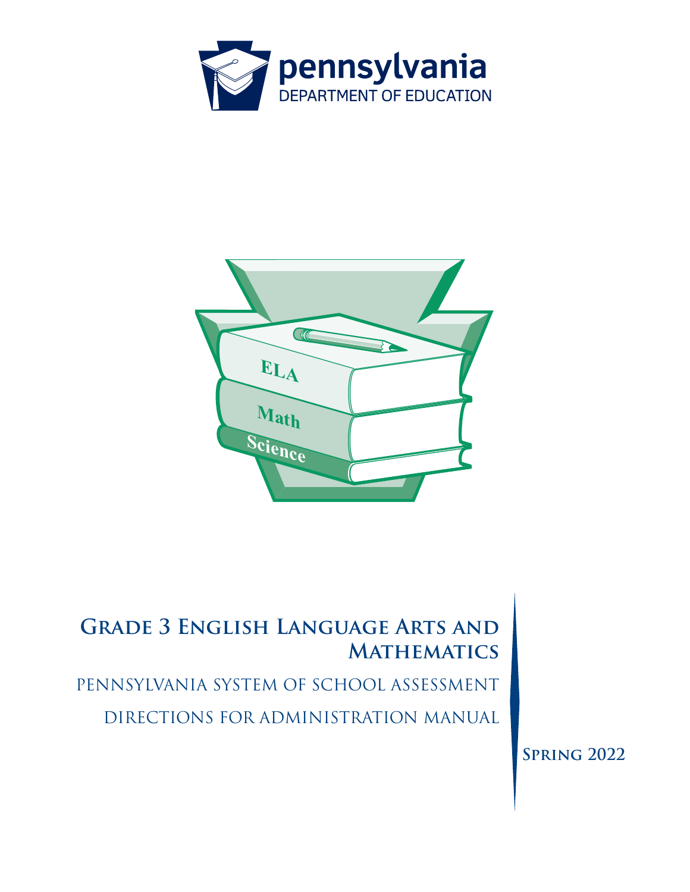pennsylvania
DEPARTMENT OF EDUCATION

# Grade 3 English Language Arts and Mathematics

## Pennsylvania System of School Assessment

## Directions for Administration Manual

**Spring 2022**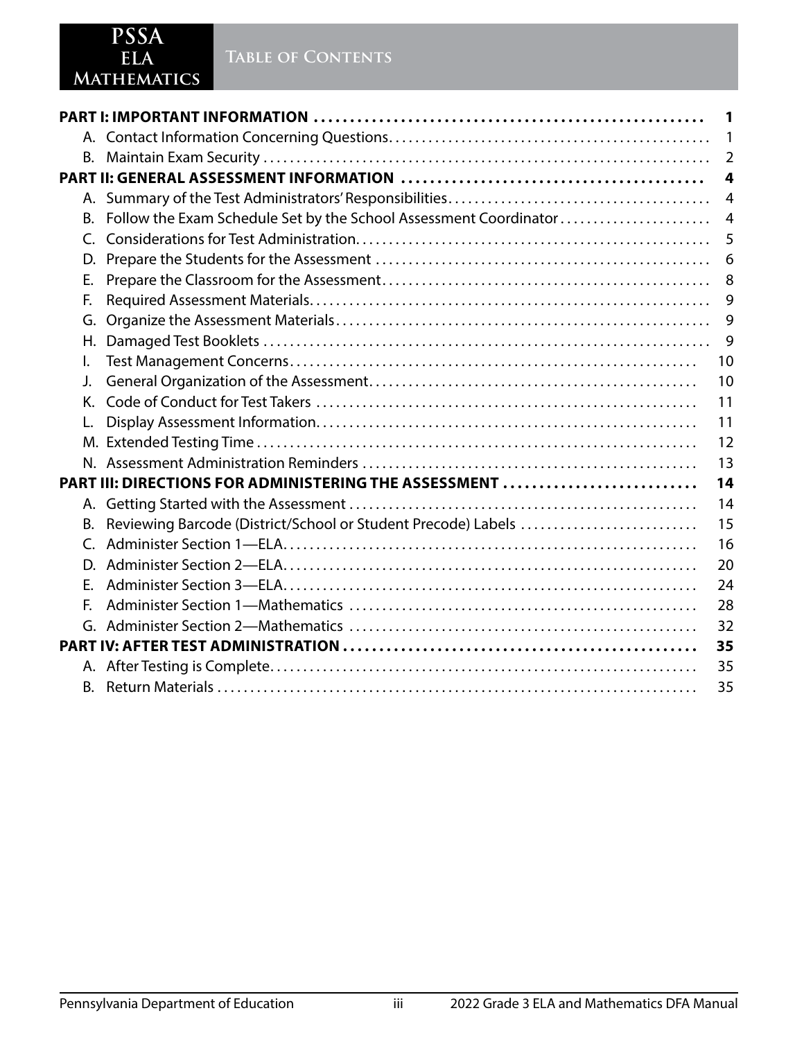# Table of Contents

**PART I: IMPORTANT INFORMATION** ...... 1

- A. Contact Information Concerning Questions ...... 1
- B. Maintain Exam Security ...... 2

**PART II: GENERAL ASSESSMENT INFORMATION** ...... 4

- A. Summary of the Test Administrators' Responsibilities ...... 4
- B. Follow the Exam Schedule Set by the School Assessment Coordinator ...... 4
- C. Considerations for Test Administration ...... 5
- D. Prepare the Students for the Assessment ...... 6
- E. Prepare the Classroom for the Assessment ...... 8
- F. Required Assessment Materials ...... 9
- G. Organize the Assessment Materials ...... 9
- H. Damaged Test Booklets ...... 9
- I. Test Management Concerns ...... 10
- J. General Organization of the Assessment ...... 10
- K. Code of Conduct for Test Takers ...... 11
- L. Display Assessment Information ...... 11
- M. Extended Testing Time ...... 12
- N. Assessment Administration Reminders ...... 13

**PART III: DIRECTIONS FOR ADMINISTERING THE ASSESSMENT** ...... 14

- A. Getting Started with the Assessment ...... 14
- B. Reviewing Barcode (District/School or Student Precode) Labels ...... 15
- C. Administer Section 1—ELA ...... 16
- D. Administer Section 2—ELA ...... 20
- E. Administer Section 3—ELA ...... 24
- F. Administer Section 1—Mathematics ...... 28
- G. Administer Section 2—Mathematics ...... 32

**PART IV: AFTER TEST ADMINISTRATION** ...... 35

- A. After Testing is Complete ...... 35
- B. Return Materials ...... 35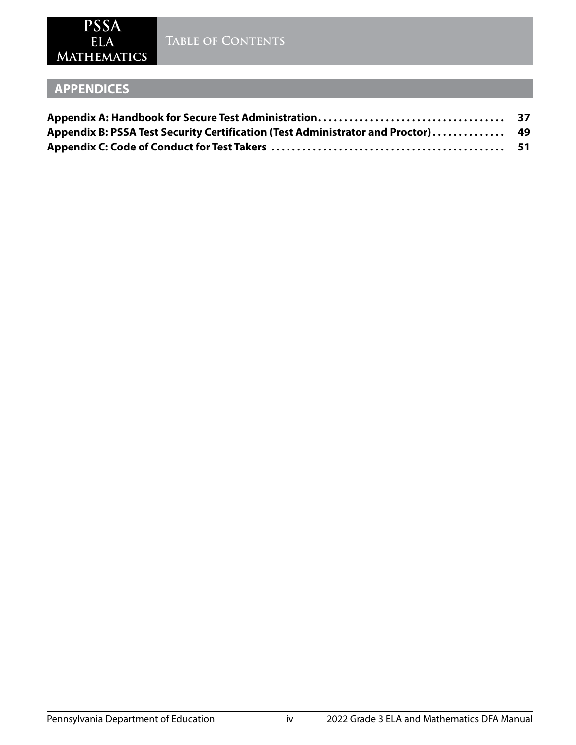## APPENDICES

**Appendix A: Handbook for Secure Test Administration.................................... 37**
**Appendix B: PSSA Test Security Certification (Test Administrator and Proctor).............. 49**
**Appendix C: Code of Conduct for Test Takers ............................................ 51**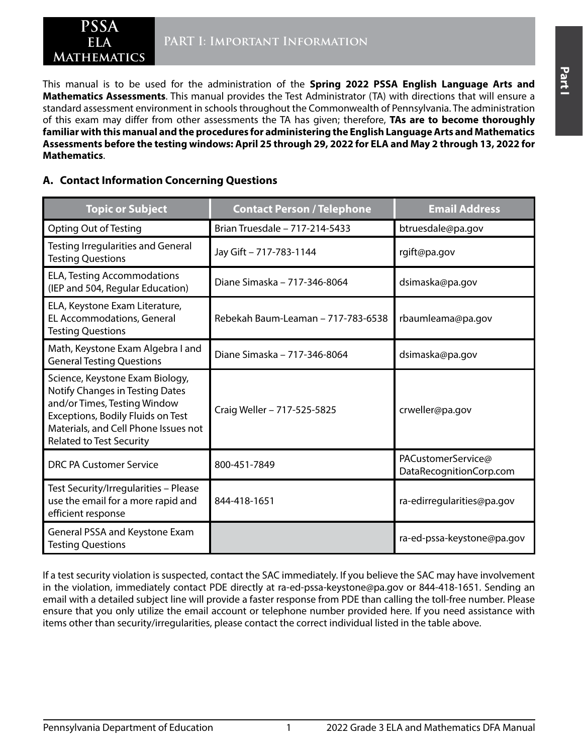# PART I: Important Information

This manual is to be used for the administration of the **Spring 2022 PSSA English Language Arts and Mathematics Assessments**. This manual provides the Test Administrator (TA) with directions that will ensure a standard assessment environment in schools throughout the Commonwealth of Pennsylvania. The administration of this exam may differ from other assessments the TA has given; therefore, **TAs are to become thoroughly familiar with this manual and the procedures for administering the English Language Arts and Mathematics Assessments before the testing windows: April 25 through 29, 2022 for ELA and May 2 through 13, 2022 for Mathematics**.

## A. Contact Information Concerning Questions

| Topic or Subject | Contact Person / Telephone | Email Address |
|---|---|---|
| Opting Out of Testing | Brian Truesdale – 717-214-5433 | btruesdale@pa.gov |
| Testing Irregularities and General Testing Questions | Jay Gift – 717-783-1144 | rgift@pa.gov |
| ELA, Testing Accommodations (IEP and 504, Regular Education) | Diane Simaska – 717-346-8064 | dsimaska@pa.gov |
| ELA, Keystone Exam Literature, EL Accommodations, General Testing Questions | Rebekah Baum-Leaman – 717-783-6538 | rbaumleama@pa.gov |
| Math, Keystone Exam Algebra I and General Testing Questions | Diane Simaska – 717-346-8064 | dsimaska@pa.gov |
| Science, Keystone Exam Biology, Notify Changes in Testing Dates and/or Times, Testing Window Exceptions, Bodily Fluids on Test Materials, and Cell Phone Issues not Related to Test Security | Craig Weller – 717-525-5825 | crweller@pa.gov |
| DRC PA Customer Service | 800-451-7849 | PACustomerService@DataRecognitionCorp.com |
| Test Security/Irregularities – Please use the email for a more rapid and efficient response | 844-418-1651 | ra-edirregularities@pa.gov |
| General PSSA and Keystone Exam Testing Questions | | ra-ed-pssa-keystone@pa.gov |

If a test security violation is suspected, contact the SAC immediately. If you believe the SAC may have involvement in the violation, immediately contact PDE directly at ra-ed-pssa-keystone@pa.gov or 844-418-1651. Sending an email with a detailed subject line will provide a faster response from PDE than calling the toll-free number. Please ensure that you only utilize the email account or telephone number provided here. If you need assistance with items other than security/irregularities, please contact the correct individual listed in the table above.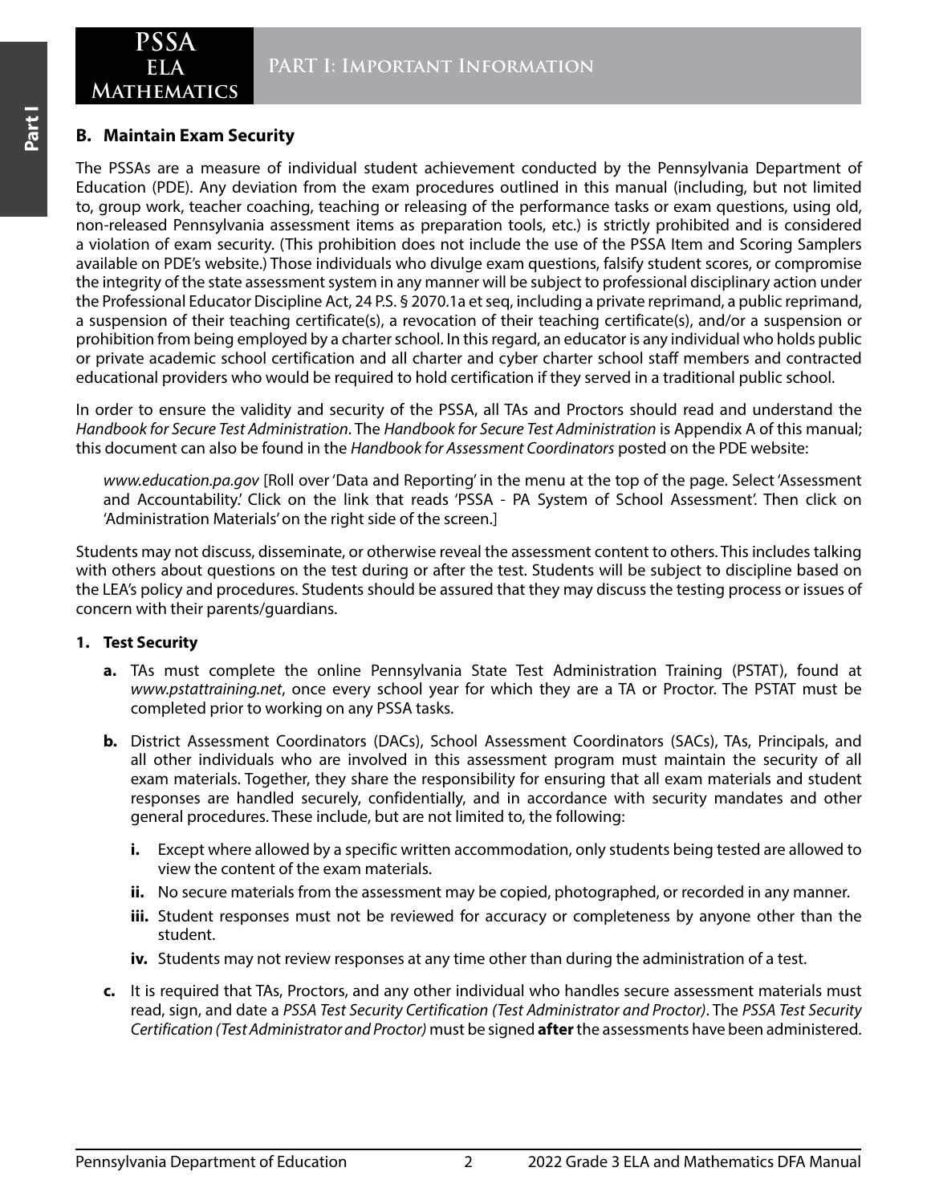## B. Maintain Exam Security

The PSSAs are a measure of individual student achievement conducted by the Pennsylvania Department of Education (PDE). Any deviation from the exam procedures outlined in this manual (including, but not limited to, group work, teacher coaching, teaching or releasing of the performance tasks or exam questions, using old, non-released Pennsylvania assessment items as preparation tools, etc.) is strictly prohibited and is considered a violation of exam security. (This prohibition does not include the use of the PSSA Item and Scoring Samplers available on PDE's website.) Those individuals who divulge exam questions, falsify student scores, or compromise the integrity of the state assessment system in any manner will be subject to professional disciplinary action under the Professional Educator Discipline Act, 24 P.S. § 2070.1a et seq, including a private reprimand, a public reprimand, a suspension of their teaching certificate(s), a revocation of their teaching certificate(s), and/or a suspension or prohibition from being employed by a charter school. In this regard, an educator is any individual who holds public or private academic school certification and all charter and cyber charter school staff members and contracted educational providers who would be required to hold certification if they served in a traditional public school.

In order to ensure the validity and security of the PSSA, all TAs and Proctors should read and understand the *Handbook for Secure Test Administration*. The *Handbook for Secure Test Administration* is Appendix A of this manual; this document can also be found in the *Handbook for Assessment Coordinators* posted on the PDE website:

> *www.education.pa.gov* [Roll over 'Data and Reporting' in the menu at the top of the page. Select 'Assessment and Accountability.' Click on the link that reads 'PSSA - PA System of School Assessment'. Then click on 'Administration Materials' on the right side of the screen.]

Students may not discuss, disseminate, or otherwise reveal the assessment content to others. This includes talking with others about questions on the test during or after the test. Students will be subject to discipline based on the LEA's policy and procedures. Students should be assured that they may discuss the testing process or issues of concern with their parents/guardians.

### 1. Test Security

**a.** TAs must complete the online Pennsylvania State Test Administration Training (PSTAT), found at *www.pstattraining.net*, once every school year for which they are a TA or Proctor. The PSTAT must be completed prior to working on any PSSA tasks.

**b.** District Assessment Coordinators (DACs), School Assessment Coordinators (SACs), TAs, Principals, and all other individuals who are involved in this assessment program must maintain the security of all exam materials. Together, they share the responsibility for ensuring that all exam materials and student responses are handled securely, confidentially, and in accordance with security mandates and other general procedures. These include, but are not limited to, the following:

- **i.** Except where allowed by a specific written accommodation, only students being tested are allowed to view the content of the exam materials.
- **ii.** No secure materials from the assessment may be copied, photographed, or recorded in any manner.
- **iii.** Student responses must not be reviewed for accuracy or completeness by anyone other than the student.
- **iv.** Students may not review responses at any time other than during the administration of a test.

**c.** It is required that TAs, Proctors, and any other individual who handles secure assessment materials must read, sign, and date a *PSSA Test Security Certification (Test Administrator and Proctor)*. The *PSSA Test Security Certification (Test Administrator and Proctor)* must be signed **after** the assessments have been administered.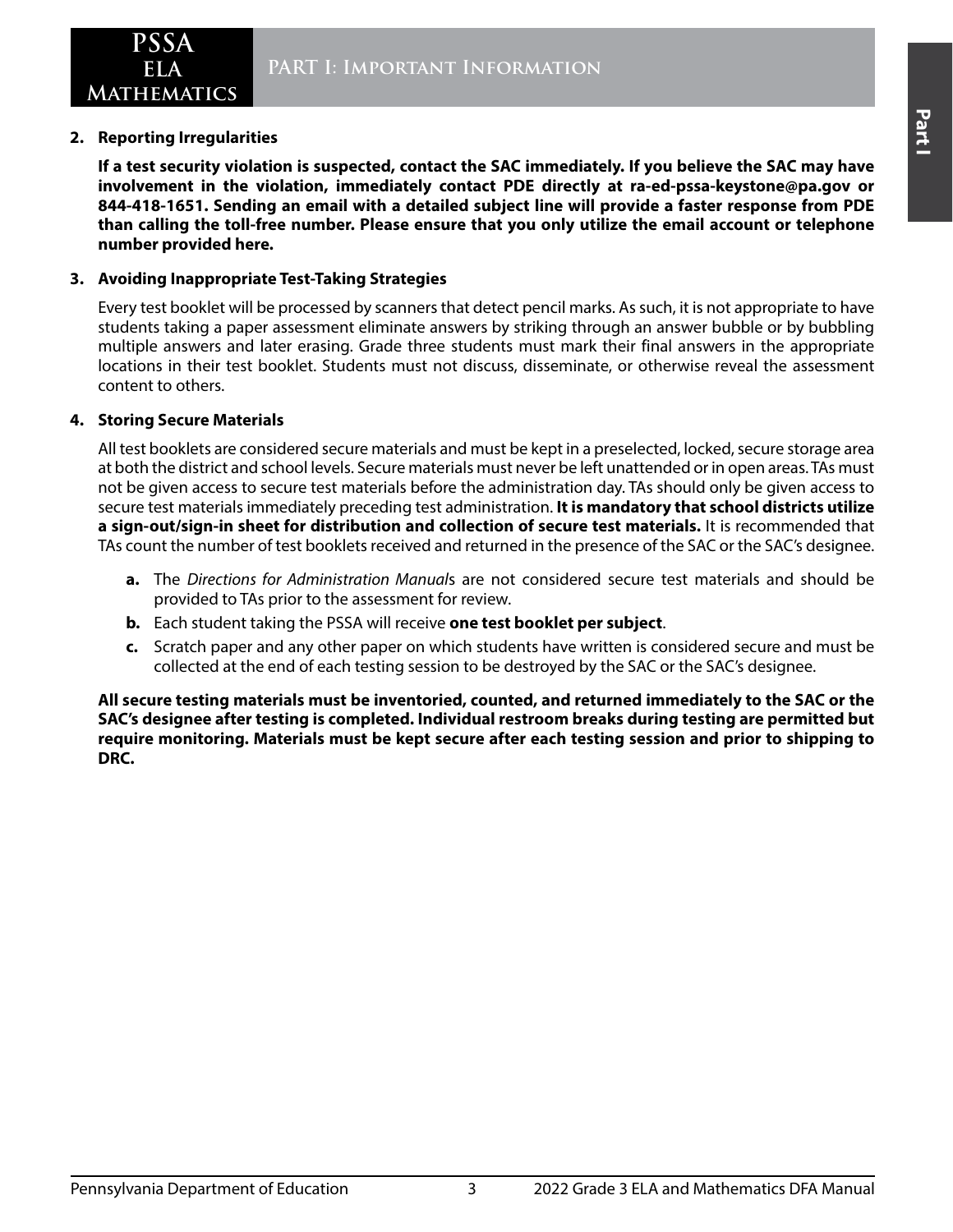**2. Reporting Irregularities**

**If a test security violation is suspected, contact the SAC immediately. If you believe the SAC may have involvement in the violation, immediately contact PDE directly at ra-ed-pssa-keystone@pa.gov or 844-418-1651. Sending an email with a detailed subject line will provide a faster response from PDE than calling the toll-free number. Please ensure that you only utilize the email account or telephone number provided here.**

**3. Avoiding Inappropriate Test-Taking Strategies**

Every test booklet will be processed by scanners that detect pencil marks. As such, it is not appropriate to have students taking a paper assessment eliminate answers by striking through an answer bubble or by bubbling multiple answers and later erasing. Grade three students must mark their final answers in the appropriate locations in their test booklet. Students must not discuss, disseminate, or otherwise reveal the assessment content to others.

**4. Storing Secure Materials**

All test booklets are considered secure materials and must be kept in a preselected, locked, secure storage area at both the district and school levels. Secure materials must never be left unattended or in open areas. TAs must not be given access to secure test materials before the administration day. TAs should only be given access to secure test materials immediately preceding test administration. **It is mandatory that school districts utilize a sign-out/sign-in sheet for distribution and collection of secure test materials.** It is recommended that TAs count the number of test booklets received and returned in the presence of the SAC or the SAC's designee.

- **a.** The *Directions for Administration Manuals* are not considered secure test materials and should be provided to TAs prior to the assessment for review.
- **b.** Each student taking the PSSA will receive **one test booklet per subject**.
- **c.** Scratch paper and any other paper on which students have written is considered secure and must be collected at the end of each testing session to be destroyed by the SAC or the SAC's designee.

**All secure testing materials must be inventoried, counted, and returned immediately to the SAC or the SAC's designee after testing is completed. Individual restroom breaks during testing are permitted but require monitoring. Materials must be kept secure after each testing session and prior to shipping to DRC.**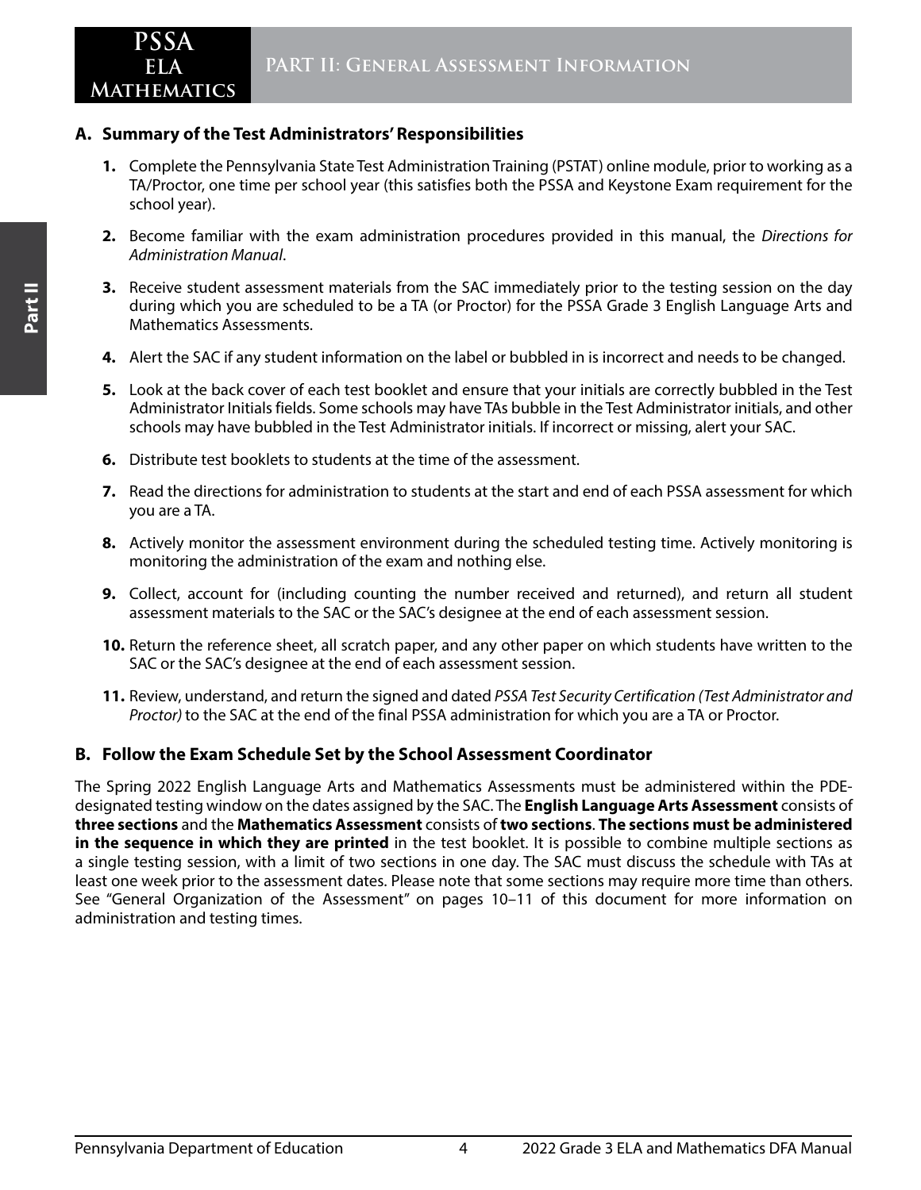## A. Summary of the Test Administrators' Responsibilities

1. Complete the Pennsylvania State Test Administration Training (PSTAT) online module, prior to working as a TA/Proctor, one time per school year (this satisfies both the PSSA and Keystone Exam requirement for the school year).
2. Become familiar with the exam administration procedures provided in this manual, the *Directions for Administration Manual*.
3. Receive student assessment materials from the SAC immediately prior to the testing session on the day during which you are scheduled to be a TA (or Proctor) for the PSSA Grade 3 English Language Arts and Mathematics Assessments.
4. Alert the SAC if any student information on the label or bubbled in is incorrect and needs to be changed.
5. Look at the back cover of each test booklet and ensure that your initials are correctly bubbled in the Test Administrator Initials fields. Some schools may have TAs bubble in the Test Administrator initials, and other schools may have bubbled in the Test Administrator initials. If incorrect or missing, alert your SAC.
6. Distribute test booklets to students at the time of the assessment.
7. Read the directions for administration to students at the start and end of each PSSA assessment for which you are a TA.
8. Actively monitor the assessment environment during the scheduled testing time. Actively monitoring is monitoring the administration of the exam and nothing else.
9. Collect, account for (including counting the number received and returned), and return all student assessment materials to the SAC or the SAC's designee at the end of each assessment session.
10. Return the reference sheet, all scratch paper, and any other paper on which students have written to the SAC or the SAC's designee at the end of each assessment session.
11. Review, understand, and return the signed and dated *PSSA Test Security Certification (Test Administrator and Proctor)* to the SAC at the end of the final PSSA administration for which you are a TA or Proctor.

## B. Follow the Exam Schedule Set by the School Assessment Coordinator

The Spring 2022 English Language Arts and Mathematics Assessments must be administered within the PDE-designated testing window on the dates assigned by the SAC. The **English Language Arts Assessment** consists of **three sections** and the **Mathematics Assessment** consists of **two sections**. **The sections must be administered in the sequence in which they are printed** in the test booklet. It is possible to combine multiple sections as a single testing session, with a limit of two sections in one day. The SAC must discuss the schedule with TAs at least one week prior to the assessment dates. Please note that some sections may require more time than others. See "General Organization of the Assessment" on pages 10–11 of this document for more information on administration and testing times.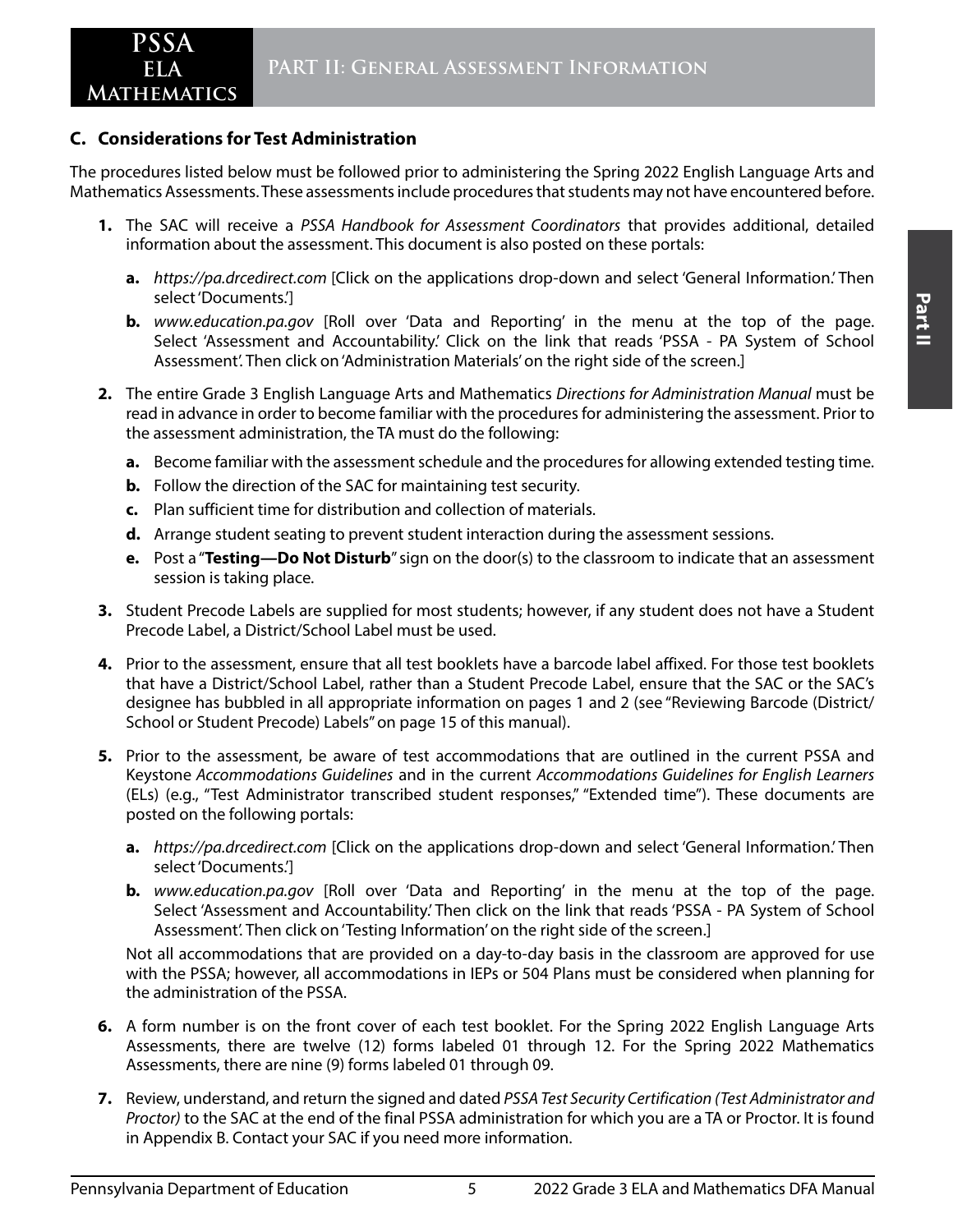## C. Considerations for Test Administration

The procedures listed below must be followed prior to administering the Spring 2022 English Language Arts and Mathematics Assessments. These assessments include procedures that students may not have encountered before.

1. The SAC will receive a *PSSA Handbook for Assessment Coordinators* that provides additional, detailed information about the assessment. This document is also posted on these portals:
   - **a.** *https://pa.drcedirect.com* [Click on the applications drop-down and select 'General Information.' Then select 'Documents.']
   - **b.** *www.education.pa.gov* [Roll over 'Data and Reporting' in the menu at the top of the page. Select 'Assessment and Accountability.' Click on the link that reads 'PSSA - PA System of School Assessment'. Then click on 'Administration Materials' on the right side of the screen.]
2. The entire Grade 3 English Language Arts and Mathematics *Directions for Administration Manual* must be read in advance in order to become familiar with the procedures for administering the assessment. Prior to the assessment administration, the TA must do the following:
   - **a.** Become familiar with the assessment schedule and the procedures for allowing extended testing time.
   - **b.** Follow the direction of the SAC for maintaining test security.
   - **c.** Plan sufficient time for distribution and collection of materials.
   - **d.** Arrange student seating to prevent student interaction during the assessment sessions.
   - **e.** Post a "**Testing—Do Not Disturb**" sign on the door(s) to the classroom to indicate that an assessment session is taking place.
3. Student Precode Labels are supplied for most students; however, if any student does not have a Student Precode Label, a District/School Label must be used.
4. Prior to the assessment, ensure that all test booklets have a barcode label affixed. For those test booklets that have a District/School Label, rather than a Student Precode Label, ensure that the SAC or the SAC's designee has bubbled in all appropriate information on pages 1 and 2 (see "Reviewing Barcode (District/School or Student Precode) Labels" on page 15 of this manual).
5. Prior to the assessment, be aware of test accommodations that are outlined in the current PSSA and Keystone *Accommodations Guidelines* and in the current *Accommodations Guidelines for English Learners* (ELs) (e.g., "Test Administrator transcribed student responses," "Extended time"). These documents are posted on the following portals:
   - **a.** *https://pa.drcedirect.com* [Click on the applications drop-down and select 'General Information.' Then select 'Documents.']
   - **b.** *www.education.pa.gov* [Roll over 'Data and Reporting' in the menu at the top of the page. Select 'Assessment and Accountability.' Then click on the link that reads 'PSSA - PA System of School Assessment'. Then click on 'Testing Information' on the right side of the screen.]

   Not all accommodations that are provided on a day-to-day basis in the classroom are approved for use with the PSSA; however, all accommodations in IEPs or 504 Plans must be considered when planning for the administration of the PSSA.
6. A form number is on the front cover of each test booklet. For the Spring 2022 English Language Arts Assessments, there are twelve (12) forms labeled 01 through 12. For the Spring 2022 Mathematics Assessments, there are nine (9) forms labeled 01 through 09.
7. Review, understand, and return the signed and dated *PSSA Test Security Certification (Test Administrator and Proctor)* to the SAC at the end of the final PSSA administration for which you are a TA or Proctor. It is found in Appendix B. Contact your SAC if you need more information.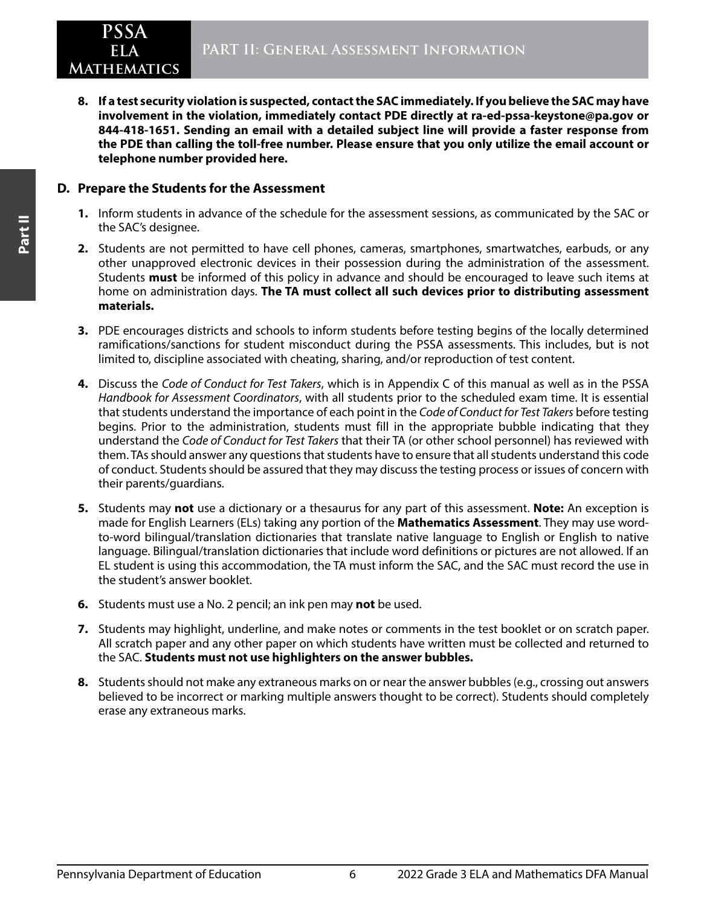**8. If a test security violation is suspected, contact the SAC immediately. If you believe the SAC may have involvement in the violation, immediately contact PDE directly at ra-ed-pssa-keystone@pa.gov or 844-418-1651. Sending an email with a detailed subject line will provide a faster response from the PDE than calling the toll-free number. Please ensure that you only utilize the email account or telephone number provided here.**

### D. Prepare the Students for the Assessment

1. Inform students in advance of the schedule for the assessment sessions, as communicated by the SAC or the SAC's designee.
2. Students are not permitted to have cell phones, cameras, smartphones, smartwatches, earbuds, or any other unapproved electronic devices in their possession during the administration of the assessment. Students **must** be informed of this policy in advance and should be encouraged to leave such items at home on administration days. **The TA must collect all such devices prior to distributing assessment materials.**
3. PDE encourages districts and schools to inform students before testing begins of the locally determined ramifications/sanctions for student misconduct during the PSSA assessments. This includes, but is not limited to, discipline associated with cheating, sharing, and/or reproduction of test content.
4. Discuss the *Code of Conduct for Test Takers*, which is in Appendix C of this manual as well as in the PSSA *Handbook for Assessment Coordinators*, with all students prior to the scheduled exam time. It is essential that students understand the importance of each point in the *Code of Conduct for Test Takers* before testing begins. Prior to the administration, students must fill in the appropriate bubble indicating that they understand the *Code of Conduct for Test Takers* that their TA (or other school personnel) has reviewed with them. TAs should answer any questions that students have to ensure that all students understand this code of conduct. Students should be assured that they may discuss the testing process or issues of concern with their parents/guardians.
5. Students may **not** use a dictionary or a thesaurus for any part of this assessment. **Note:** An exception is made for English Learners (ELs) taking any portion of the **Mathematics Assessment**. They may use word-to-word bilingual/translation dictionaries that translate native language to English or English to native language. Bilingual/translation dictionaries that include word definitions or pictures are not allowed. If an EL student is using this accommodation, the TA must inform the SAC, and the SAC must record the use in the student's answer booklet.
6. Students must use a No. 2 pencil; an ink pen may **not** be used.
7. Students may highlight, underline, and make notes or comments in the test booklet or on scratch paper. All scratch paper and any other paper on which students have written must be collected and returned to the SAC. **Students must not use highlighters on the answer bubbles.**
8. Students should not make any extraneous marks on or near the answer bubbles (e.g., crossing out answers believed to be incorrect or marking multiple answers thought to be correct). Students should completely erase any extraneous marks.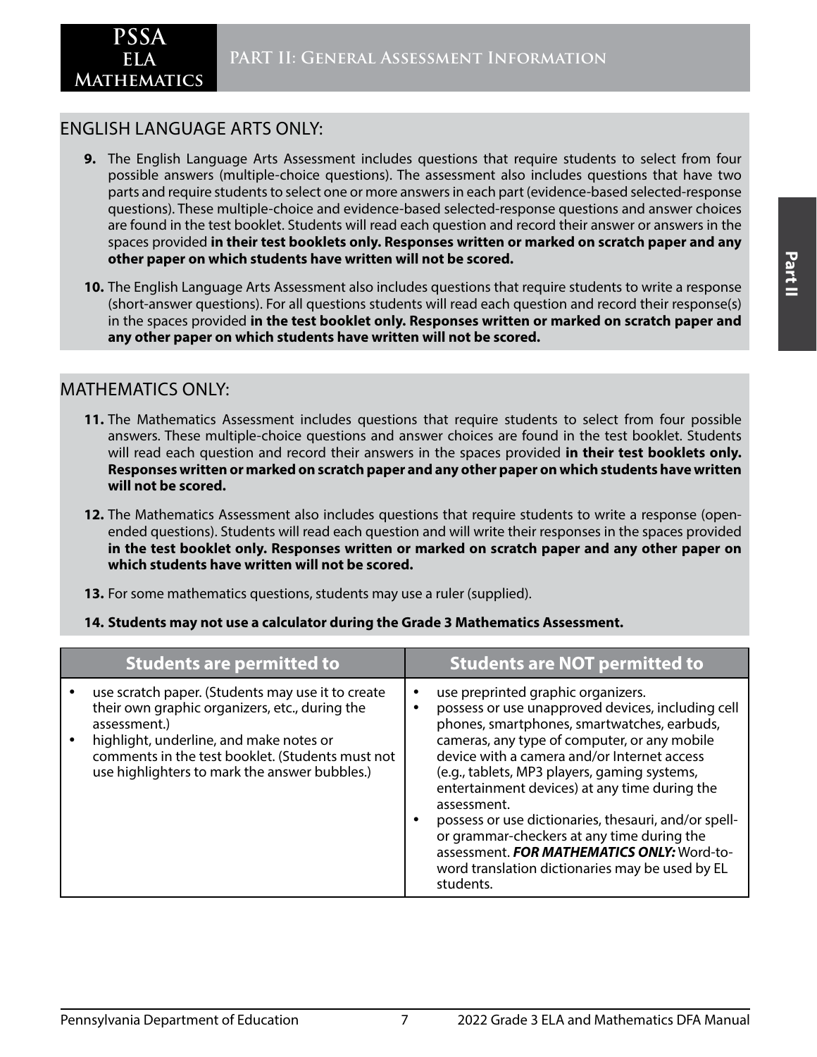## ENGLISH LANGUAGE ARTS ONLY:

**9.** The English Language Arts Assessment includes questions that require students to select from four possible answers (multiple-choice questions). The assessment also includes questions that have two parts and require students to select one or more answers in each part (evidence-based selected-response questions). These multiple-choice and evidence-based selected-response questions and answer choices are found in the test booklet. Students will read each question and record their answer or answers in the spaces provided **in their test booklets only. Responses written or marked on scratch paper and any other paper on which students have written will not be scored.**

**10.** The English Language Arts Assessment also includes questions that require students to write a response (short-answer questions). For all questions students will read each question and record their response(s) in the spaces provided **in the test booklet only. Responses written or marked on scratch paper and any other paper on which students have written will not be scored.**

## MATHEMATICS ONLY:

**11.** The Mathematics Assessment includes questions that require students to select from four possible answers. These multiple-choice questions and answer choices are found in the test booklet. Students will read each question and record their answers in the spaces provided **in their test booklets only. Responses written or marked on scratch paper and any other paper on which students have written will not be scored.**

**12.** The Mathematics Assessment also includes questions that require students to write a response (open-ended questions). Students will read each question and will write their responses in the spaces provided **in the test booklet only. Responses written or marked on scratch paper and any other paper on which students have written will not be scored.**

**13.** For some mathematics questions, students may use a ruler (supplied).

**14. Students may not use a calculator during the Grade 3 Mathematics Assessment.**

| Students are permitted to | Students are NOT permitted to |
|---|---|
| • use scratch paper. (Students may use it to create their own graphic organizers, etc., during the assessment.)<br>• highlight, underline, and make notes or comments in the test booklet. (Students must not use highlighters to mark the answer bubbles.) | • use preprinted graphic organizers.<br>• possess or use unapproved devices, including cell phones, smartphones, smartwatches, earbuds, cameras, any type of computer, or any mobile device with a camera and/or Internet access (e.g., tablets, MP3 players, gaming systems, entertainment devices) at any time during the assessment.<br>• possess or use dictionaries, thesauri, and/or spell- or grammar-checkers at any time during the assessment. ***FOR MATHEMATICS ONLY:*** Word-to-word translation dictionaries may be used by EL students. |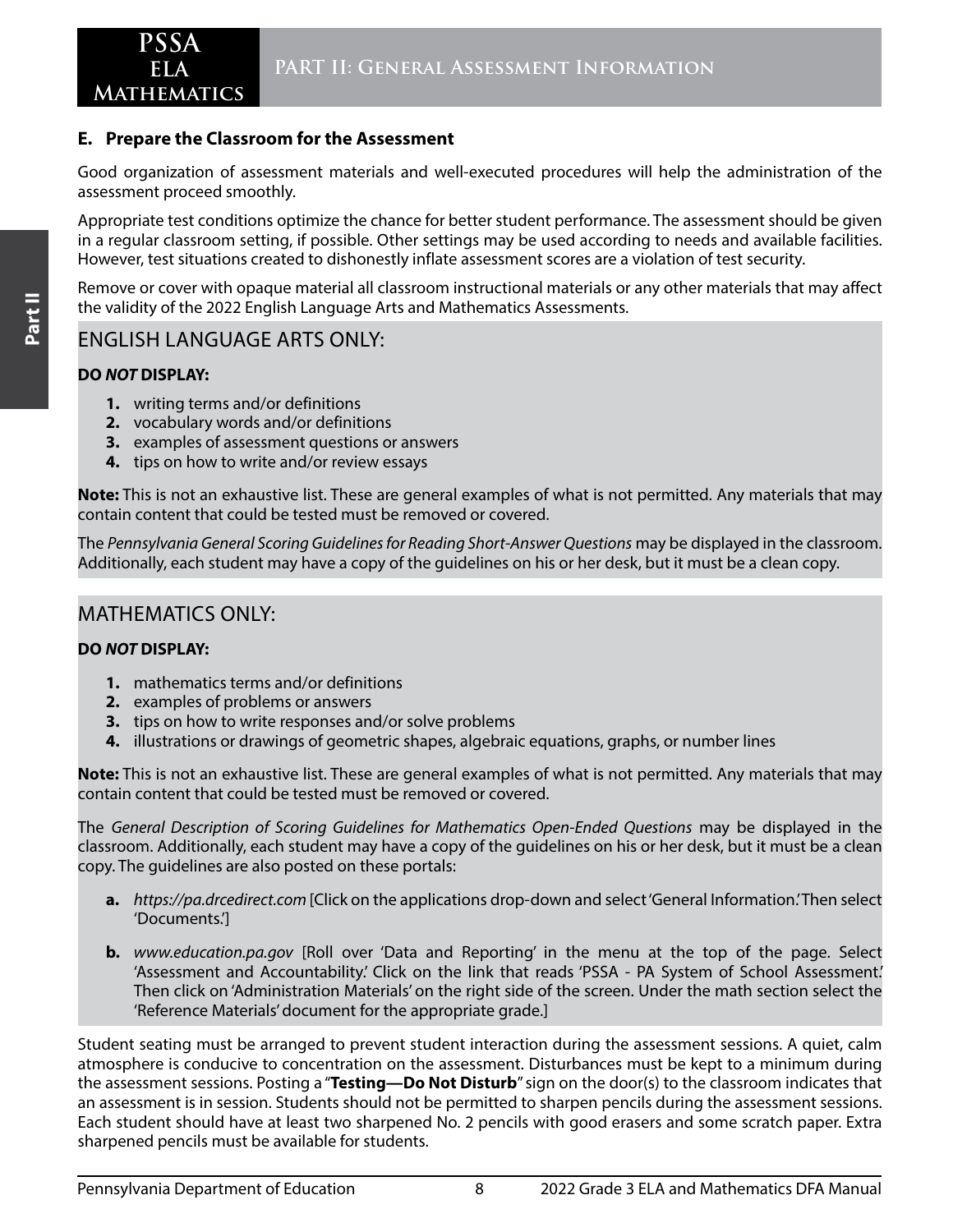## E. Prepare the Classroom for the Assessment

Good organization of assessment materials and well-executed procedures will help the administration of the assessment proceed smoothly.

Appropriate test conditions optimize the chance for better student performance. The assessment should be given in a regular classroom setting, if possible. Other settings may be used according to needs and available facilities. However, test situations created to dishonestly inflate assessment scores are a violation of test security.

Remove or cover with opaque material all classroom instructional materials or any other materials that may affect the validity of the 2022 English Language Arts and Mathematics Assessments.

### ENGLISH LANGUAGE ARTS ONLY:

**DO *NOT* DISPLAY:**

1. writing terms and/or definitions
2. vocabulary words and/or definitions
3. examples of assessment questions or answers
4. tips on how to write and/or review essays

**Note:** This is not an exhaustive list. These are general examples of what is not permitted. Any materials that may contain content that could be tested must be removed or covered.

The *Pennsylvania General Scoring Guidelines for Reading Short-Answer Questions* may be displayed in the classroom. Additionally, each student may have a copy of the guidelines on his or her desk, but it must be a clean copy.

### MATHEMATICS ONLY:

**DO *NOT* DISPLAY:**

1. mathematics terms and/or definitions
2. examples of problems or answers
3. tips on how to write responses and/or solve problems
4. illustrations or drawings of geometric shapes, algebraic equations, graphs, or number lines

**Note:** This is not an exhaustive list. These are general examples of what is not permitted. Any materials that may contain content that could be tested must be removed or covered.

The *General Description of Scoring Guidelines for Mathematics Open-Ended Questions* may be displayed in the classroom. Additionally, each student may have a copy of the guidelines on his or her desk, but it must be a clean copy. The guidelines are also posted on these portals:

a. *https://pa.drcedirect.com* [Click on the applications drop-down and select 'General Information.' Then select 'Documents.']

b. *www.education.pa.gov* [Roll over 'Data and Reporting' in the menu at the top of the page. Select 'Assessment and Accountability.' Click on the link that reads 'PSSA - PA System of School Assessment.' Then click on 'Administration Materials' on the right side of the screen. Under the math section select the 'Reference Materials' document for the appropriate grade.]

Student seating must be arranged to prevent student interaction during the assessment sessions. A quiet, calm atmosphere is conducive to concentration on the assessment. Disturbances must be kept to a minimum during the assessment sessions. Posting a "**Testing—Do Not Disturb**" sign on the door(s) to the classroom indicates that an assessment is in session. Students should not be permitted to sharpen pencils during the assessment sessions. Each student should have at least two sharpened No. 2 pencils with good erasers and some scratch paper. Extra sharpened pencils must be available for students.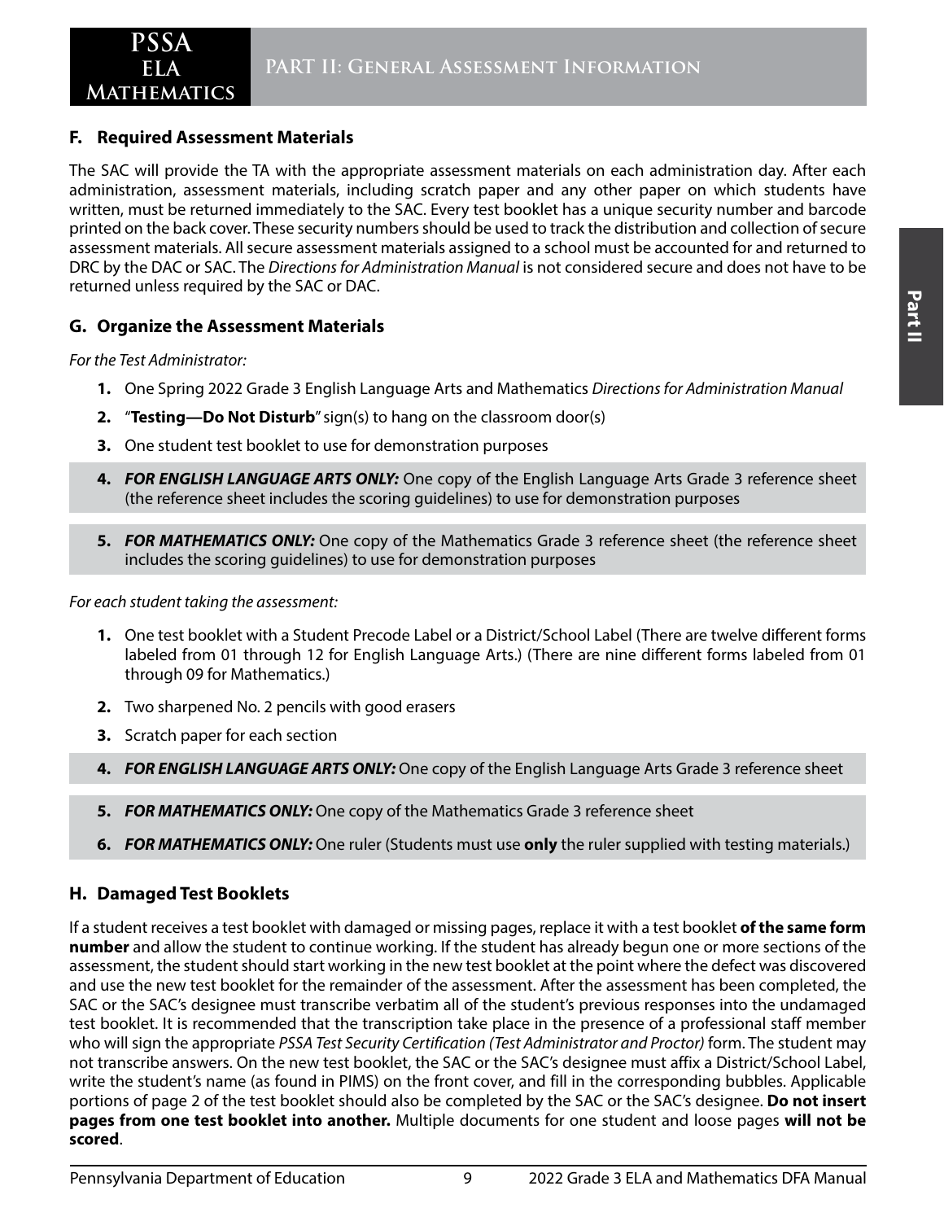## F. Required Assessment Materials

The SAC will provide the TA with the appropriate assessment materials on each administration day. After each administration, assessment materials, including scratch paper and any other paper on which students have written, must be returned immediately to the SAC. Every test booklet has a unique security number and barcode printed on the back cover. These security numbers should be used to track the distribution and collection of secure assessment materials. All secure assessment materials assigned to a school must be accounted for and returned to DRC by the DAC or SAC. The *Directions for Administration Manual* is not considered secure and does not have to be returned unless required by the SAC or DAC.

## G. Organize the Assessment Materials

*For the Test Administrator:*

1. One Spring 2022 Grade 3 English Language Arts and Mathematics *Directions for Administration Manual*
2. "**Testing—Do Not Disturb**" sign(s) to hang on the classroom door(s)
3. One student test booklet to use for demonstration purposes
4. ***FOR ENGLISH LANGUAGE ARTS ONLY:*** One copy of the English Language Arts Grade 3 reference sheet (the reference sheet includes the scoring guidelines) to use for demonstration purposes
5. ***FOR MATHEMATICS ONLY:*** One copy of the Mathematics Grade 3 reference sheet (the reference sheet includes the scoring guidelines) to use for demonstration purposes

*For each student taking the assessment:*

1. One test booklet with a Student Precode Label or a District/School Label (There are twelve different forms labeled from 01 through 12 for English Language Arts.) (There are nine different forms labeled from 01 through 09 for Mathematics.)
2. Two sharpened No. 2 pencils with good erasers
3. Scratch paper for each section
4. ***FOR ENGLISH LANGUAGE ARTS ONLY:*** One copy of the English Language Arts Grade 3 reference sheet
5. ***FOR MATHEMATICS ONLY:*** One copy of the Mathematics Grade 3 reference sheet
6. ***FOR MATHEMATICS ONLY:*** One ruler (Students must use **only** the ruler supplied with testing materials.)

## H. Damaged Test Booklets

If a student receives a test booklet with damaged or missing pages, replace it with a test booklet **of the same form number** and allow the student to continue working. If the student has already begun one or more sections of the assessment, the student should start working in the new test booklet at the point where the defect was discovered and use the new test booklet for the remainder of the assessment. After the assessment has been completed, the SAC or the SAC's designee must transcribe verbatim all of the student's previous responses into the undamaged test booklet. It is recommended that the transcription take place in the presence of a professional staff member who will sign the appropriate *PSSA Test Security Certification (Test Administrator and Proctor)* form. The student may not transcribe answers. On the new test booklet, the SAC or the SAC's designee must affix a District/School Label, write the student's name (as found in PIMS) on the front cover, and fill in the corresponding bubbles. Applicable portions of page 2 of the test booklet should also be completed by the SAC or the SAC's designee. **Do not insert pages from one test booklet into another.** Multiple documents for one student and loose pages **will not be scored**.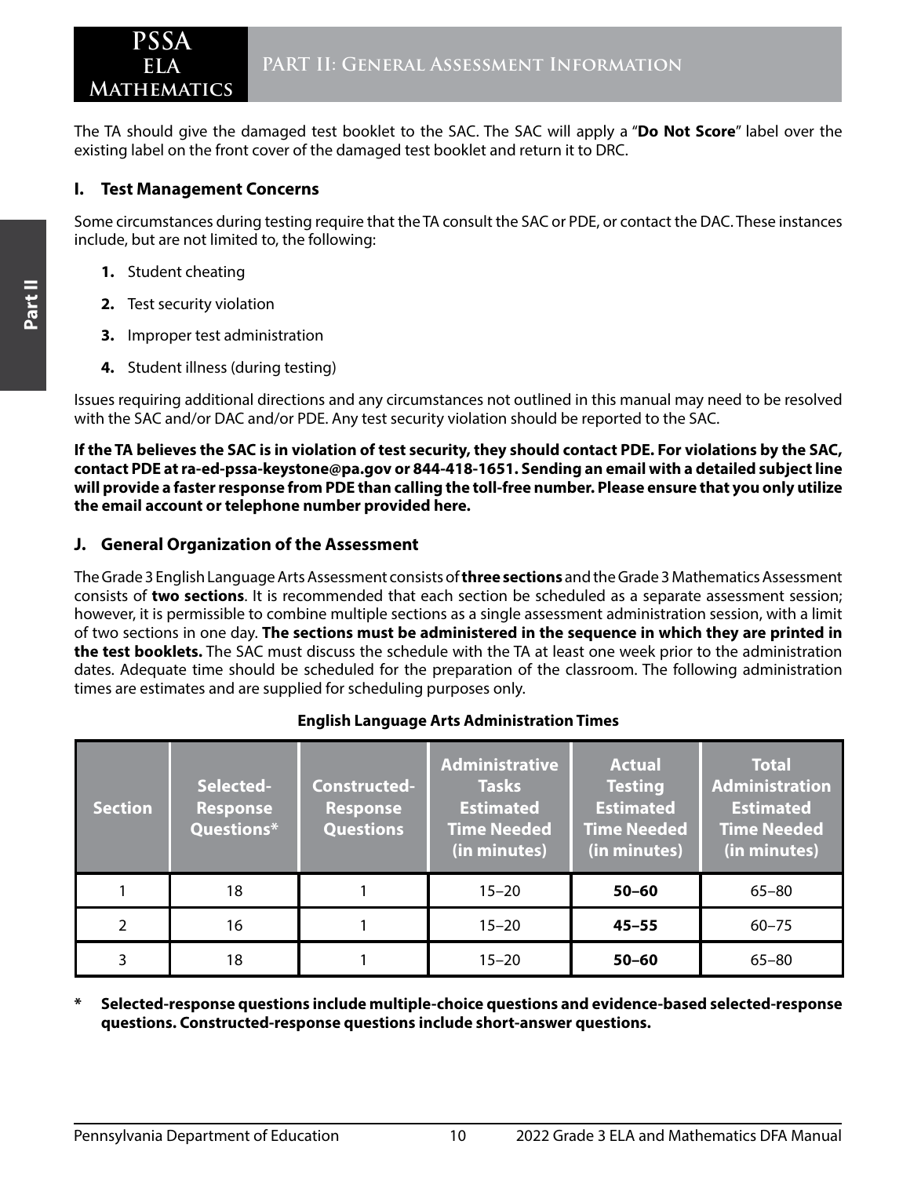The TA should give the damaged test booklet to the SAC. The SAC will apply a "**Do Not Score**" label over the existing label on the front cover of the damaged test booklet and return it to DRC.

## I. Test Management Concerns

Some circumstances during testing require that the TA consult the SAC or PDE, or contact the DAC. These instances include, but are not limited to, the following:

1. Student cheating
2. Test security violation
3. Improper test administration
4. Student illness (during testing)

Issues requiring additional directions and any circumstances not outlined in this manual may need to be resolved with the SAC and/or DAC and/or PDE. Any test security violation should be reported to the SAC.

**If the TA believes the SAC is in violation of test security, they should contact PDE. For violations by the SAC, contact PDE at ra-ed-pssa-keystone@pa.gov or 844-418-1651. Sending an email with a detailed subject line will provide a faster response from PDE than calling the toll-free number. Please ensure that you only utilize the email account or telephone number provided here.**

## J. General Organization of the Assessment

The Grade 3 English Language Arts Assessment consists of **three sections** and the Grade 3 Mathematics Assessment consists of **two sections**. It is recommended that each section be scheduled as a separate assessment session; however, it is permissible to combine multiple sections as a single assessment administration session, with a limit of two sections in one day. **The sections must be administered in the sequence in which they are printed in the test booklets.** The SAC must discuss the schedule with the TA at least one week prior to the administration dates. Adequate time should be scheduled for the preparation of the classroom. The following administration times are estimates and are supplied for scheduling purposes only.

**English Language Arts Administration Times**

| Section | Selected-Response Questions* | Constructed-Response Questions | Administrative Tasks Estimated Time Needed (in minutes) | Actual Testing Estimated Time Needed (in minutes) | Total Administration Estimated Time Needed (in minutes) |
|---|---|---|---|---|---|
| 1 | 18 | 1 | 15–20 | **50–60** | 65–80 |
| 2 | 16 | 1 | 15–20 | **45–55** | 60–75 |
| 3 | 18 | 1 | 15–20 | **50–60** | 65–80 |

**\* Selected-response questions include multiple-choice questions and evidence-based selected-response questions. Constructed-response questions include short-answer questions.**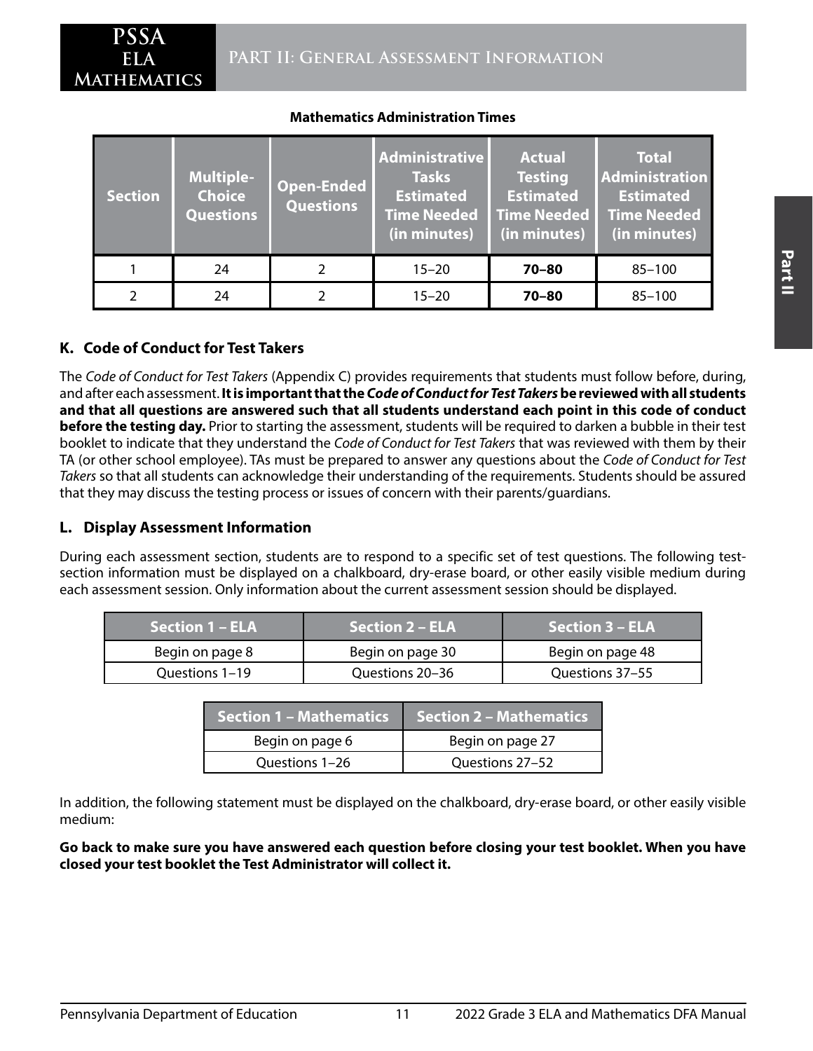**Mathematics Administration Times**

| Section | Multiple-Choice Questions | Open-Ended Questions | Administrative Tasks Estimated Time Needed (in minutes) | Actual Testing Estimated Time Needed (in minutes) | Total Administration Estimated Time Needed (in minutes) |
|---|---|---|---|---|---|
| 1 | 24 | 2 | 15–20 | **70–80** | 85–100 |
| 2 | 24 | 2 | 15–20 | **70–80** | 85–100 |

### K. Code of Conduct for Test Takers

The *Code of Conduct for Test Takers* (Appendix C) provides requirements that students must follow before, during, and after each assessment. **It is important that the *Code of Conduct for Test Takers* be reviewed with all students and that all questions are answered such that all students understand each point in this code of conduct before the testing day.** Prior to starting the assessment, students will be required to darken a bubble in their test booklet to indicate that they understand the *Code of Conduct for Test Takers* that was reviewed with them by their TA (or other school employee). TAs must be prepared to answer any questions about the *Code of Conduct for Test Takers* so that all students can acknowledge their understanding of the requirements. Students should be assured that they may discuss the testing process or issues of concern with their parents/guardians.

### L. Display Assessment Information

During each assessment section, students are to respond to a specific set of test questions. The following test-section information must be displayed on a chalkboard, dry-erase board, or other easily visible medium during each assessment session. Only information about the current assessment session should be displayed.

| Section 1 – ELA | Section 2 – ELA | Section 3 – ELA |
|---|---|---|
| Begin on page 8 | Begin on page 30 | Begin on page 48 |
| Questions 1–19 | Questions 20–36 | Questions 37–55 |

| Section 1 – Mathematics | Section 2 – Mathematics |
|---|---|
| Begin on page 6 | Begin on page 27 |
| Questions 1–26 | Questions 27–52 |

In addition, the following statement must be displayed on the chalkboard, dry-erase board, or other easily visible medium:

**Go back to make sure you have answered each question before closing your test booklet. When you have closed your test booklet the Test Administrator will collect it.**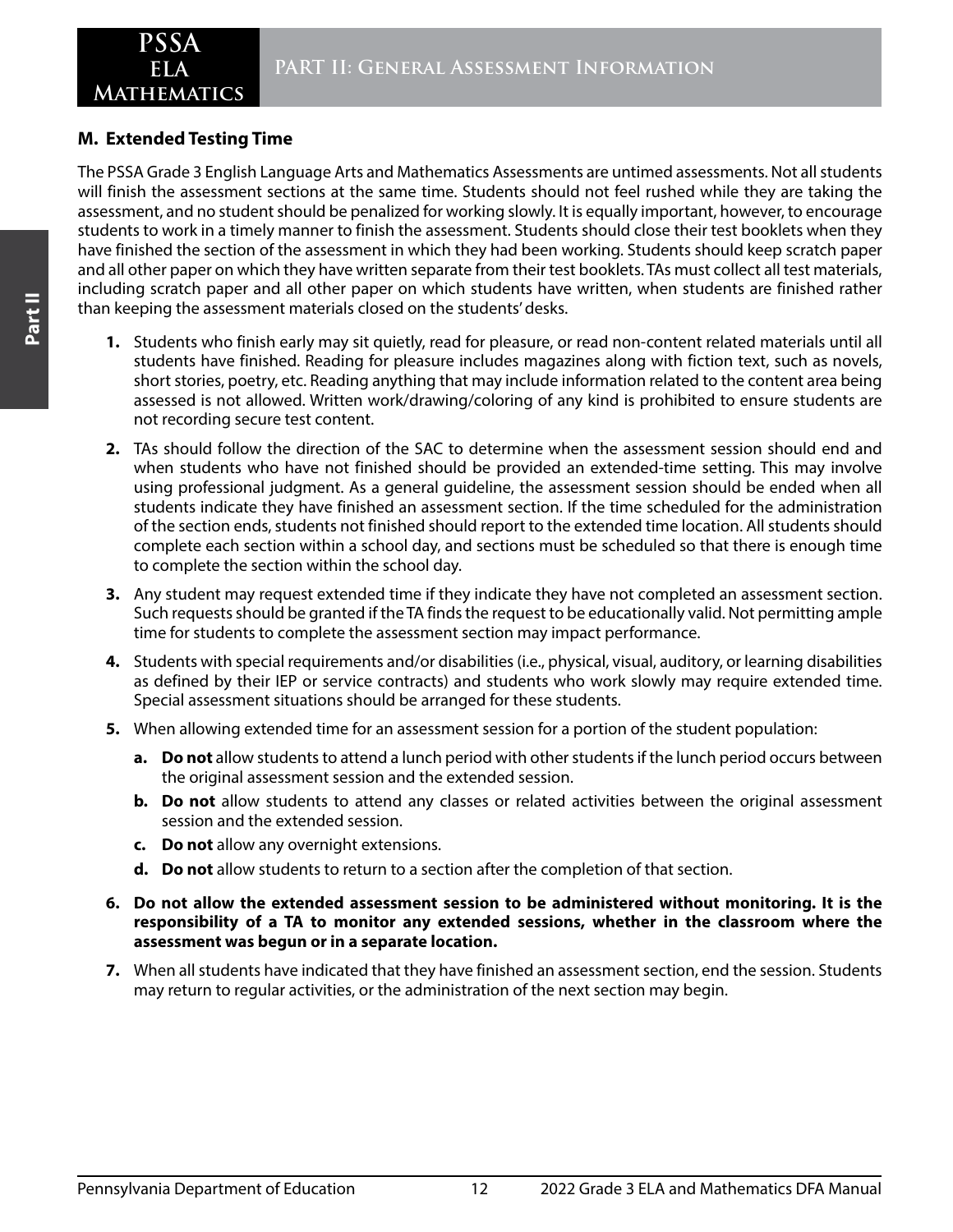## M. Extended Testing Time

The PSSA Grade 3 English Language Arts and Mathematics Assessments are untimed assessments. Not all students will finish the assessment sections at the same time. Students should not feel rushed while they are taking the assessment, and no student should be penalized for working slowly. It is equally important, however, to encourage students to work in a timely manner to finish the assessment. Students should close their test booklets when they have finished the section of the assessment in which they had been working. Students should keep scratch paper and all other paper on which they have written separate from their test booklets. TAs must collect all test materials, including scratch paper and all other paper on which students have written, when students are finished rather than keeping the assessment materials closed on the students' desks.

1. Students who finish early may sit quietly, read for pleasure, or read non-content related materials until all students have finished. Reading for pleasure includes magazines along with fiction text, such as novels, short stories, poetry, etc. Reading anything that may include information related to the content area being assessed is not allowed. Written work/drawing/coloring of any kind is prohibited to ensure students are not recording secure test content.
2. TAs should follow the direction of the SAC to determine when the assessment session should end and when students who have not finished should be provided an extended-time setting. This may involve using professional judgment. As a general guideline, the assessment session should be ended when all students indicate they have finished an assessment section. If the time scheduled for the administration of the section ends, students not finished should report to the extended time location. All students should complete each section within a school day, and sections must be scheduled so that there is enough time to complete the section within the school day.
3. Any student may request extended time if they indicate they have not completed an assessment section. Such requests should be granted if the TA finds the request to be educationally valid. Not permitting ample time for students to complete the assessment section may impact performance.
4. Students with special requirements and/or disabilities (i.e., physical, visual, auditory, or learning disabilities as defined by their IEP or service contracts) and students who work slowly may require extended time. Special assessment situations should be arranged for these students.
5. When allowing extended time for an assessment session for a portion of the student population:
   a. **Do not** allow students to attend a lunch period with other students if the lunch period occurs between the original assessment session and the extended session.
   b. **Do not** allow students to attend any classes or related activities between the original assessment session and the extended session.
   c. **Do not** allow any overnight extensions.
   d. **Do not** allow students to return to a section after the completion of that section.
6. **Do not allow the extended assessment session to be administered without monitoring. It is the responsibility of a TA to monitor any extended sessions, whether in the classroom where the assessment was begun or in a separate location.**
7. When all students have indicated that they have finished an assessment section, end the session. Students may return to regular activities, or the administration of the next section may begin.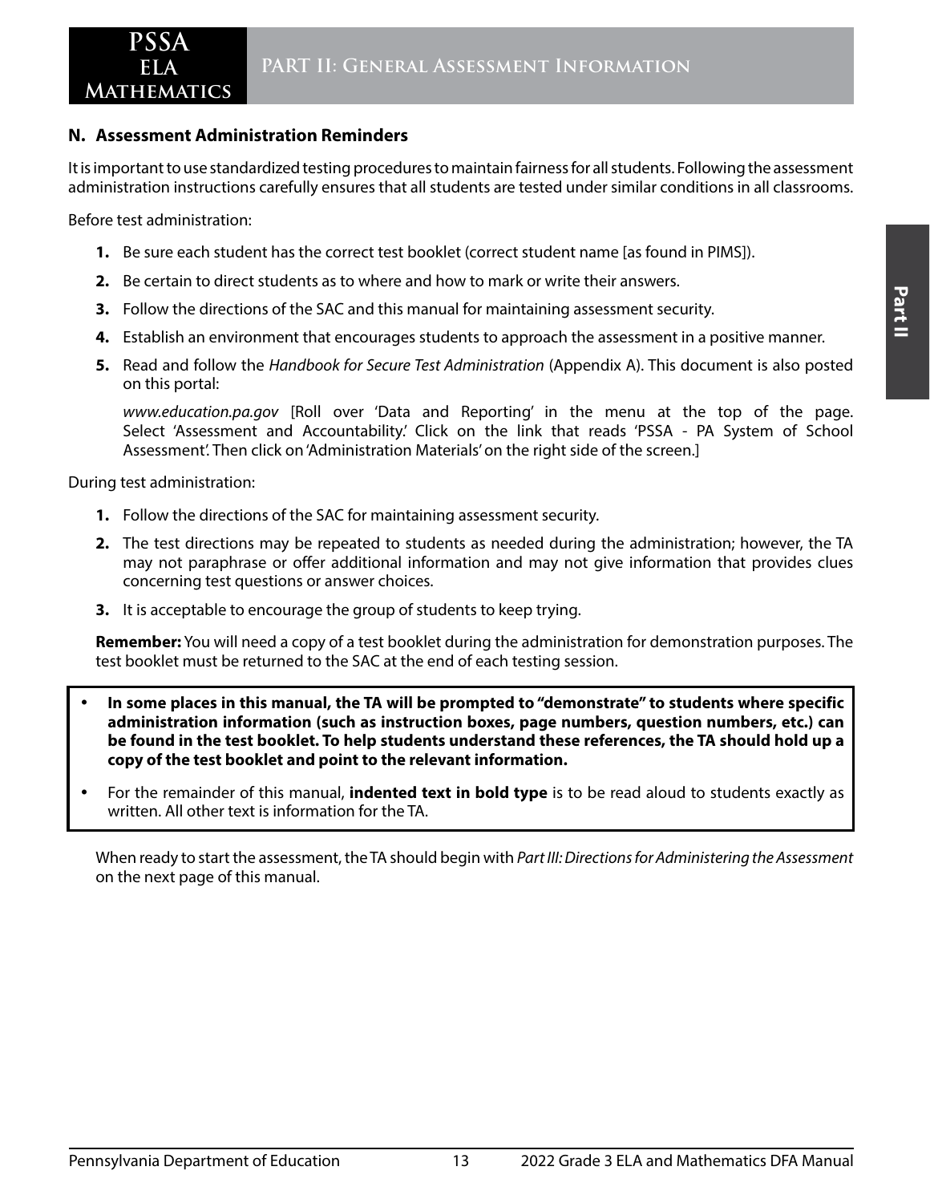## N. Assessment Administration Reminders

It is important to use standardized testing procedures to maintain fairness for all students. Following the assessment administration instructions carefully ensures that all students are tested under similar conditions in all classrooms.

Before test administration:

1. Be sure each student has the correct test booklet (correct student name [as found in PIMS]).
2. Be certain to direct students as to where and how to mark or write their answers.
3. Follow the directions of the SAC and this manual for maintaining assessment security.
4. Establish an environment that encourages students to approach the assessment in a positive manner.
5. Read and follow the *Handbook for Secure Test Administration* (Appendix A). This document is also posted on this portal:

   *www.education.pa.gov* [Roll over 'Data and Reporting' in the menu at the top of the page. Select 'Assessment and Accountability.' Click on the link that reads 'PSSA - PA System of School Assessment'. Then click on 'Administration Materials' on the right side of the screen.]

During test administration:

1. Follow the directions of the SAC for maintaining assessment security.
2. The test directions may be repeated to students as needed during the administration; however, the TA may not paraphrase or offer additional information and may not give information that provides clues concerning test questions or answer choices.
3. It is acceptable to encourage the group of students to keep trying.

**Remember:** You will need a copy of a test booklet during the administration for demonstration purposes. The test booklet must be returned to the SAC at the end of each testing session.

- **In some places in this manual, the TA will be prompted to "demonstrate" to students where specific administration information (such as instruction boxes, page numbers, question numbers, etc.) can be found in the test booklet. To help students understand these references, the TA should hold up a copy of the test booklet and point to the relevant information.**
- For the remainder of this manual, **indented text in bold type** is to be read aloud to students exactly as written. All other text is information for the TA.

When ready to start the assessment, the TA should begin with *Part III: Directions for Administering the Assessment* on the next page of this manual.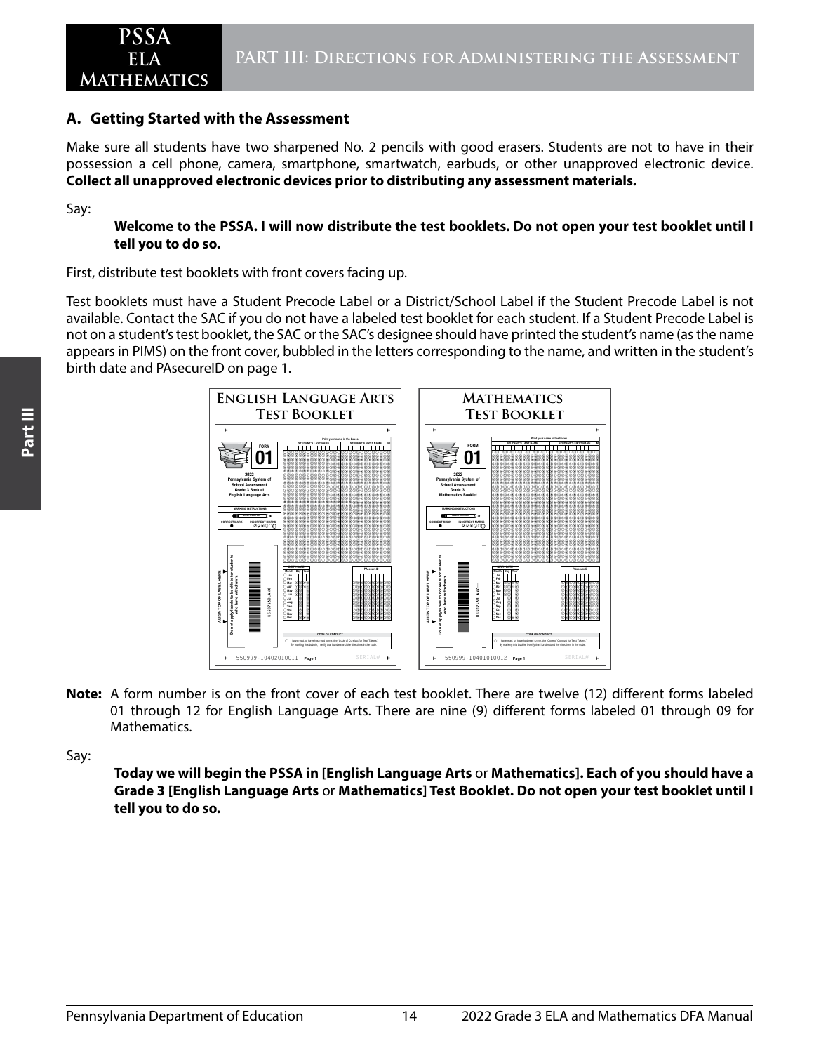## A. Getting Started with the Assessment

Make sure all students have two sharpened No. 2 pencils with good erasers. Students are not to have in their possession a cell phone, camera, smartphone, smartwatch, earbuds, or other unapproved electronic device. **Collect all unapproved electronic devices prior to distributing any assessment materials.**

Say:

> **Welcome to the PSSA. I will now distribute the test booklets. Do not open your test booklet until I tell you to do so.**

First, distribute test booklets with front covers facing up.

Test booklets must have a Student Precode Label or a District/School Label if the Student Precode Label is not available. Contact the SAC if you do not have a labeled test booklet for each student. If a Student Precode Label is not on a student's test booklet, the SAC or the SAC's designee should have printed the student's name (as the name appears in PIMS) on the front cover, bubbled in the letters corresponding to the name, and written in the student's birth date and PAsecureID on page 1.

**Note:** A form number is on the front cover of each test booklet. There are twelve (12) different forms labeled 01 through 12 for English Language Arts. There are nine (9) different forms labeled 01 through 09 for Mathematics.

Say:

> **Today we will begin the PSSA in [English Language Arts** or **Mathematics]. Each of you should have a Grade 3 [English Language Arts** or **Mathematics] Test Booklet. Do not open your test booklet until I tell you to do so.**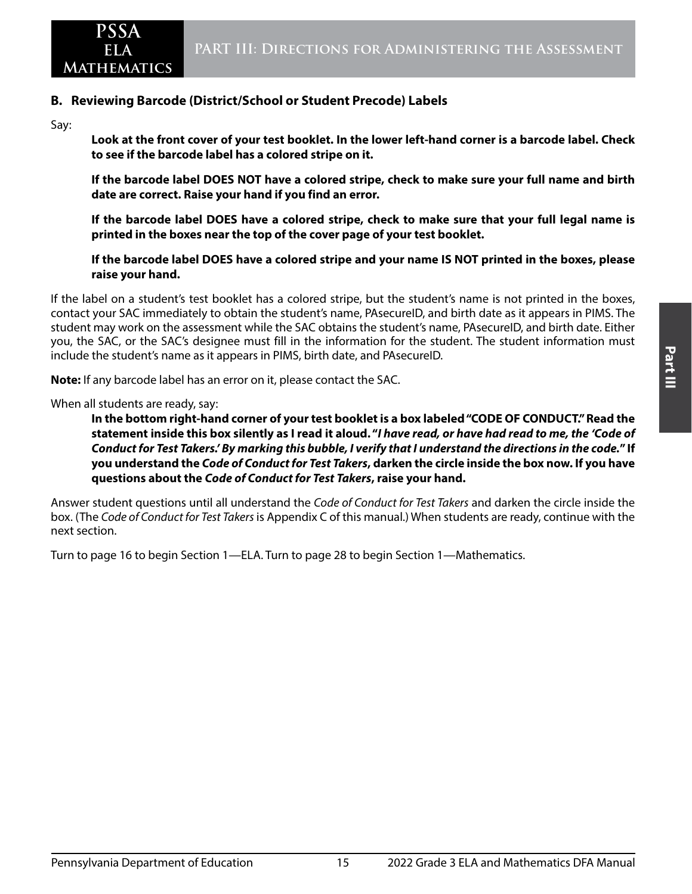## B. Reviewing Barcode (District/School or Student Precode) Labels

Say:

> **Look at the front cover of your test booklet. In the lower left-hand corner is a barcode label. Check to see if the barcode label has a colored stripe on it.**
>
> **If the barcode label DOES NOT have a colored stripe, check to make sure your full name and birth date are correct. Raise your hand if you find an error.**
>
> **If the barcode label DOES have a colored stripe, check to make sure that your full legal name is printed in the boxes near the top of the cover page of your test booklet.**
>
> **If the barcode label DOES have a colored stripe and your name IS NOT printed in the boxes, please raise your hand.**

If the label on a student's test booklet has a colored stripe, but the student's name is not printed in the boxes, contact your SAC immediately to obtain the student's name, PAsecureID, and birth date as it appears in PIMS. The student may work on the assessment while the SAC obtains the student's name, PAsecureID, and birth date. Either you, the SAC, or the SAC's designee must fill in the information for the student. The student information must include the student's name as it appears in PIMS, birth date, and PAsecureID.

**Note:** If any barcode label has an error on it, please contact the SAC.

When all students are ready, say:

> **In the bottom right-hand corner of your test booklet is a box labeled "CODE OF CONDUCT." Read the statement inside this box silently as I read it aloud. "*I have read, or have had read to me, the 'Code of Conduct for Test Takers.' By marking this bubble, I verify that I understand the directions in the code.*" If you understand the *Code of Conduct for Test Takers*, darken the circle inside the box now. If you have questions about the *Code of Conduct for Test Takers*, raise your hand.**

Answer student questions until all understand the *Code of Conduct for Test Takers* and darken the circle inside the box. (The *Code of Conduct for Test Takers* is Appendix C of this manual.) When students are ready, continue with the next section.

Turn to page 16 to begin Section 1—ELA. Turn to page 28 to begin Section 1—Mathematics.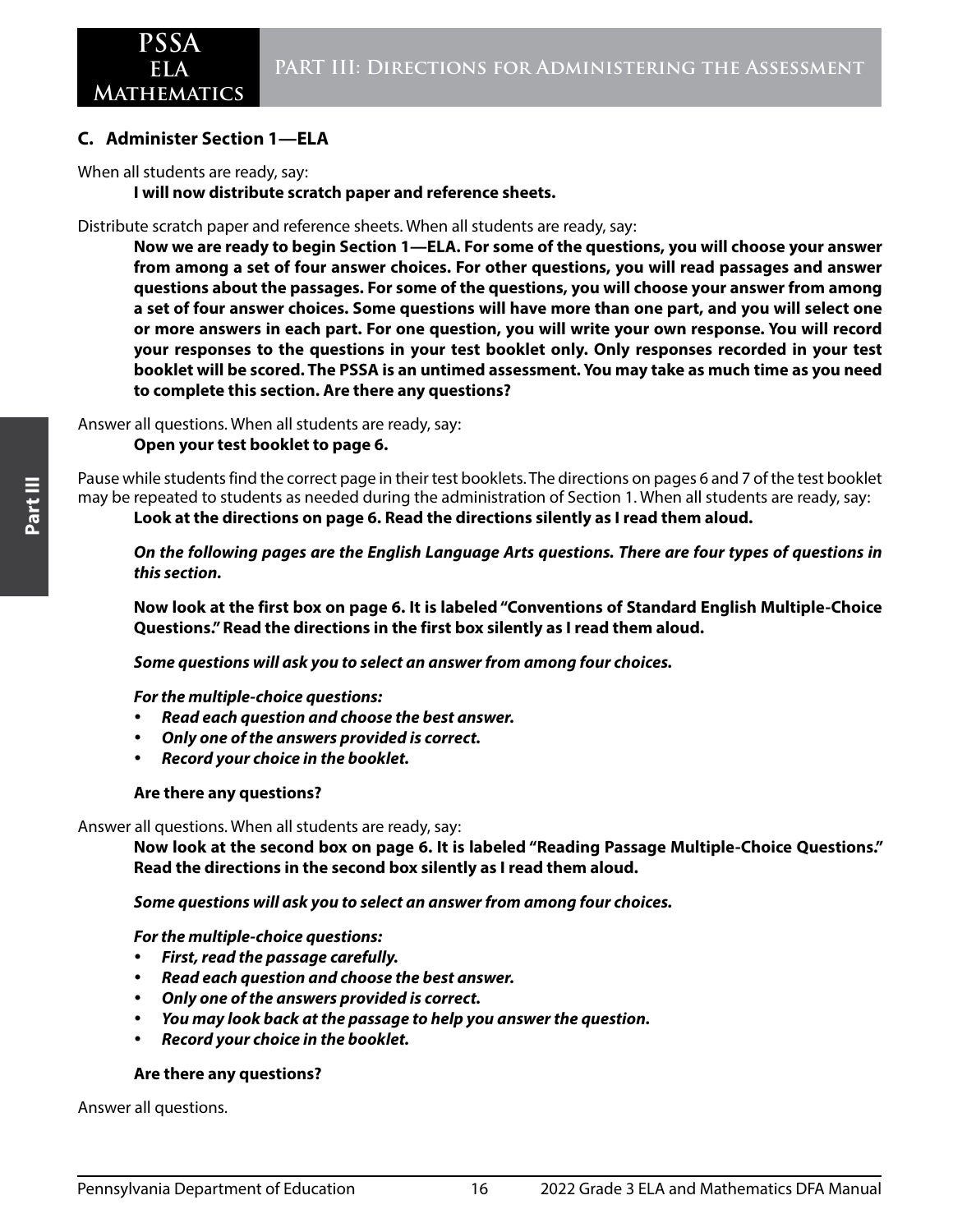### C. Administer Section 1—ELA

When all students are ready, say:

> **I will now distribute scratch paper and reference sheets.**

Distribute scratch paper and reference sheets. When all students are ready, say:

> **Now we are ready to begin Section 1—ELA. For some of the questions, you will choose your answer from among a set of four answer choices. For other questions, you will read passages and answer questions about the passages. For some of the questions, you will choose your answer from among a set of four answer choices. Some questions will have more than one part, and you will select one or more answers in each part. For one question, you will write your own response. You will record your responses to the questions in your test booklet only. Only responses recorded in your test booklet will be scored. The PSSA is an untimed assessment. You may take as much time as you need to complete this section. Are there any questions?**

Answer all questions. When all students are ready, say:

> **Open your test booklet to page 6.**

Pause while students find the correct page in their test booklets. The directions on pages 6 and 7 of the test booklet may be repeated to students as needed during the administration of Section 1. When all students are ready, say:

> **Look at the directions on page 6. Read the directions silently as I read them aloud.**
>
> ***On the following pages are the English Language Arts questions. There are four types of questions in this section.***
>
> **Now look at the first box on page 6. It is labeled "Conventions of Standard English Multiple-Choice Questions." Read the directions in the first box silently as I read them aloud.**
>
> ***Some questions will ask you to select an answer from among four choices.***
>
> ***For the multiple-choice questions:***
>
> - ***Read each question and choose the best answer.***
> - ***Only one of the answers provided is correct.***
> - ***Record your choice in the booklet.***
>
> **Are there any questions?**

Answer all questions. When all students are ready, say:

> **Now look at the second box on page 6. It is labeled "Reading Passage Multiple-Choice Questions." Read the directions in the second box silently as I read them aloud.**
>
> ***Some questions will ask you to select an answer from among four choices.***
>
> ***For the multiple-choice questions:***
>
> - ***First, read the passage carefully.***
> - ***Read each question and choose the best answer.***
> - ***Only one of the answers provided is correct.***
> - ***You may look back at the passage to help you answer the question.***
> - ***Record your choice in the booklet.***
>
> **Are there any questions?**

Answer all questions.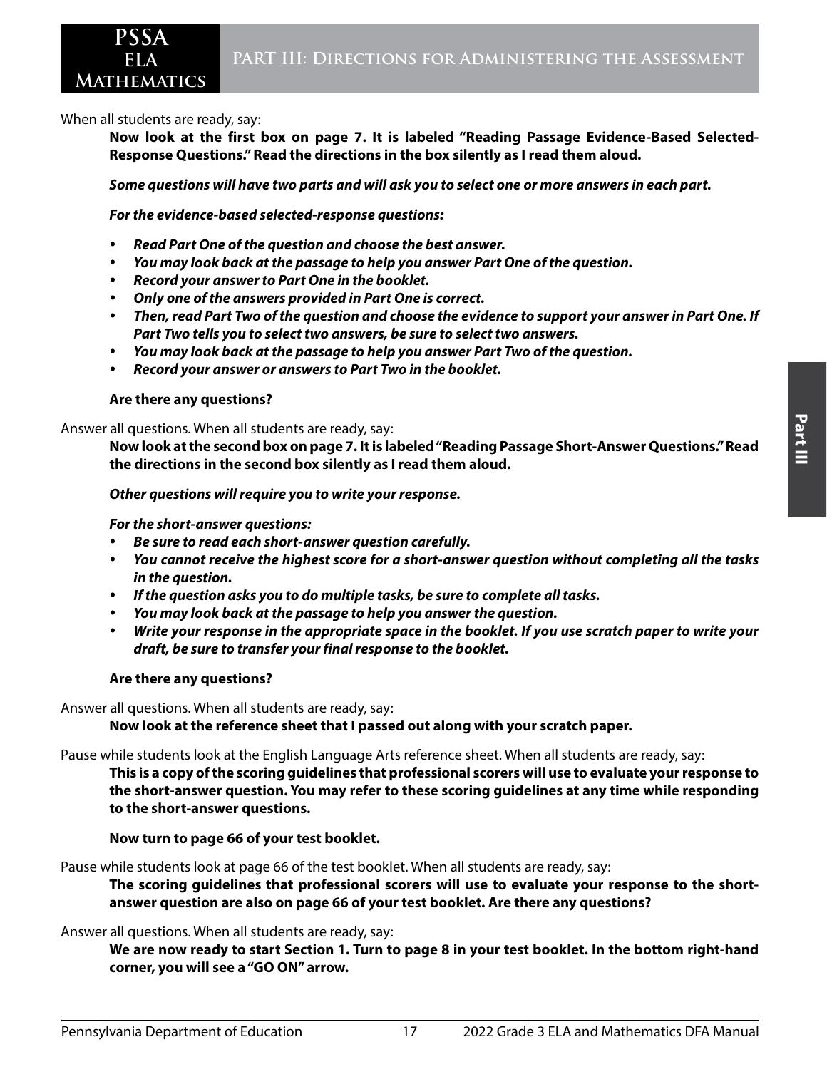When all students are ready, say:

**Now look at the first box on page 7. It is labeled "Reading Passage Evidence-Based Selected-Response Questions." Read the directions in the box silently as I read them aloud.**

***Some questions will have two parts and will ask you to select one or more answers in each part.***

***For the evidence-based selected-response questions:***

- ***Read Part One of the question and choose the best answer.***
- ***You may look back at the passage to help you answer Part One of the question.***
- ***Record your answer to Part One in the booklet.***
- ***Only one of the answers provided in Part One is correct.***
- ***Then, read Part Two of the question and choose the evidence to support your answer in Part One. If Part Two tells you to select two answers, be sure to select two answers.***
- ***You may look back at the passage to help you answer Part Two of the question.***
- ***Record your answer or answers to Part Two in the booklet.***

**Are there any questions?**

Answer all questions. When all students are ready, say:

**Now look at the second box on page 7. It is labeled "Reading Passage Short-Answer Questions." Read the directions in the second box silently as I read them aloud.**

***Other questions will require you to write your response.***

***For the short-answer questions:***

- ***Be sure to read each short-answer question carefully.***
- ***You cannot receive the highest score for a short-answer question without completing all the tasks in the question.***
- ***If the question asks you to do multiple tasks, be sure to complete all tasks.***
- ***You may look back at the passage to help you answer the question.***
- ***Write your response in the appropriate space in the booklet. If you use scratch paper to write your draft, be sure to transfer your final response to the booklet.***

**Are there any questions?**

Answer all questions. When all students are ready, say:

**Now look at the reference sheet that I passed out along with your scratch paper.**

Pause while students look at the English Language Arts reference sheet. When all students are ready, say:

**This is a copy of the scoring guidelines that professional scorers will use to evaluate your response to the short-answer question. You may refer to these scoring guidelines at any time while responding to the short-answer questions.**

**Now turn to page 66 of your test booklet.**

Pause while students look at page 66 of the test booklet. When all students are ready, say:

**The scoring guidelines that professional scorers will use to evaluate your response to the short-answer question are also on page 66 of your test booklet. Are there any questions?**

Answer all questions. When all students are ready, say:

**We are now ready to start Section 1. Turn to page 8 in your test booklet. In the bottom right-hand corner, you will see a "GO ON" arrow.**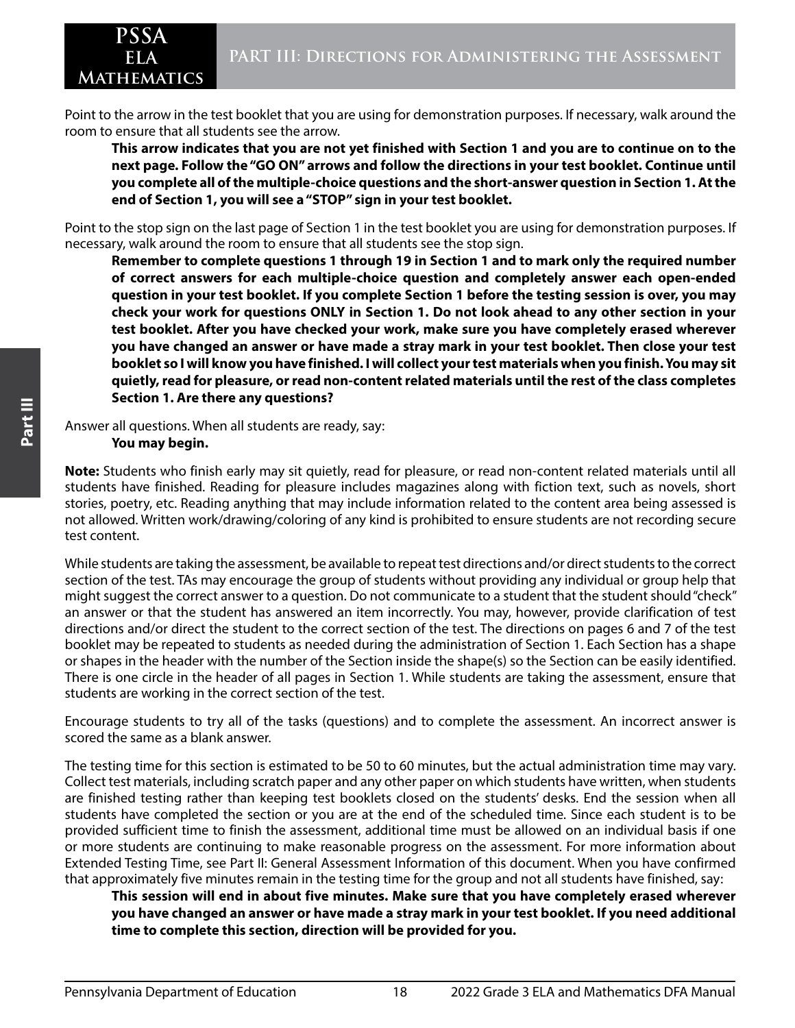Point to the arrow in the test booklet that you are using for demonstration purposes. If necessary, walk around the room to ensure that all students see the arrow.

> **This arrow indicates that you are not yet finished with Section 1 and you are to continue on to the next page. Follow the "GO ON" arrows and follow the directions in your test booklet. Continue until you complete all of the multiple-choice questions and the short-answer question in Section 1. At the end of Section 1, you will see a "STOP" sign in your test booklet.**

Point to the stop sign on the last page of Section 1 in the test booklet you are using for demonstration purposes. If necessary, walk around the room to ensure that all students see the stop sign.

> **Remember to complete questions 1 through 19 in Section 1 and to mark only the required number of correct answers for each multiple-choice question and completely answer each open-ended question in your test booklet. If you complete Section 1 before the testing session is over, you may check your work for questions ONLY in Section 1. Do not look ahead to any other section in your test booklet. After you have checked your work, make sure you have completely erased wherever you have changed an answer or have made a stray mark in your test booklet. Then close your test booklet so I will know you have finished. I will collect your test materials when you finish. You may sit quietly, read for pleasure, or read non-content related materials until the rest of the class completes Section 1. Are there any questions?**

Answer all questions. When all students are ready, say:

> **You may begin.**

**Note:** Students who finish early may sit quietly, read for pleasure, or read non-content related materials until all students have finished. Reading for pleasure includes magazines along with fiction text, such as novels, short stories, poetry, etc. Reading anything that may include information related to the content area being assessed is not allowed. Written work/drawing/coloring of any kind is prohibited to ensure students are not recording secure test content.

While students are taking the assessment, be available to repeat test directions and/or direct students to the correct section of the test. TAs may encourage the group of students without providing any individual or group help that might suggest the correct answer to a question. Do not communicate to a student that the student should "check" an answer or that the student has answered an item incorrectly. You may, however, provide clarification of test directions and/or direct the student to the correct section of the test. The directions on pages 6 and 7 of the test booklet may be repeated to students as needed during the administration of Section 1. Each Section has a shape or shapes in the header with the number of the Section inside the shape(s) so the Section can be easily identified. There is one circle in the header of all pages in Section 1. While students are taking the assessment, ensure that students are working in the correct section of the test.

Encourage students to try all of the tasks (questions) and to complete the assessment. An incorrect answer is scored the same as a blank answer.

The testing time for this section is estimated to be 50 to 60 minutes, but the actual administration time may vary. Collect test materials, including scratch paper and any other paper on which students have written, when students are finished testing rather than keeping test booklets closed on the students' desks. End the session when all students have completed the section or you are at the end of the scheduled time. Since each student is to be provided sufficient time to finish the assessment, additional time must be allowed on an individual basis if one or more students are continuing to make reasonable progress on the assessment. For more information about Extended Testing Time, see Part II: General Assessment Information of this document. When you have confirmed that approximately five minutes remain in the testing time for the group and not all students have finished, say:

> **This session will end in about five minutes. Make sure that you have completely erased wherever you have changed an answer or have made a stray mark in your test booklet. If you need additional time to complete this section, direction will be provided for you.**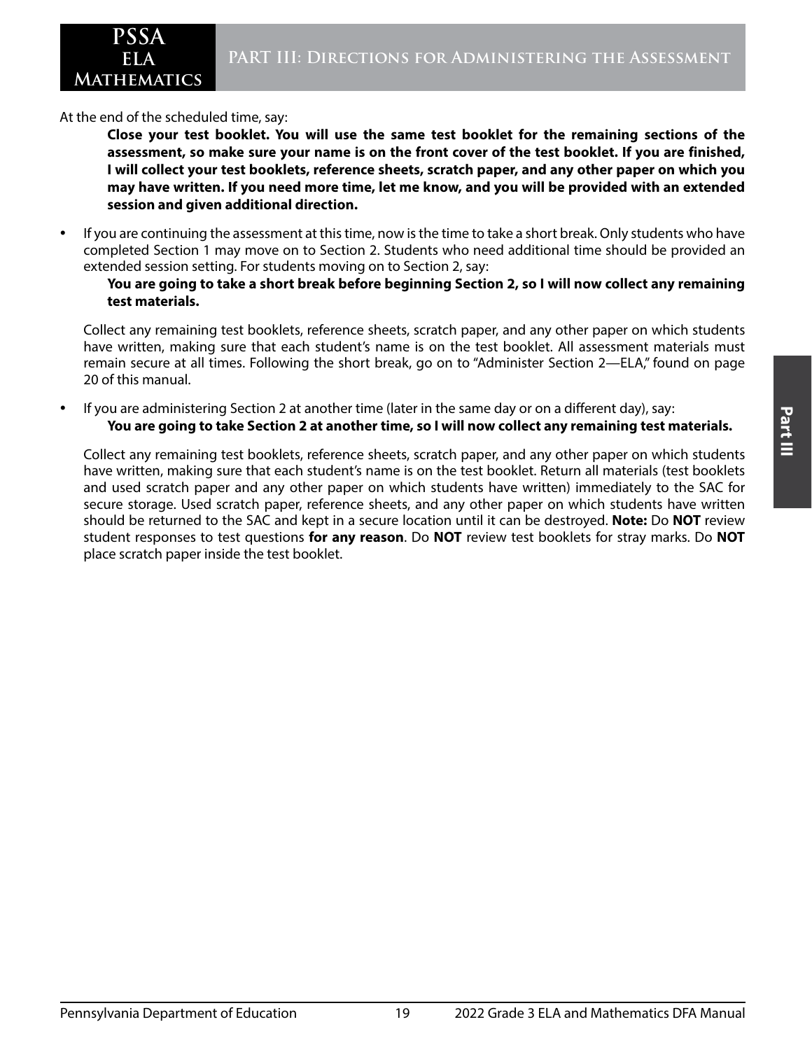At the end of the scheduled time, say:

> **Close your test booklet. You will use the same test booklet for the remaining sections of the assessment, so make sure your name is on the front cover of the test booklet. If you are finished, I will collect your test booklets, reference sheets, scratch paper, and any other paper on which you may have written. If you need more time, let me know, and you will be provided with an extended session and given additional direction.**

- If you are continuing the assessment at this time, now is the time to take a short break. Only students who have completed Section 1 may move on to Section 2. Students who need additional time should be provided an extended session setting. For students moving on to Section 2, say:

  > **You are going to take a short break before beginning Section 2, so I will now collect any remaining test materials.**

  Collect any remaining test booklets, reference sheets, scratch paper, and any other paper on which students have written, making sure that each student's name is on the test booklet. All assessment materials must remain secure at all times. Following the short break, go on to "Administer Section 2—ELA," found on page 20 of this manual.

- If you are administering Section 2 at another time (later in the same day or on a different day), say:

  > **You are going to take Section 2 at another time, so I will now collect any remaining test materials.**

  Collect any remaining test booklets, reference sheets, scratch paper, and any other paper on which students have written, making sure that each student's name is on the test booklet. Return all materials (test booklets and used scratch paper and any other paper on which students have written) immediately to the SAC for secure storage. Used scratch paper, reference sheets, and any other paper on which students have written should be returned to the SAC and kept in a secure location until it can be destroyed. **Note:** Do **NOT** review student responses to test questions **for any reason**. Do **NOT** review test booklets for stray marks. Do **NOT** place scratch paper inside the test booklet.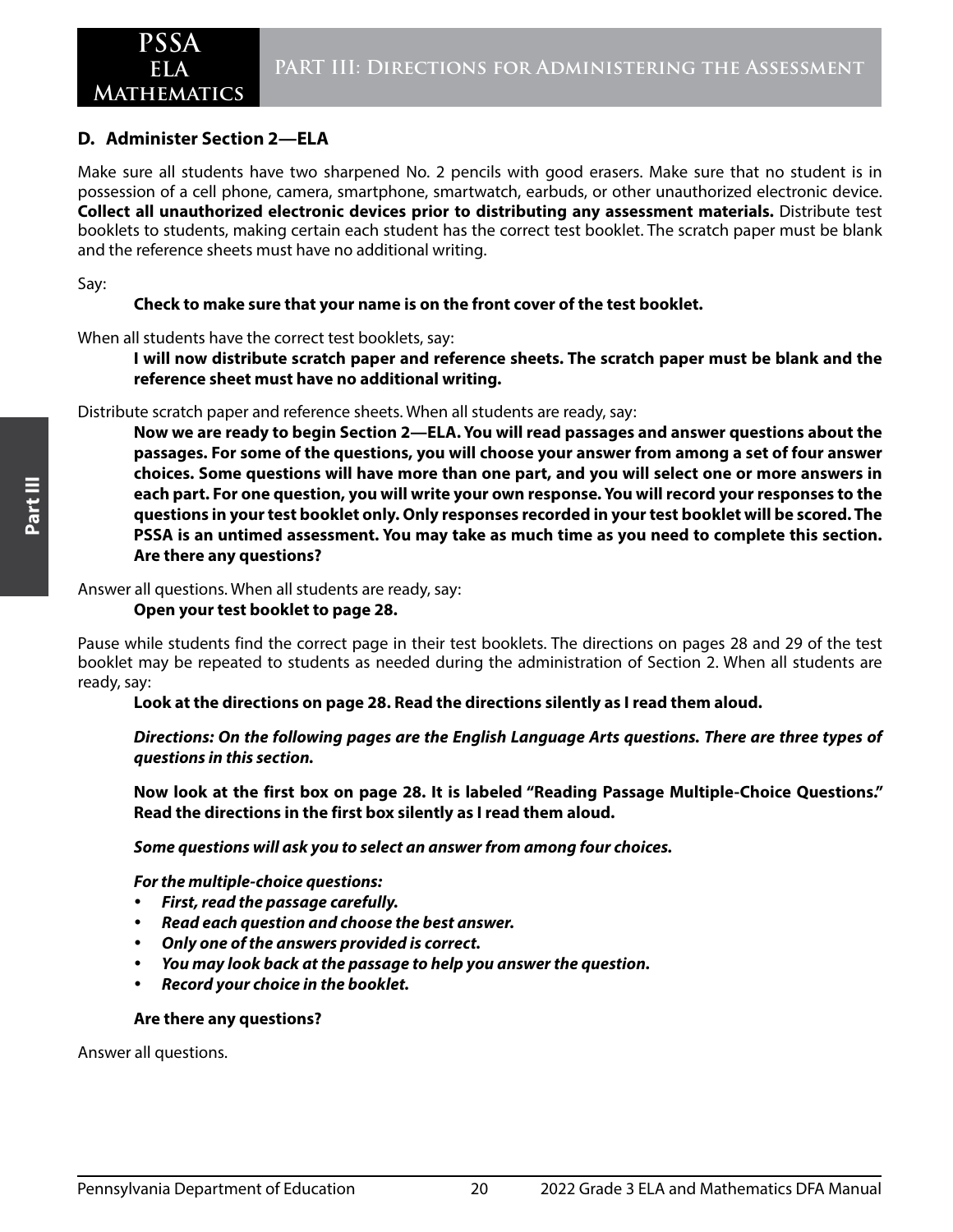### D. Administer Section 2—ELA

Make sure all students have two sharpened No. 2 pencils with good erasers. Make sure that no student is in possession of a cell phone, camera, smartphone, smartwatch, earbuds, or other unauthorized electronic device. **Collect all unauthorized electronic devices prior to distributing any assessment materials.** Distribute test booklets to students, making certain each student has the correct test booklet. The scratch paper must be blank and the reference sheets must have no additional writing.

Say:

> **Check to make sure that your name is on the front cover of the test booklet.**

When all students have the correct test booklets, say:

> **I will now distribute scratch paper and reference sheets. The scratch paper must be blank and the reference sheet must have no additional writing.**

Distribute scratch paper and reference sheets. When all students are ready, say:

> **Now we are ready to begin Section 2—ELA. You will read passages and answer questions about the passages. For some of the questions, you will choose your answer from among a set of four answer choices. Some questions will have more than one part, and you will select one or more answers in each part. For one question, you will write your own response. You will record your responses to the questions in your test booklet only. Only responses recorded in your test booklet will be scored. The PSSA is an untimed assessment. You may take as much time as you need to complete this section. Are there any questions?**

Answer all questions. When all students are ready, say:

> **Open your test booklet to page 28.**

Pause while students find the correct page in their test booklets. The directions on pages 28 and 29 of the test booklet may be repeated to students as needed during the administration of Section 2. When all students are ready, say:

> **Look at the directions on page 28. Read the directions silently as I read them aloud.**
>
> ***Directions: On the following pages are the English Language Arts questions. There are three types of questions in this section.***
>
> **Now look at the first box on page 28. It is labeled "Reading Passage Multiple-Choice Questions." Read the directions in the first box silently as I read them aloud.**
>
> ***Some questions will ask you to select an answer from among four choices.***
>
> ***For the multiple-choice questions:***
>
> - ***First, read the passage carefully.***
> - ***Read each question and choose the best answer.***
> - ***Only one of the answers provided is correct.***
> - ***You may look back at the passage to help you answer the question.***
> - ***Record your choice in the booklet.***
>
> **Are there any questions?**

Answer all questions.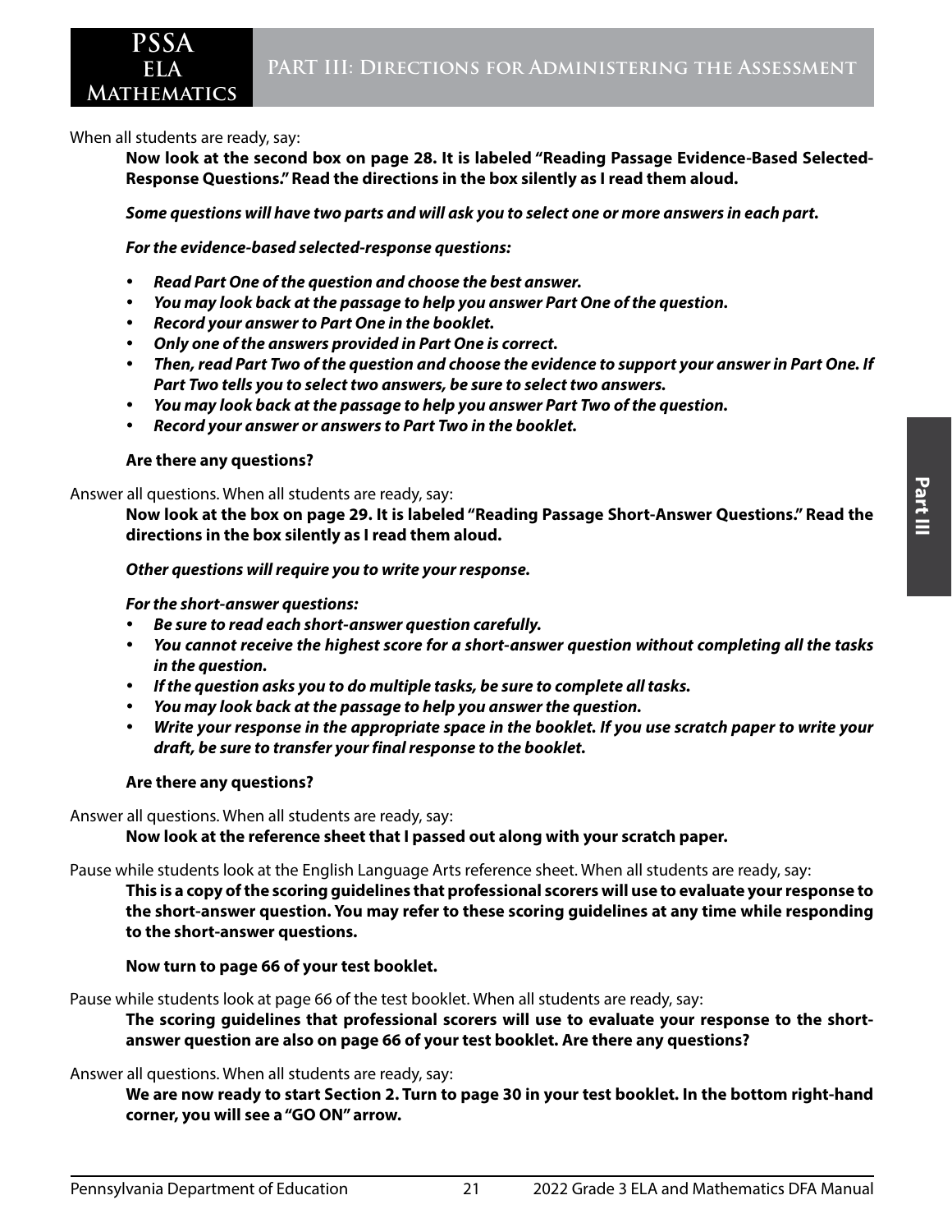When all students are ready, say:

> **Now look at the second box on page 28. It is labeled "Reading Passage Evidence-Based Selected-Response Questions." Read the directions in the box silently as I read them aloud.**
>
> ***Some questions will have two parts and will ask you to select one or more answers in each part.***
>
> ***For the evidence-based selected-response questions:***
>
> - ***Read Part One of the question and choose the best answer.***
> - ***You may look back at the passage to help you answer Part One of the question.***
> - ***Record your answer to Part One in the booklet.***
> - ***Only one of the answers provided in Part One is correct.***
> - ***Then, read Part Two of the question and choose the evidence to support your answer in Part One. If Part Two tells you to select two answers, be sure to select two answers.***
> - ***You may look back at the passage to help you answer Part Two of the question.***
> - ***Record your answer or answers to Part Two in the booklet.***
>
> **Are there any questions?**

Answer all questions. When all students are ready, say:

> **Now look at the box on page 29. It is labeled "Reading Passage Short-Answer Questions." Read the directions in the box silently as I read them aloud.**
>
> ***Other questions will require you to write your response.***
>
> ***For the short-answer questions:***
>
> - ***Be sure to read each short-answer question carefully.***
> - ***You cannot receive the highest score for a short-answer question without completing all the tasks in the question.***
> - ***If the question asks you to do multiple tasks, be sure to complete all tasks.***
> - ***You may look back at the passage to help you answer the question.***
> - ***Write your response in the appropriate space in the booklet. If you use scratch paper to write your draft, be sure to transfer your final response to the booklet.***
>
> **Are there any questions?**

Answer all questions. When all students are ready, say:

> **Now look at the reference sheet that I passed out along with your scratch paper.**

Pause while students look at the English Language Arts reference sheet. When all students are ready, say:

> **This is a copy of the scoring guidelines that professional scorers will use to evaluate your response to the short-answer question. You may refer to these scoring guidelines at any time while responding to the short-answer questions.**
>
> **Now turn to page 66 of your test booklet.**

Pause while students look at page 66 of the test booklet. When all students are ready, say:

> **The scoring guidelines that professional scorers will use to evaluate your response to the short-answer question are also on page 66 of your test booklet. Are there any questions?**

Answer all questions. When all students are ready, say:

> **We are now ready to start Section 2. Turn to page 30 in your test booklet. In the bottom right-hand corner, you will see a "GO ON" arrow.**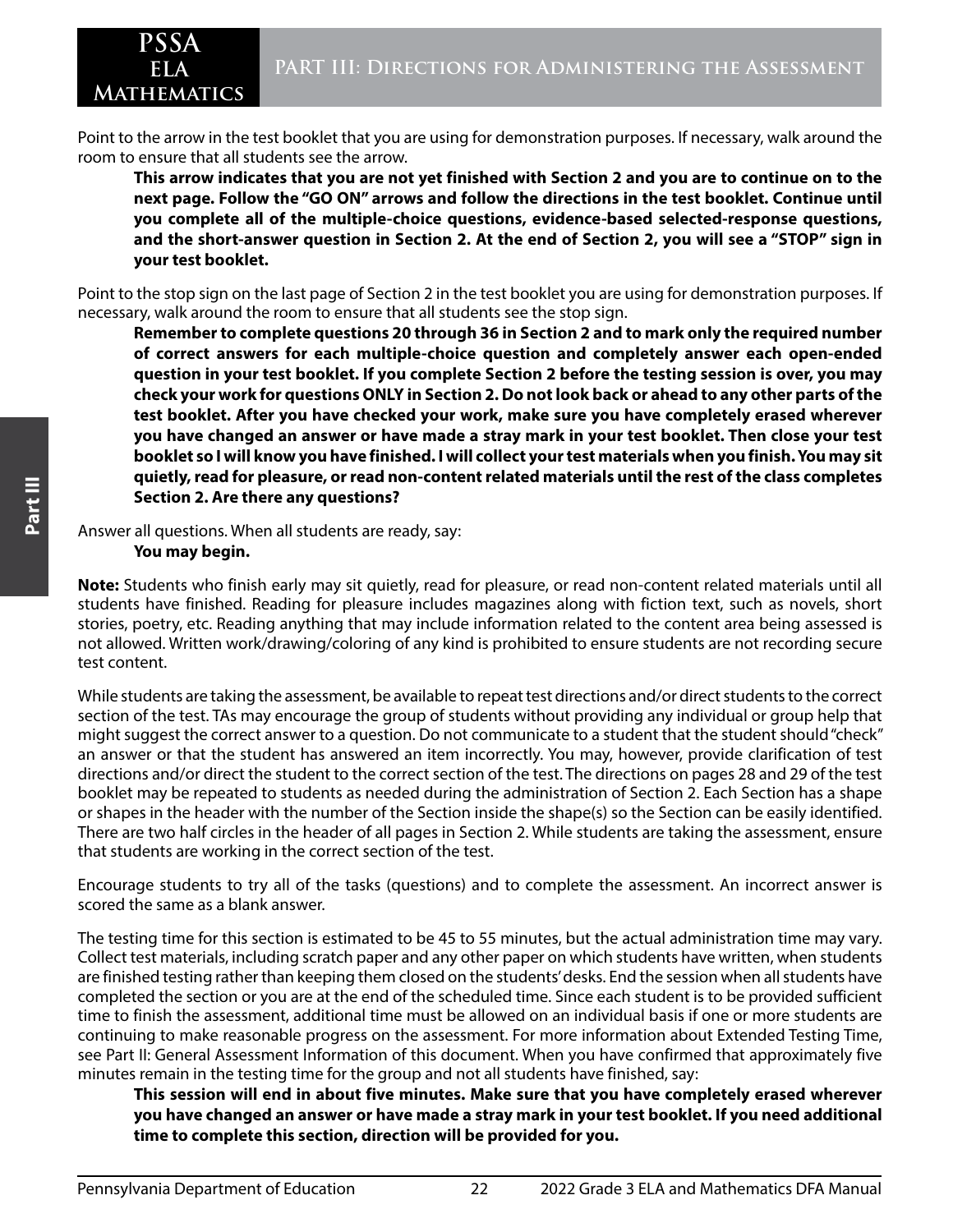Point to the arrow in the test booklet that you are using for demonstration purposes. If necessary, walk around the room to ensure that all students see the arrow.

> **This arrow indicates that you are not yet finished with Section 2 and you are to continue on to the next page. Follow the "GO ON" arrows and follow the directions in the test booklet. Continue until you complete all of the multiple-choice questions, evidence-based selected-response questions, and the short-answer question in Section 2. At the end of Section 2, you will see a "STOP" sign in your test booklet.**

Point to the stop sign on the last page of Section 2 in the test booklet you are using for demonstration purposes. If necessary, walk around the room to ensure that all students see the stop sign.

> **Remember to complete questions 20 through 36 in Section 2 and to mark only the required number of correct answers for each multiple-choice question and completely answer each open-ended question in your test booklet. If you complete Section 2 before the testing session is over, you may check your work for questions ONLY in Section 2. Do not look back or ahead to any other parts of the test booklet. After you have checked your work, make sure you have completely erased wherever you have changed an answer or have made a stray mark in your test booklet. Then close your test booklet so I will know you have finished. I will collect your test materials when you finish. You may sit quietly, read for pleasure, or read non-content related materials until the rest of the class completes Section 2. Are there any questions?**

Answer all questions. When all students are ready, say:

> **You may begin.**

**Note:** Students who finish early may sit quietly, read for pleasure, or read non-content related materials until all students have finished. Reading for pleasure includes magazines along with fiction text, such as novels, short stories, poetry, etc. Reading anything that may include information related to the content area being assessed is not allowed. Written work/drawing/coloring of any kind is prohibited to ensure students are not recording secure test content.

While students are taking the assessment, be available to repeat test directions and/or direct students to the correct section of the test. TAs may encourage the group of students without providing any individual or group help that might suggest the correct answer to a question. Do not communicate to a student that the student should "check" an answer or that the student has answered an item incorrectly. You may, however, provide clarification of test directions and/or direct the student to the correct section of the test. The directions on pages 28 and 29 of the test booklet may be repeated to students as needed during the administration of Section 2. Each Section has a shape or shapes in the header with the number of the Section inside the shape(s) so the Section can be easily identified. There are two half circles in the header of all pages in Section 2. While students are taking the assessment, ensure that students are working in the correct section of the test.

Encourage students to try all of the tasks (questions) and to complete the assessment. An incorrect answer is scored the same as a blank answer.

The testing time for this section is estimated to be 45 to 55 minutes, but the actual administration time may vary. Collect test materials, including scratch paper and any other paper on which students have written, when students are finished testing rather than keeping them closed on the students' desks. End the session when all students have completed the section or you are at the end of the scheduled time. Since each student is to be provided sufficient time to finish the assessment, additional time must be allowed on an individual basis if one or more students are continuing to make reasonable progress on the assessment. For more information about Extended Testing Time, see Part II: General Assessment Information of this document. When you have confirmed that approximately five minutes remain in the testing time for the group and not all students have finished, say:

> **This session will end in about five minutes. Make sure that you have completely erased wherever you have changed an answer or have made a stray mark in your test booklet. If you need additional time to complete this section, direction will be provided for you.**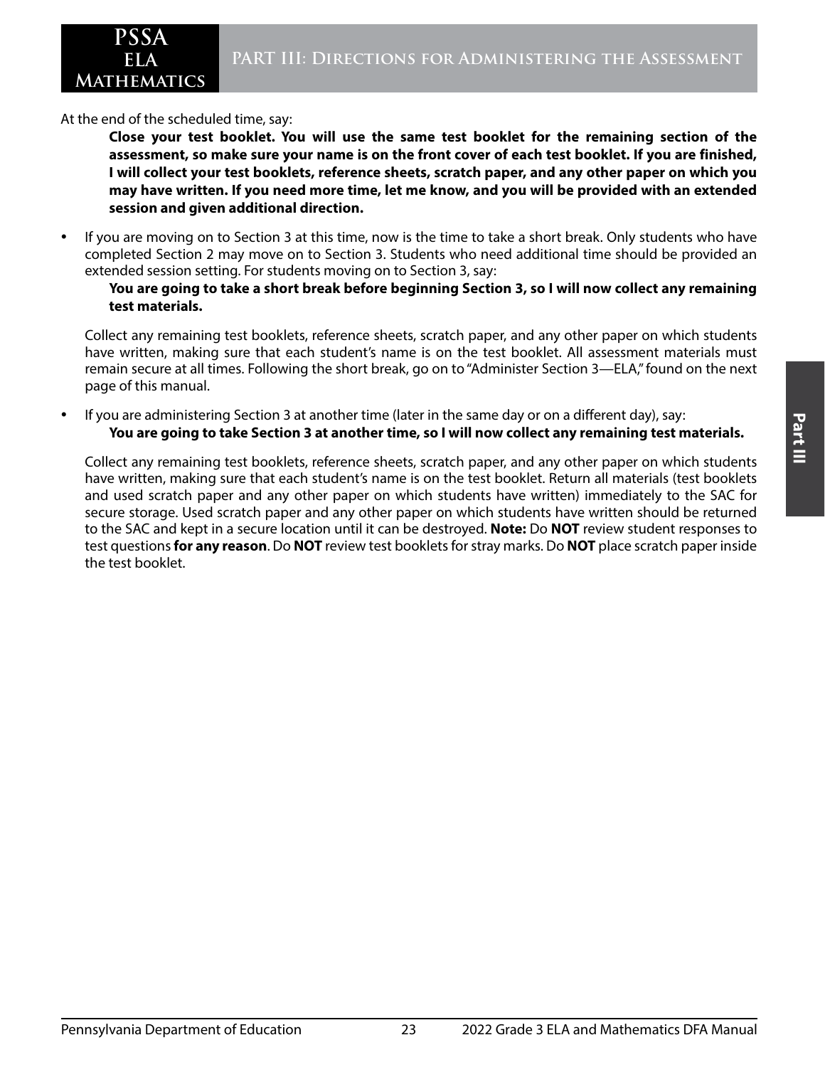At the end of the scheduled time, say:

> **Close your test booklet. You will use the same test booklet for the remaining section of the assessment, so make sure your name is on the front cover of each test booklet. If you are finished, I will collect your test booklets, reference sheets, scratch paper, and any other paper on which you may have written. If you need more time, let me know, and you will be provided with an extended session and given additional direction.**

- If you are moving on to Section 3 at this time, now is the time to take a short break. Only students who have completed Section 2 may move on to Section 3. Students who need additional time should be provided an extended session setting. For students moving on to Section 3, say:

  > **You are going to take a short break before beginning Section 3, so I will now collect any remaining test materials.**

  Collect any remaining test booklets, reference sheets, scratch paper, and any other paper on which students have written, making sure that each student's name is on the test booklet. All assessment materials must remain secure at all times. Following the short break, go on to "Administer Section 3—ELA," found on the next page of this manual.

- If you are administering Section 3 at another time (later in the same day or on a different day), say:

  > **You are going to take Section 3 at another time, so I will now collect any remaining test materials.**

  Collect any remaining test booklets, reference sheets, scratch paper, and any other paper on which students have written, making sure that each student's name is on the test booklet. Return all materials (test booklets and used scratch paper and any other paper on which students have written) immediately to the SAC for secure storage. Used scratch paper and any other paper on which students have written should be returned to the SAC and kept in a secure location until it can be destroyed. **Note:** Do **NOT** review student responses to test questions **for any reason**. Do **NOT** review test booklets for stray marks. Do **NOT** place scratch paper inside the test booklet.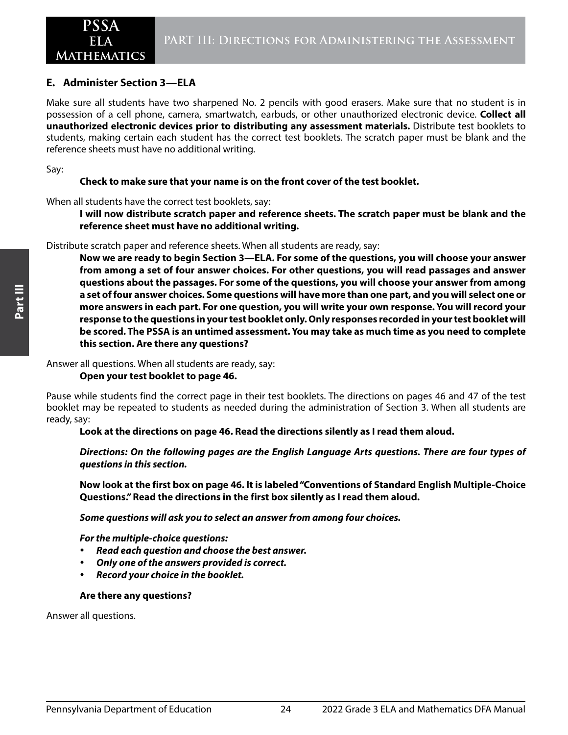## E. Administer Section 3—ELA

Make sure all students have two sharpened No. 2 pencils with good erasers. Make sure that no student is in possession of a cell phone, camera, smartwatch, earbuds, or other unauthorized electronic device. **Collect all unauthorized electronic devices prior to distributing any assessment materials.** Distribute test booklets to students, making certain each student has the correct test booklets. The scratch paper must be blank and the reference sheets must have no additional writing.

Say:

> **Check to make sure that your name is on the front cover of the test booklet.**

When all students have the correct test booklets, say:

> **I will now distribute scratch paper and reference sheets. The scratch paper must be blank and the reference sheet must have no additional writing.**

Distribute scratch paper and reference sheets. When all students are ready, say:

> **Now we are ready to begin Section 3—ELA. For some of the questions, you will choose your answer from among a set of four answer choices. For other questions, you will read passages and answer questions about the passages. For some of the questions, you will choose your answer from among a set of four answer choices. Some questions will have more than one part, and you will select one or more answers in each part. For one question, you will write your own response. You will record your response to the questions in your test booklet only. Only responses recorded in your test booklet will be scored. The PSSA is an untimed assessment. You may take as much time as you need to complete this section. Are there any questions?**

Answer all questions. When all students are ready, say:

> **Open your test booklet to page 46.**

Pause while students find the correct page in their test booklets. The directions on pages 46 and 47 of the test booklet may be repeated to students as needed during the administration of Section 3. When all students are ready, say:

> **Look at the directions on page 46. Read the directions silently as I read them aloud.**
>
> ***Directions: On the following pages are the English Language Arts questions. There are four types of questions in this section.***
>
> **Now look at the first box on page 46. It is labeled "Conventions of Standard English Multiple-Choice Questions." Read the directions in the first box silently as I read them aloud.**
>
> ***Some questions will ask you to select an answer from among four choices.***
>
> ***For the multiple-choice questions:***
>
> - ***Read each question and choose the best answer.***
> - ***Only one of the answers provided is correct.***
> - ***Record your choice in the booklet.***
>
> **Are there any questions?**

Answer all questions.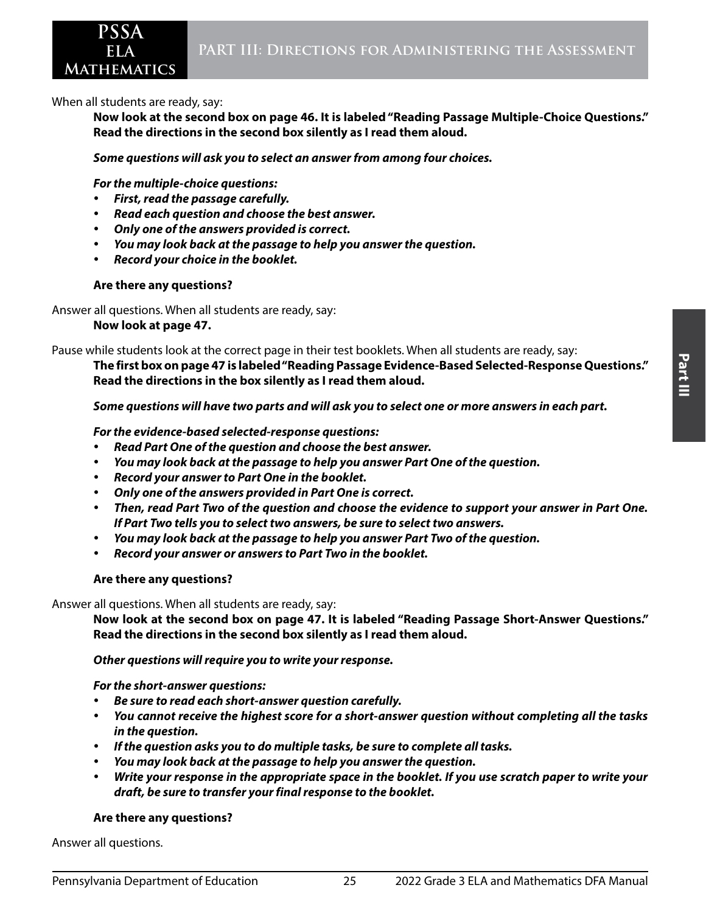When all students are ready, say:

**Now look at the second box on page 46. It is labeled "Reading Passage Multiple-Choice Questions." Read the directions in the second box silently as I read them aloud.**

***Some questions will ask you to select an answer from among four choices.***

***For the multiple-choice questions:***

- ***First, read the passage carefully.***
- ***Read each question and choose the best answer.***
- ***Only one of the answers provided is correct.***
- ***You may look back at the passage to help you answer the question.***
- ***Record your choice in the booklet.***

**Are there any questions?**

Answer all questions. When all students are ready, say:

**Now look at page 47.**

Pause while students look at the correct page in their test booklets. When all students are ready, say:

**The first box on page 47 is labeled "Reading Passage Evidence-Based Selected-Response Questions." Read the directions in the box silently as I read them aloud.**

***Some questions will have two parts and will ask you to select one or more answers in each part.***

***For the evidence-based selected-response questions:***

- ***Read Part One of the question and choose the best answer.***
- ***You may look back at the passage to help you answer Part One of the question.***
- ***Record your answer to Part One in the booklet.***
- ***Only one of the answers provided in Part One is correct.***
- ***Then, read Part Two of the question and choose the evidence to support your answer in Part One. If Part Two tells you to select two answers, be sure to select two answers.***
- ***You may look back at the passage to help you answer Part Two of the question.***
- ***Record your answer or answers to Part Two in the booklet.***

**Are there any questions?**

Answer all questions. When all students are ready, say:

**Now look at the second box on page 47. It is labeled "Reading Passage Short-Answer Questions." Read the directions in the second box silently as I read them aloud.**

***Other questions will require you to write your response.***

***For the short-answer questions:***

- ***Be sure to read each short-answer question carefully.***
- ***You cannot receive the highest score for a short-answer question without completing all the tasks in the question.***
- ***If the question asks you to do multiple tasks, be sure to complete all tasks.***
- ***You may look back at the passage to help you answer the question.***
- ***Write your response in the appropriate space in the booklet. If you use scratch paper to write your draft, be sure to transfer your final response to the booklet.***

**Are there any questions?**

Answer all questions.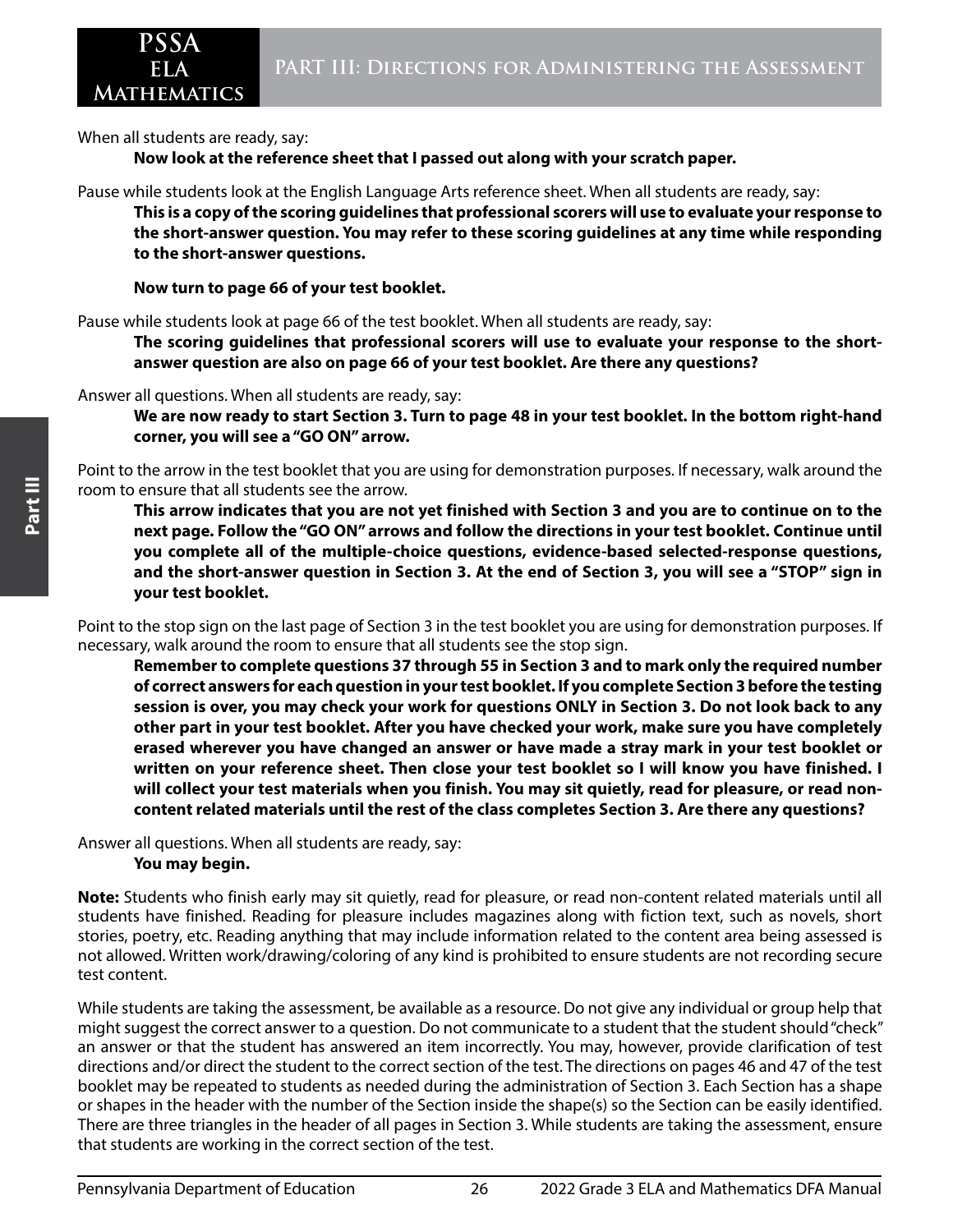When all students are ready, say:

**Now look at the reference sheet that I passed out along with your scratch paper.**

Pause while students look at the English Language Arts reference sheet. When all students are ready, say:

**This is a copy of the scoring guidelines that professional scorers will use to evaluate your response to the short-answer question. You may refer to these scoring guidelines at any time while responding to the short-answer questions.**

**Now turn to page 66 of your test booklet.**

Pause while students look at page 66 of the test booklet. When all students are ready, say:

**The scoring guidelines that professional scorers will use to evaluate your response to the short-answer question are also on page 66 of your test booklet. Are there any questions?**

Answer all questions. When all students are ready, say:

**We are now ready to start Section 3. Turn to page 48 in your test booklet. In the bottom right-hand corner, you will see a "GO ON" arrow.**

Point to the arrow in the test booklet that you are using for demonstration purposes. If necessary, walk around the room to ensure that all students see the arrow.

**This arrow indicates that you are not yet finished with Section 3 and you are to continue on to the next page. Follow the "GO ON" arrows and follow the directions in your test booklet. Continue until you complete all of the multiple-choice questions, evidence-based selected-response questions, and the short-answer question in Section 3. At the end of Section 3, you will see a "STOP" sign in your test booklet.**

Point to the stop sign on the last page of Section 3 in the test booklet you are using for demonstration purposes. If necessary, walk around the room to ensure that all students see the stop sign.

**Remember to complete questions 37 through 55 in Section 3 and to mark only the required number of correct answers for each question in your test booklet. If you complete Section 3 before the testing session is over, you may check your work for questions ONLY in Section 3. Do not look back to any other part in your test booklet. After you have checked your work, make sure you have completely erased wherever you have changed an answer or have made a stray mark in your test booklet or written on your reference sheet. Then close your test booklet so I will know you have finished. I will collect your test materials when you finish. You may sit quietly, read for pleasure, or read non-content related materials until the rest of the class completes Section 3. Are there any questions?**

Answer all questions. When all students are ready, say:

**You may begin.**

**Note:** Students who finish early may sit quietly, read for pleasure, or read non-content related materials until all students have finished. Reading for pleasure includes magazines along with fiction text, such as novels, short stories, poetry, etc. Reading anything that may include information related to the content area being assessed is not allowed. Written work/drawing/coloring of any kind is prohibited to ensure students are not recording secure test content.

While students are taking the assessment, be available as a resource. Do not give any individual or group help that might suggest the correct answer to a question. Do not communicate to a student that the student should "check" an answer or that the student has answered an item incorrectly. You may, however, provide clarification of test directions and/or direct the student to the correct section of the test. The directions on pages 46 and 47 of the test booklet may be repeated to students as needed during the administration of Section 3. Each Section has a shape or shapes in the header with the number of the Section inside the shape(s) so the Section can be easily identified. There are three triangles in the header of all pages in Section 3. While students are taking the assessment, ensure that students are working in the correct section of the test.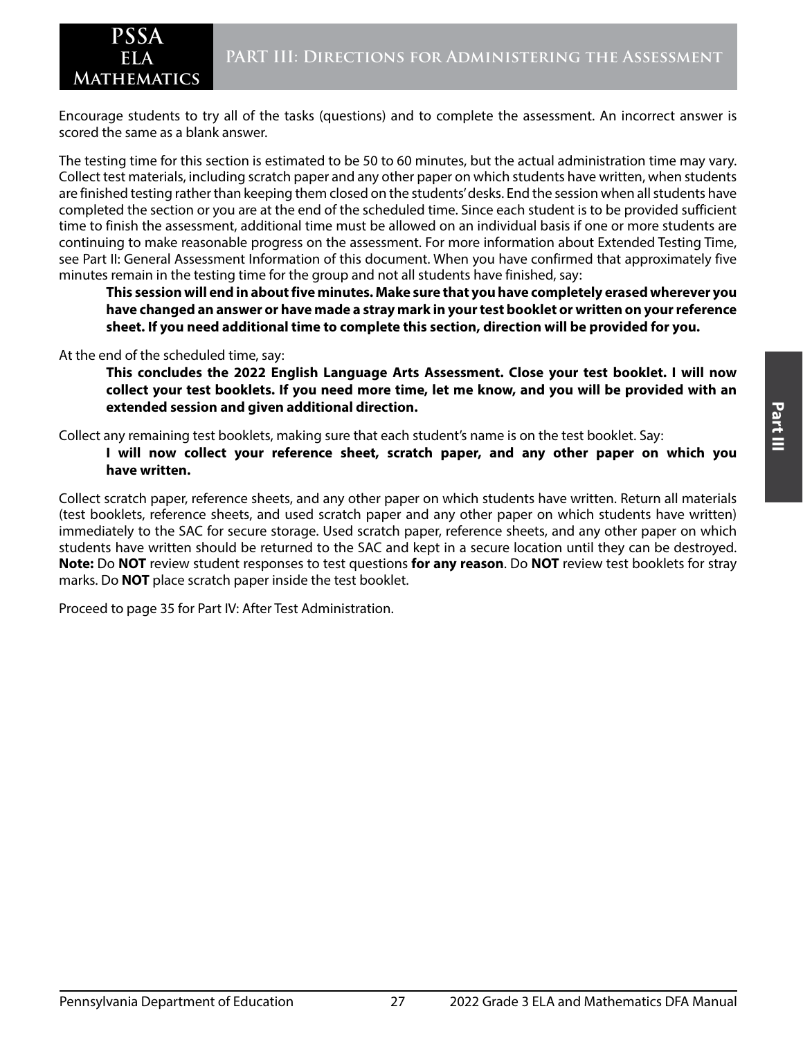Encourage students to try all of the tasks (questions) and to complete the assessment. An incorrect answer is scored the same as a blank answer.

The testing time for this section is estimated to be 50 to 60 minutes, but the actual administration time may vary. Collect test materials, including scratch paper and any other paper on which students have written, when students are finished testing rather than keeping them closed on the students' desks. End the session when all students have completed the section or you are at the end of the scheduled time. Since each student is to be provided sufficient time to finish the assessment, additional time must be allowed on an individual basis if one or more students are continuing to make reasonable progress on the assessment. For more information about Extended Testing Time, see Part II: General Assessment Information of this document. When you have confirmed that approximately five minutes remain in the testing time for the group and not all students have finished, say:

> **This session will end in about five minutes. Make sure that you have completely erased wherever you have changed an answer or have made a stray mark in your test booklet or written on your reference sheet. If you need additional time to complete this section, direction will be provided for you.**

At the end of the scheduled time, say:

> **This concludes the 2022 English Language Arts Assessment. Close your test booklet. I will now collect your test booklets. If you need more time, let me know, and you will be provided with an extended session and given additional direction.**

Collect any remaining test booklets, making sure that each student's name is on the test booklet. Say:

> **I will now collect your reference sheet, scratch paper, and any other paper on which you have written.**

Collect scratch paper, reference sheets, and any other paper on which students have written. Return all materials (test booklets, reference sheets, and used scratch paper and any other paper on which students have written) immediately to the SAC for secure storage. Used scratch paper, reference sheets, and any other paper on which students have written should be returned to the SAC and kept in a secure location until they can be destroyed. **Note:** Do **NOT** review student responses to test questions **for any reason**. Do **NOT** review test booklets for stray marks. Do **NOT** place scratch paper inside the test booklet.

Proceed to page 35 for Part IV: After Test Administration.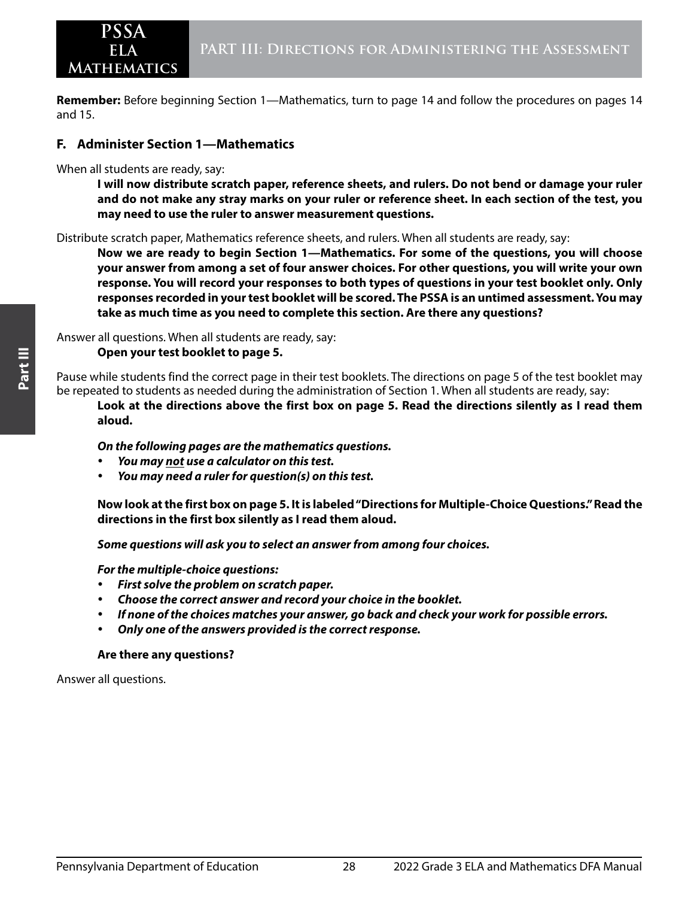**Remember:** Before beginning Section 1—Mathematics, turn to page 14 and follow the procedures on pages 14 and 15.

### F. Administer Section 1—Mathematics

When all students are ready, say:

> **I will now distribute scratch paper, reference sheets, and rulers. Do not bend or damage your ruler and do not make any stray marks on your ruler or reference sheet. In each section of the test, you may need to use the ruler to answer measurement questions.**

Distribute scratch paper, Mathematics reference sheets, and rulers. When all students are ready, say:

> **Now we are ready to begin Section 1—Mathematics. For some of the questions, you will choose your answer from among a set of four answer choices. For other questions, you will write your own response. You will record your responses to both types of questions in your test booklet only. Only responses recorded in your test booklet will be scored. The PSSA is an untimed assessment. You may take as much time as you need to complete this section. Are there any questions?**

Answer all questions. When all students are ready, say:

> **Open your test booklet to page 5.**

Pause while students find the correct page in their test booklets. The directions on page 5 of the test booklet may be repeated to students as needed during the administration of Section 1. When all students are ready, say:

> **Look at the directions above the first box on page 5. Read the directions silently as I read them aloud.**
>
> ***On the following pages are the mathematics questions.***
>
> - ***You may <u>not</u> use a calculator on this test.***
> - ***You may need a ruler for question(s) on this test.***
>
> **Now look at the first box on page 5. It is labeled "Directions for Multiple-Choice Questions." Read the directions in the first box silently as I read them aloud.**
>
> ***Some questions will ask you to select an answer from among four choices.***
>
> ***For the multiple-choice questions:***
>
> - ***First solve the problem on scratch paper.***
> - ***Choose the correct answer and record your choice in the booklet.***
> - ***If none of the choices matches your answer, go back and check your work for possible errors.***
> - ***Only one of the answers provided is the correct response.***
>
> **Are there any questions?**

Answer all questions.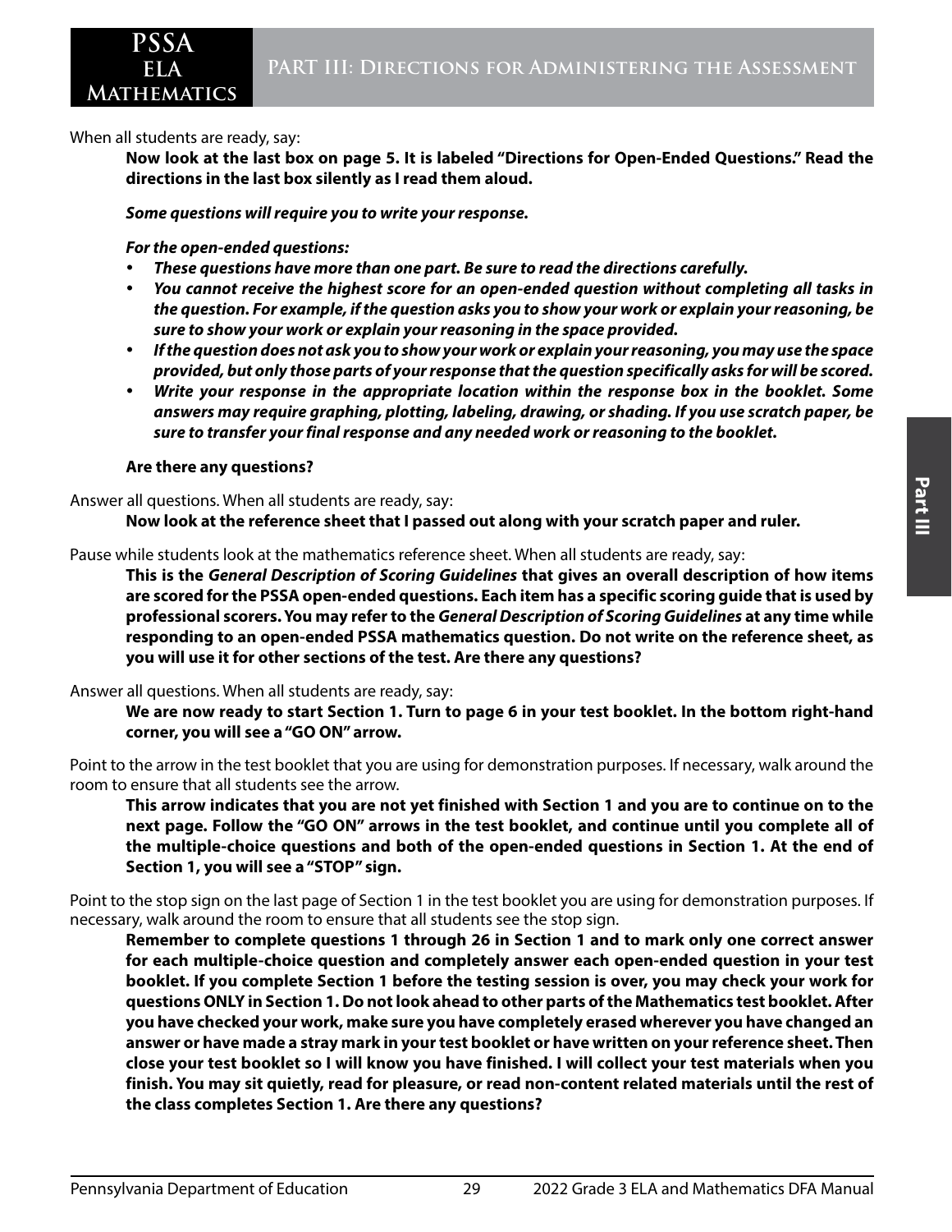When all students are ready, say:

**Now look at the last box on page 5. It is labeled "Directions for Open-Ended Questions." Read the directions in the last box silently as I read them aloud.**

***Some questions will require you to write your response.***

***For the open-ended questions:***

- ***These questions have more than one part. Be sure to read the directions carefully.***
- ***You cannot receive the highest score for an open-ended question without completing all tasks in the question. For example, if the question asks you to show your work or explain your reasoning, be sure to show your work or explain your reasoning in the space provided.***
- ***If the question does not ask you to show your work or explain your reasoning, you may use the space provided, but only those parts of your response that the question specifically asks for will be scored.***
- ***Write your response in the appropriate location within the response box in the booklet. Some answers may require graphing, plotting, labeling, drawing, or shading. If you use scratch paper, be sure to transfer your final response and any needed work or reasoning to the booklet.***

**Are there any questions?**

Answer all questions. When all students are ready, say:

**Now look at the reference sheet that I passed out along with your scratch paper and ruler.**

Pause while students look at the mathematics reference sheet. When all students are ready, say:

**This is the *General Description of Scoring Guidelines* that gives an overall description of how items are scored for the PSSA open-ended questions. Each item has a specific scoring guide that is used by professional scorers. You may refer to the *General Description of Scoring Guidelines* at any time while responding to an open-ended PSSA mathematics question. Do not write on the reference sheet, as you will use it for other sections of the test. Are there any questions?**

Answer all questions. When all students are ready, say:

**We are now ready to start Section 1. Turn to page 6 in your test booklet. In the bottom right-hand corner, you will see a "GO ON" arrow.**

Point to the arrow in the test booklet that you are using for demonstration purposes. If necessary, walk around the room to ensure that all students see the arrow.

**This arrow indicates that you are not yet finished with Section 1 and you are to continue on to the next page. Follow the "GO ON" arrows in the test booklet, and continue until you complete all of the multiple-choice questions and both of the open-ended questions in Section 1. At the end of Section 1, you will see a "STOP" sign.**

Point to the stop sign on the last page of Section 1 in the test booklet you are using for demonstration purposes. If necessary, walk around the room to ensure that all students see the stop sign.

**Remember to complete questions 1 through 26 in Section 1 and to mark only one correct answer for each multiple-choice question and completely answer each open-ended question in your test booklet. If you complete Section 1 before the testing session is over, you may check your work for questions ONLY in Section 1. Do not look ahead to other parts of the Mathematics test booklet. After you have checked your work, make sure you have completely erased wherever you have changed an answer or have made a stray mark in your test booklet or have written on your reference sheet. Then close your test booklet so I will know you have finished. I will collect your test materials when you finish. You may sit quietly, read for pleasure, or read non-content related materials until the rest of the class completes Section 1. Are there any questions?**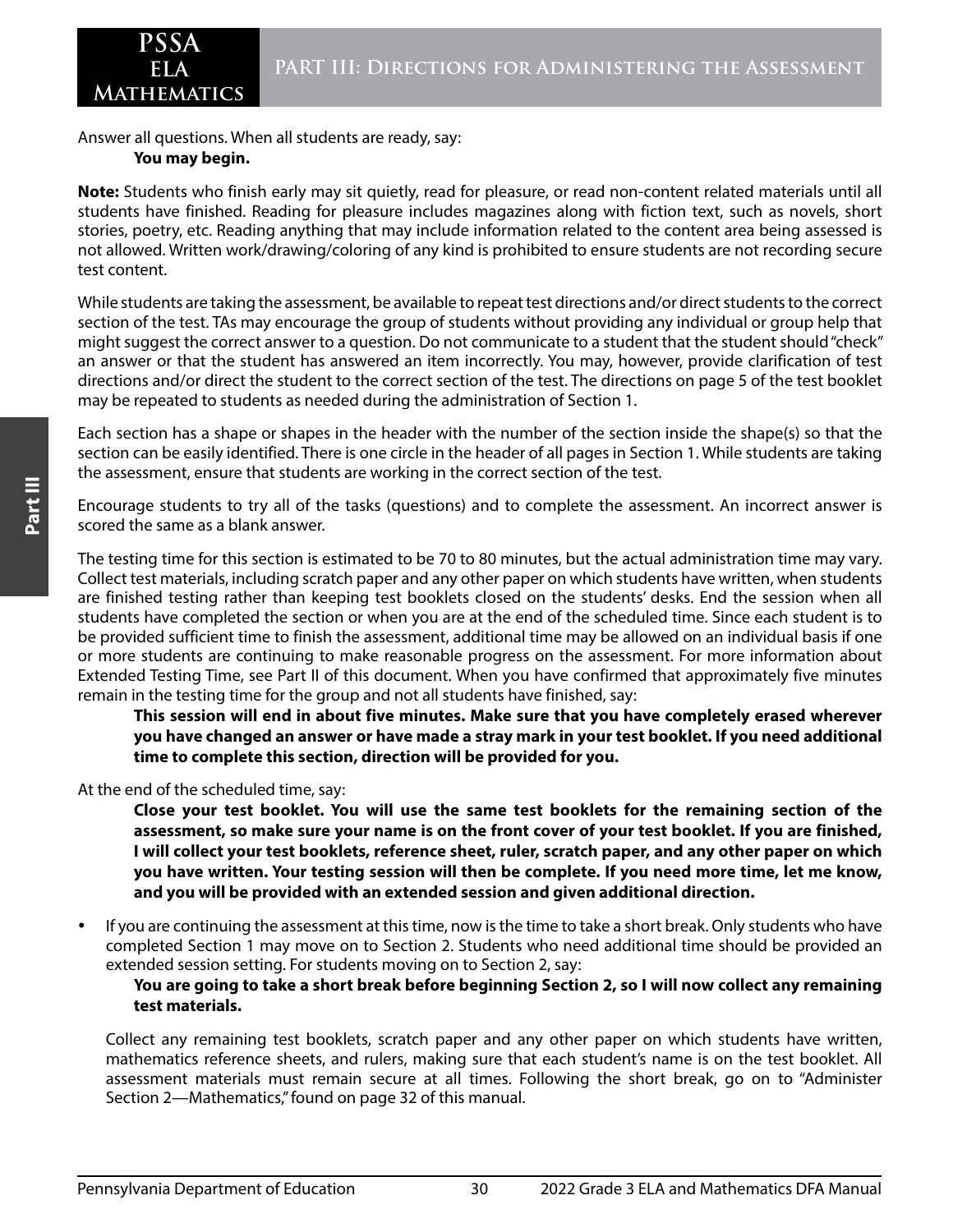Answer all questions. When all students are ready, say:

**You may begin.**

**Note:** Students who finish early may sit quietly, read for pleasure, or read non-content related materials until all students have finished. Reading for pleasure includes magazines along with fiction text, such as novels, short stories, poetry, etc. Reading anything that may include information related to the content area being assessed is not allowed. Written work/drawing/coloring of any kind is prohibited to ensure students are not recording secure test content.

While students are taking the assessment, be available to repeat test directions and/or direct students to the correct section of the test. TAs may encourage the group of students without providing any individual or group help that might suggest the correct answer to a question. Do not communicate to a student that the student should "check" an answer or that the student has answered an item incorrectly. You may, however, provide clarification of test directions and/or direct the student to the correct section of the test. The directions on page 5 of the test booklet may be repeated to students as needed during the administration of Section 1.

Each section has a shape or shapes in the header with the number of the section inside the shape(s) so that the section can be easily identified. There is one circle in the header of all pages in Section 1. While students are taking the assessment, ensure that students are working in the correct section of the test.

Encourage students to try all of the tasks (questions) and to complete the assessment. An incorrect answer is scored the same as a blank answer.

The testing time for this section is estimated to be 70 to 80 minutes, but the actual administration time may vary. Collect test materials, including scratch paper and any other paper on which students have written, when students are finished testing rather than keeping test booklets closed on the students' desks. End the session when all students have completed the section or when you are at the end of the scheduled time. Since each student is to be provided sufficient time to finish the assessment, additional time may be allowed on an individual basis if one or more students are continuing to make reasonable progress on the assessment. For more information about Extended Testing Time, see Part II of this document. When you have confirmed that approximately five minutes remain in the testing time for the group and not all students have finished, say:

**This session will end in about five minutes. Make sure that you have completely erased wherever you have changed an answer or have made a stray mark in your test booklet. If you need additional time to complete this section, direction will be provided for you.**

At the end of the scheduled time, say:

**Close your test booklet. You will use the same test booklets for the remaining section of the assessment, so make sure your name is on the front cover of your test booklet. If you are finished, I will collect your test booklets, reference sheet, ruler, scratch paper, and any other paper on which you have written. Your testing session will then be complete. If you need more time, let me know, and you will be provided with an extended session and given additional direction.**

- If you are continuing the assessment at this time, now is the time to take a short break. Only students who have completed Section 1 may move on to Section 2. Students who need additional time should be provided an extended session setting. For students moving on to Section 2, say:

  **You are going to take a short break before beginning Section 2, so I will now collect any remaining test materials.**

  Collect any remaining test booklets, scratch paper and any other paper on which students have written, mathematics reference sheets, and rulers, making sure that each student's name is on the test booklet. All assessment materials must remain secure at all times. Following the short break, go on to "Administer Section 2—Mathematics," found on page 32 of this manual.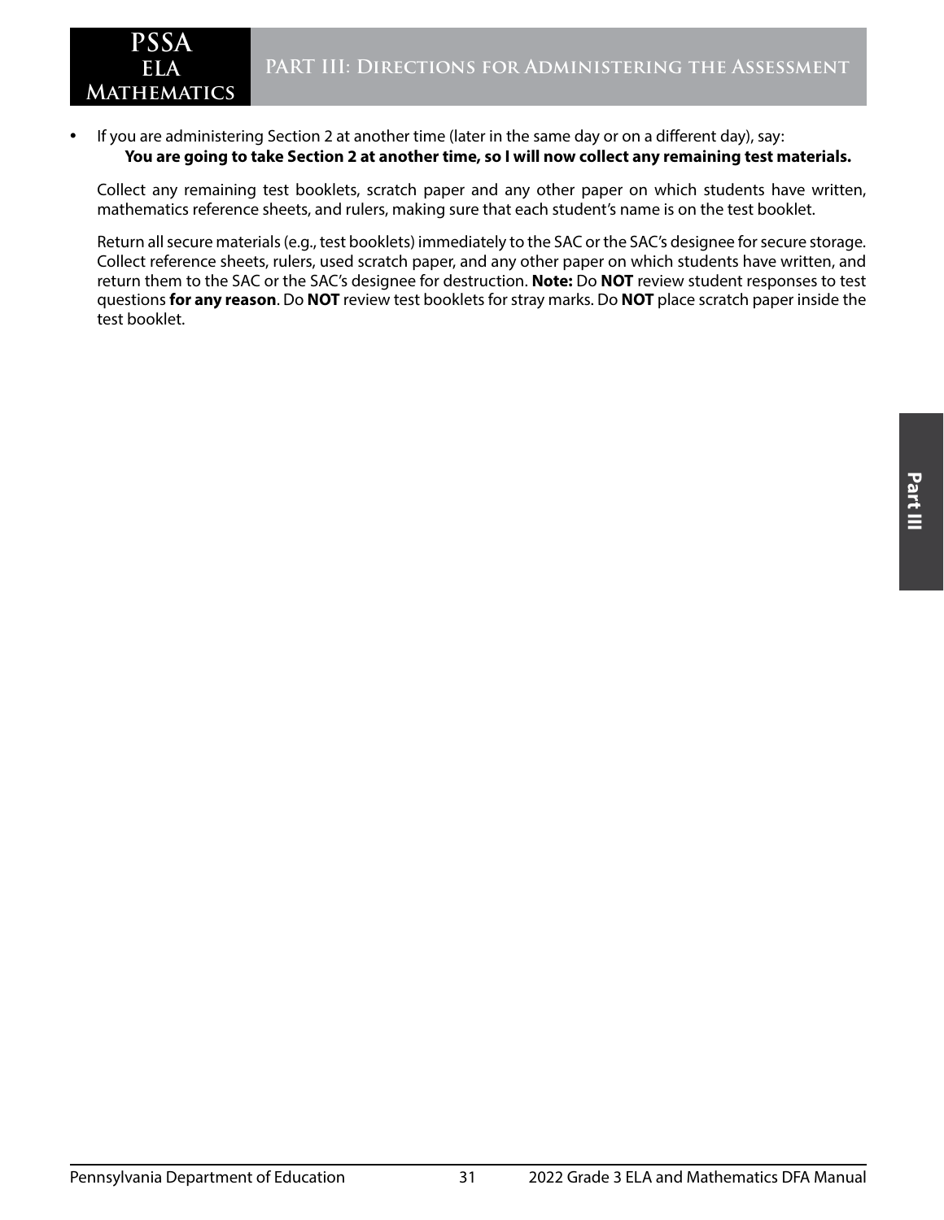- If you are administering Section 2 at another time (later in the same day or on a different day), say:

  **You are going to take Section 2 at another time, so I will now collect any remaining test materials.**

Collect any remaining test booklets, scratch paper and any other paper on which students have written, mathematics reference sheets, and rulers, making sure that each student's name is on the test booklet.

Return all secure materials (e.g., test booklets) immediately to the SAC or the SAC's designee for secure storage. Collect reference sheets, rulers, used scratch paper, and any other paper on which students have written, and return them to the SAC or the SAC's designee for destruction. **Note:** Do **NOT** review student responses to test questions **for any reason**. Do **NOT** review test booklets for stray marks. Do **NOT** place scratch paper inside the test booklet.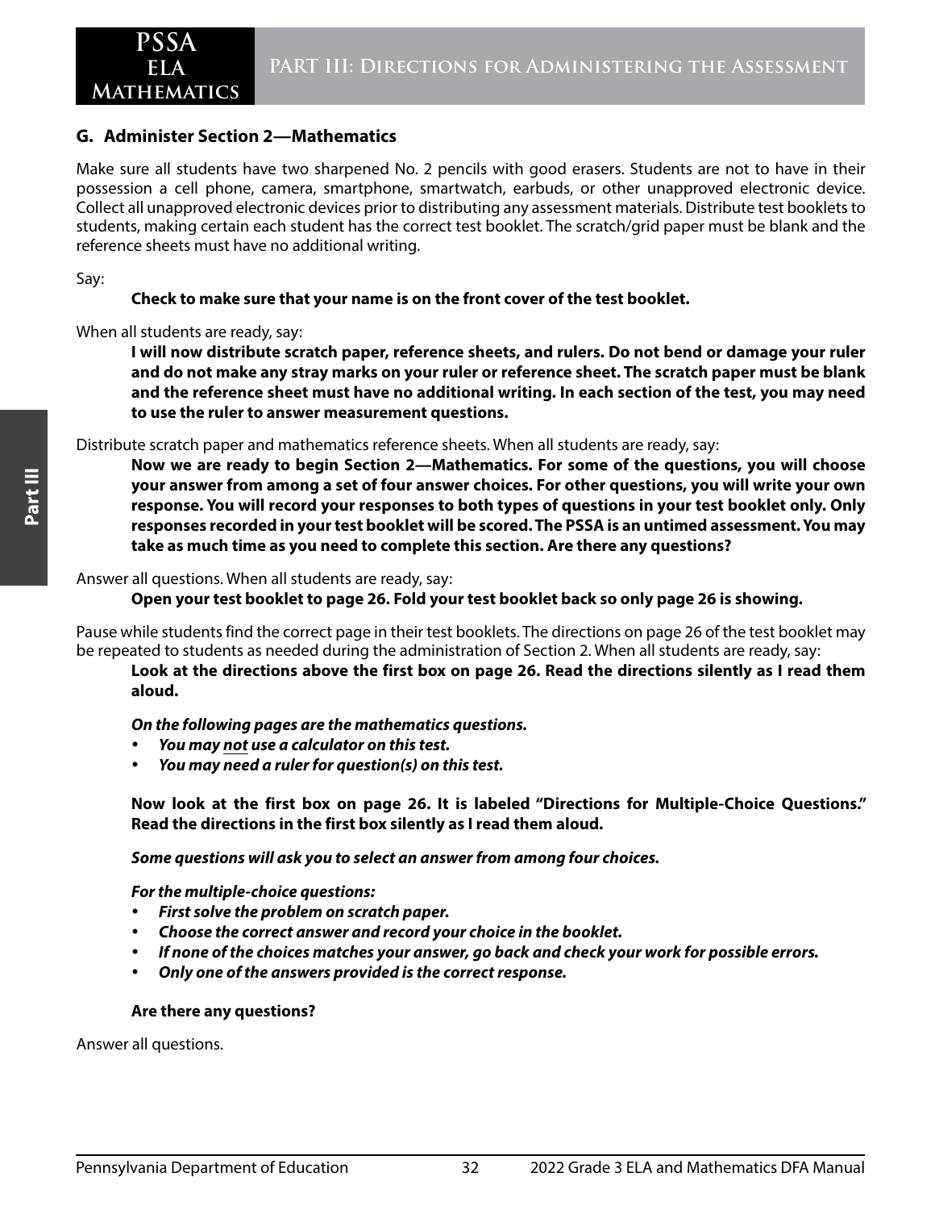## G. Administer Section 2—Mathematics

Make sure all students have two sharpened No. 2 pencils with good erasers. Students are not to have in their possession a cell phone, camera, smartphone, smartwatch, earbuds, or other unapproved electronic device. Collect all unapproved electronic devices prior to distributing any assessment materials. Distribute test booklets to students, making certain each student has the correct test booklet. The scratch/grid paper must be blank and the reference sheets must have no additional writing.

Say:

> **Check to make sure that your name is on the front cover of the test booklet.**

When all students are ready, say:

> **I will now distribute scratch paper, reference sheets, and rulers. Do not bend or damage your ruler and do not make any stray marks on your ruler or reference sheet. The scratch paper must be blank and the reference sheet must have no additional writing. In each section of the test, you may need to use the ruler to answer measurement questions.**

Distribute scratch paper and mathematics reference sheets. When all students are ready, say:

> **Now we are ready to begin Section 2—Mathematics. For some of the questions, you will choose your answer from among a set of four answer choices. For other questions, you will write your own response. You will record your responses to both types of questions in your test booklet only. Only responses recorded in your test booklet will be scored. The PSSA is an untimed assessment. You may take as much time as you need to complete this section. Are there any questions?**

Answer all questions. When all students are ready, say:

> **Open your test booklet to page 26. Fold your test booklet back so only page 26 is showing.**

Pause while students find the correct page in their test booklets. The directions on page 26 of the test booklet may be repeated to students as needed during the administration of Section 2. When all students are ready, say:

> **Look at the directions above the first box on page 26. Read the directions silently as I read them aloud.**
>
> ***On the following pages are the mathematics questions.***
>
> - ***You may <u>not</u> use a calculator on this test.***
> - ***You may need a ruler for question(s) on this test.***
>
> **Now look at the first box on page 26. It is labeled "Directions for Multiple-Choice Questions." Read the directions in the first box silently as I read them aloud.**
>
> ***Some questions will ask you to select an answer from among four choices.***
>
> ***For the multiple-choice questions:***
>
> - ***First solve the problem on scratch paper.***
> - ***Choose the correct answer and record your choice in the booklet.***
> - ***If none of the choices matches your answer, go back and check your work for possible errors.***
> - ***Only one of the answers provided is the correct response.***
>
> **Are there any questions?**

Answer all questions.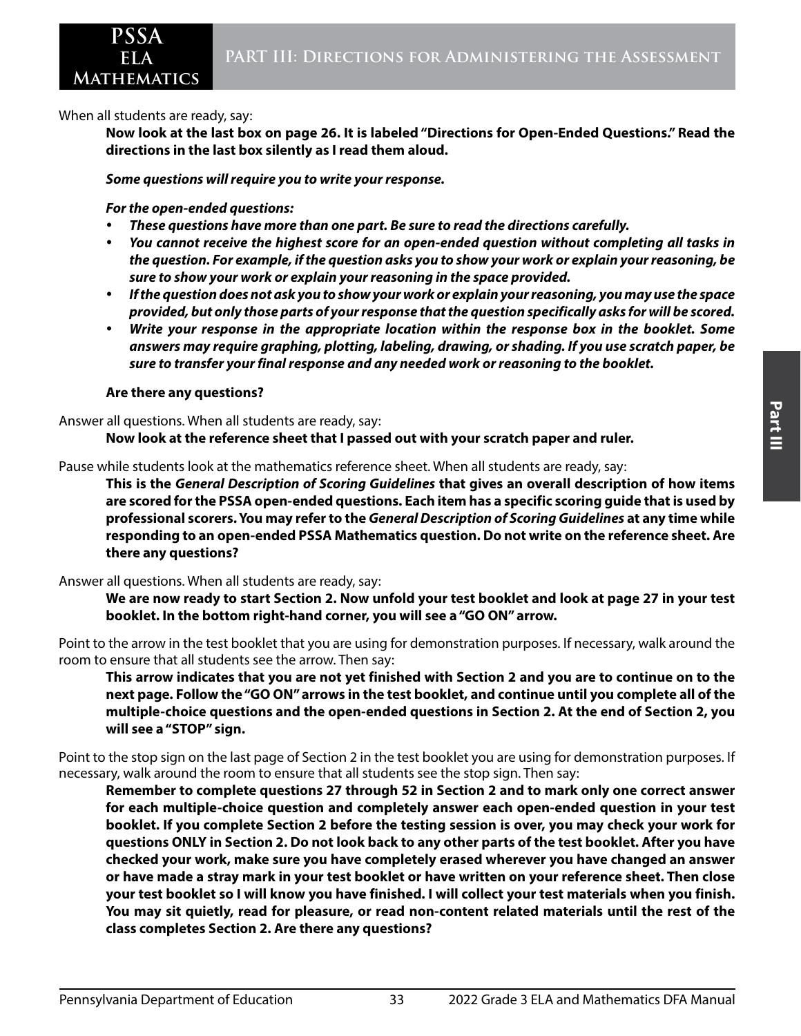When all students are ready, say:

> **Now look at the last box on page 26. It is labeled "Directions for Open-Ended Questions." Read the directions in the last box silently as I read them aloud.**
>
> ***Some questions will require you to write your response.***
>
> ***For the open-ended questions:***
>
> - ***These questions have more than one part. Be sure to read the directions carefully.***
> - ***You cannot receive the highest score for an open-ended question without completing all tasks in the question. For example, if the question asks you to show your work or explain your reasoning, be sure to show your work or explain your reasoning in the space provided.***
> - ***If the question does not ask you to show your work or explain your reasoning, you may use the space provided, but only those parts of your response that the question specifically asks for will be scored.***
> - ***Write your response in the appropriate location within the response box in the booklet. Some answers may require graphing, plotting, labeling, drawing, or shading. If you use scratch paper, be sure to transfer your final response and any needed work or reasoning to the booklet.***
>
> **Are there any questions?**

Answer all questions. When all students are ready, say:

> **Now look at the reference sheet that I passed out with your scratch paper and ruler.**

Pause while students look at the mathematics reference sheet. When all students are ready, say:

> **This is the *General Description of Scoring Guidelines* that gives an overall description of how items are scored for the PSSA open-ended questions. Each item has a specific scoring guide that is used by professional scorers. You may refer to the *General Description of Scoring Guidelines* at any time while responding to an open-ended PSSA Mathematics question. Do not write on the reference sheet. Are there any questions?**

Answer all questions. When all students are ready, say:

> **We are now ready to start Section 2. Now unfold your test booklet and look at page 27 in your test booklet. In the bottom right-hand corner, you will see a "GO ON" arrow.**

Point to the arrow in the test booklet that you are using for demonstration purposes. If necessary, walk around the room to ensure that all students see the arrow. Then say:

> **This arrow indicates that you are not yet finished with Section 2 and you are to continue on to the next page. Follow the "GO ON" arrows in the test booklet, and continue until you complete all of the multiple-choice questions and the open-ended questions in Section 2. At the end of Section 2, you will see a "STOP" sign.**

Point to the stop sign on the last page of Section 2 in the test booklet you are using for demonstration purposes. If necessary, walk around the room to ensure that all students see the stop sign. Then say:

> **Remember to complete questions 27 through 52 in Section 2 and to mark only one correct answer for each multiple-choice question and completely answer each open-ended question in your test booklet. If you complete Section 2 before the testing session is over, you may check your work for questions ONLY in Section 2. Do not look back to any other parts of the test booklet. After you have checked your work, make sure you have completely erased wherever you have changed an answer or have made a stray mark in your test booklet or have written on your reference sheet. Then close your test booklet so I will know you have finished. I will collect your test materials when you finish. You may sit quietly, read for pleasure, or read non-content related materials until the rest of the class completes Section 2. Are there any questions?**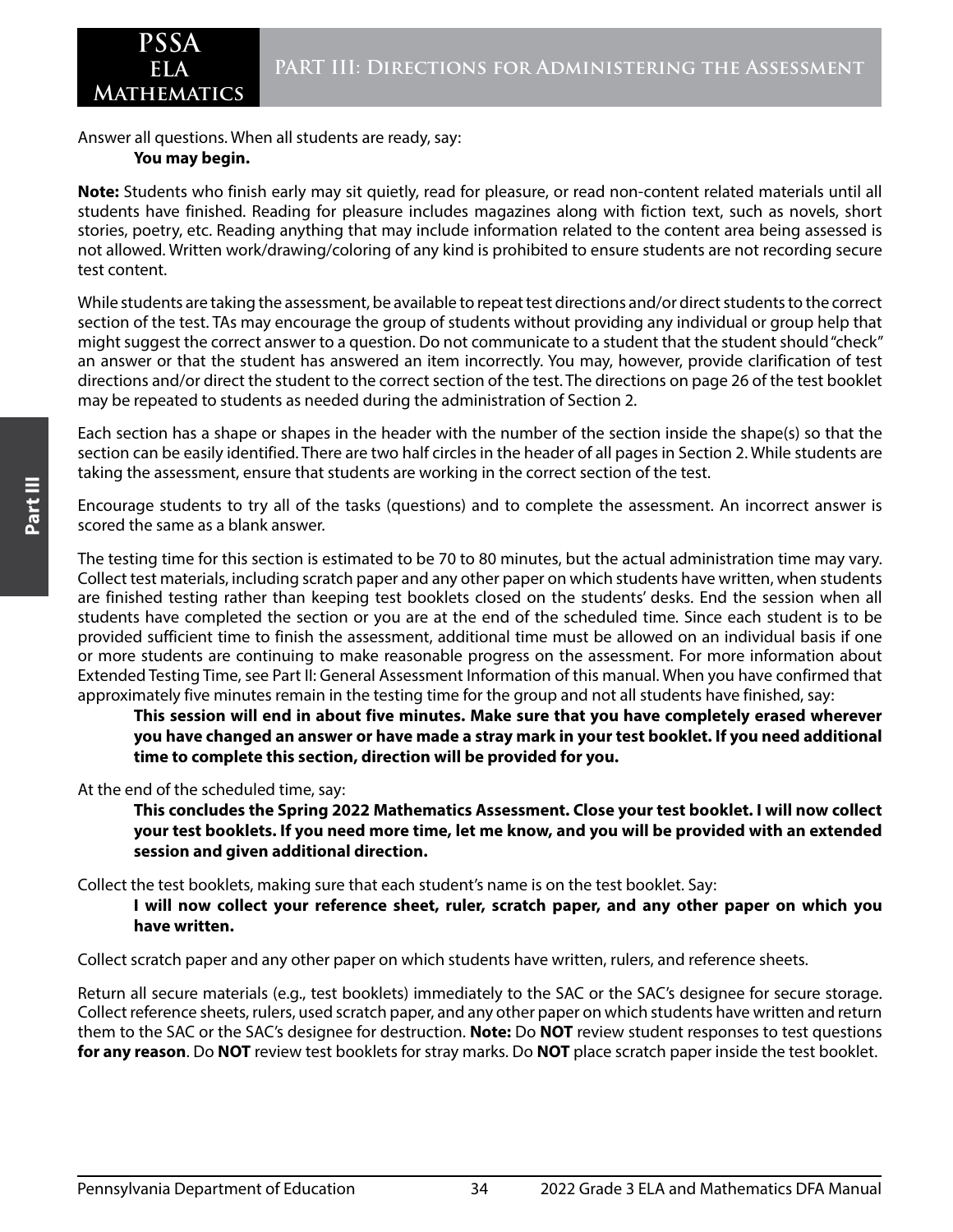Answer all questions. When all students are ready, say:

**You may begin.**

**Note:** Students who finish early may sit quietly, read for pleasure, or read non-content related materials until all students have finished. Reading for pleasure includes magazines along with fiction text, such as novels, short stories, poetry, etc. Reading anything that may include information related to the content area being assessed is not allowed. Written work/drawing/coloring of any kind is prohibited to ensure students are not recording secure test content.

While students are taking the assessment, be available to repeat test directions and/or direct students to the correct section of the test. TAs may encourage the group of students without providing any individual or group help that might suggest the correct answer to a question. Do not communicate to a student that the student should "check" an answer or that the student has answered an item incorrectly. You may, however, provide clarification of test directions and/or direct the student to the correct section of the test. The directions on page 26 of the test booklet may be repeated to students as needed during the administration of Section 2.

Each section has a shape or shapes in the header with the number of the section inside the shape(s) so that the section can be easily identified. There are two half circles in the header of all pages in Section 2. While students are taking the assessment, ensure that students are working in the correct section of the test.

Encourage students to try all of the tasks (questions) and to complete the assessment. An incorrect answer is scored the same as a blank answer.

The testing time for this section is estimated to be 70 to 80 minutes, but the actual administration time may vary. Collect test materials, including scratch paper and any other paper on which students have written, when students are finished testing rather than keeping test booklets closed on the students' desks. End the session when all students have completed the section or you are at the end of the scheduled time. Since each student is to be provided sufficient time to finish the assessment, additional time must be allowed on an individual basis if one or more students are continuing to make reasonable progress on the assessment. For more information about Extended Testing Time, see Part II: General Assessment Information of this manual. When you have confirmed that approximately five minutes remain in the testing time for the group and not all students have finished, say:

**This session will end in about five minutes. Make sure that you have completely erased wherever you have changed an answer or have made a stray mark in your test booklet. If you need additional time to complete this section, direction will be provided for you.**

At the end of the scheduled time, say:

**This concludes the Spring 2022 Mathematics Assessment. Close your test booklet. I will now collect your test booklets. If you need more time, let me know, and you will be provided with an extended session and given additional direction.**

Collect the test booklets, making sure that each student's name is on the test booklet. Say:

**I will now collect your reference sheet, ruler, scratch paper, and any other paper on which you have written.**

Collect scratch paper and any other paper on which students have written, rulers, and reference sheets.

Return all secure materials (e.g., test booklets) immediately to the SAC or the SAC's designee for secure storage. Collect reference sheets, rulers, used scratch paper, and any other paper on which students have written and return them to the SAC or the SAC's designee for destruction. **Note:** Do **NOT** review student responses to test questions **for any reason**. Do **NOT** review test booklets for stray marks. Do **NOT** place scratch paper inside the test booklet.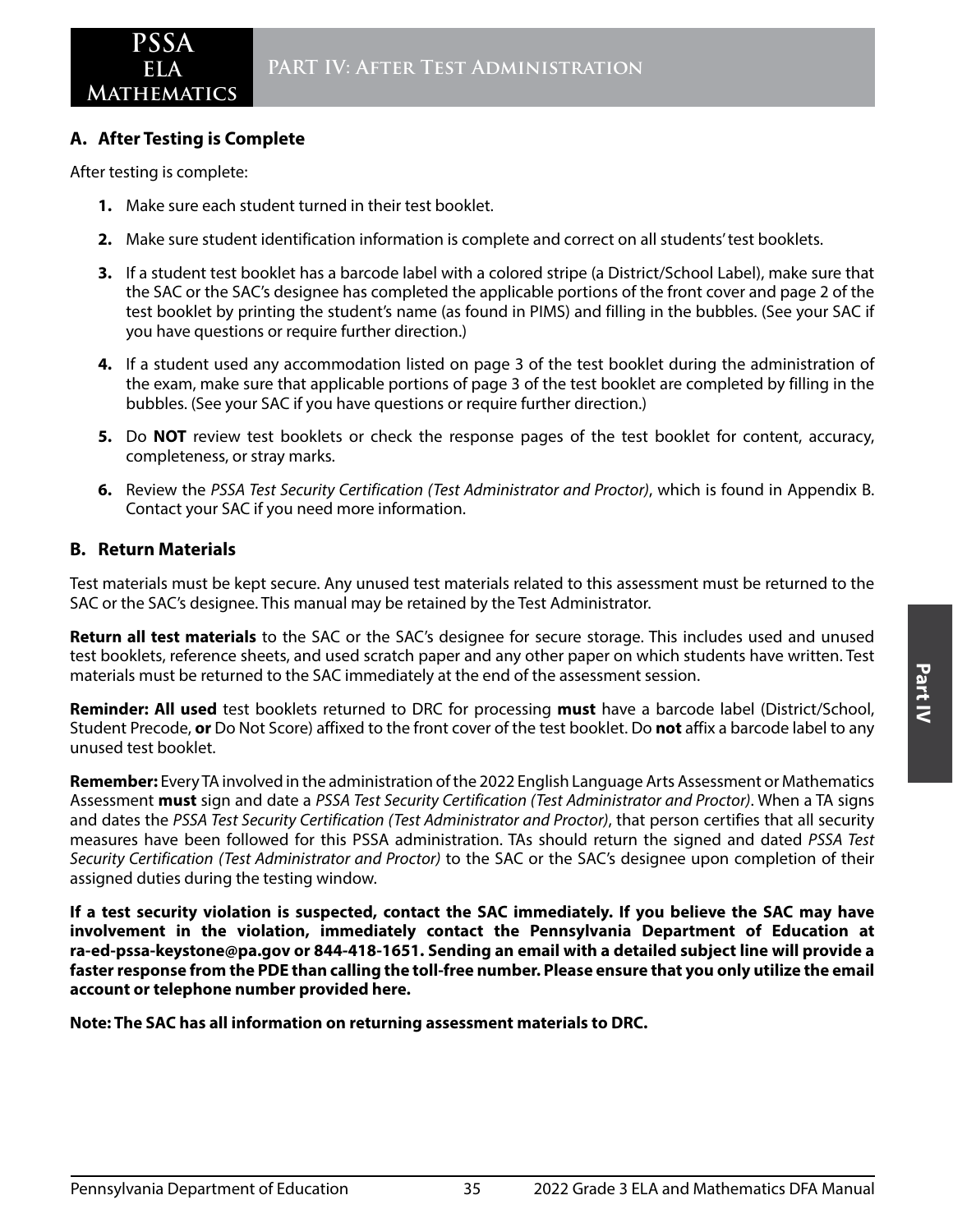## A. After Testing is Complete

After testing is complete:

1. Make sure each student turned in their test booklet.
2. Make sure student identification information is complete and correct on all students' test booklets.
3. If a student test booklet has a barcode label with a colored stripe (a District/School Label), make sure that the SAC or the SAC's designee has completed the applicable portions of the front cover and page 2 of the test booklet by printing the student's name (as found in PIMS) and filling in the bubbles. (See your SAC if you have questions or require further direction.)
4. If a student used any accommodation listed on page 3 of the test booklet during the administration of the exam, make sure that applicable portions of page 3 of the test booklet are completed by filling in the bubbles. (See your SAC if you have questions or require further direction.)
5. Do **NOT** review test booklets or check the response pages of the test booklet for content, accuracy, completeness, or stray marks.
6. Review the *PSSA Test Security Certification (Test Administrator and Proctor)*, which is found in Appendix B. Contact your SAC if you need more information.

## B. Return Materials

Test materials must be kept secure. Any unused test materials related to this assessment must be returned to the SAC or the SAC's designee. This manual may be retained by the Test Administrator.

**Return all test materials** to the SAC or the SAC's designee for secure storage. This includes used and unused test booklets, reference sheets, and used scratch paper and any other paper on which students have written. Test materials must be returned to the SAC immediately at the end of the assessment session.

**Reminder: All used** test booklets returned to DRC for processing **must** have a barcode label (District/School, Student Precode, **or** Do Not Score) affixed to the front cover of the test booklet. Do **not** affix a barcode label to any unused test booklet.

**Remember:** Every TA involved in the administration of the 2022 English Language Arts Assessment or Mathematics Assessment **must** sign and date a *PSSA Test Security Certification (Test Administrator and Proctor)*. When a TA signs and dates the *PSSA Test Security Certification (Test Administrator and Proctor)*, that person certifies that all security measures have been followed for this PSSA administration. TAs should return the signed and dated *PSSA Test Security Certification (Test Administrator and Proctor)* to the SAC or the SAC's designee upon completion of their assigned duties during the testing window.

**If a test security violation is suspected, contact the SAC immediately. If you believe the SAC may have involvement in the violation, immediately contact the Pennsylvania Department of Education at ra-ed-pssa-keystone@pa.gov or 844-418-1651. Sending an email with a detailed subject line will provide a faster response from the PDE than calling the toll-free number. Please ensure that you only utilize the email account or telephone number provided here.**

**Note: The SAC has all information on returning assessment materials to DRC.**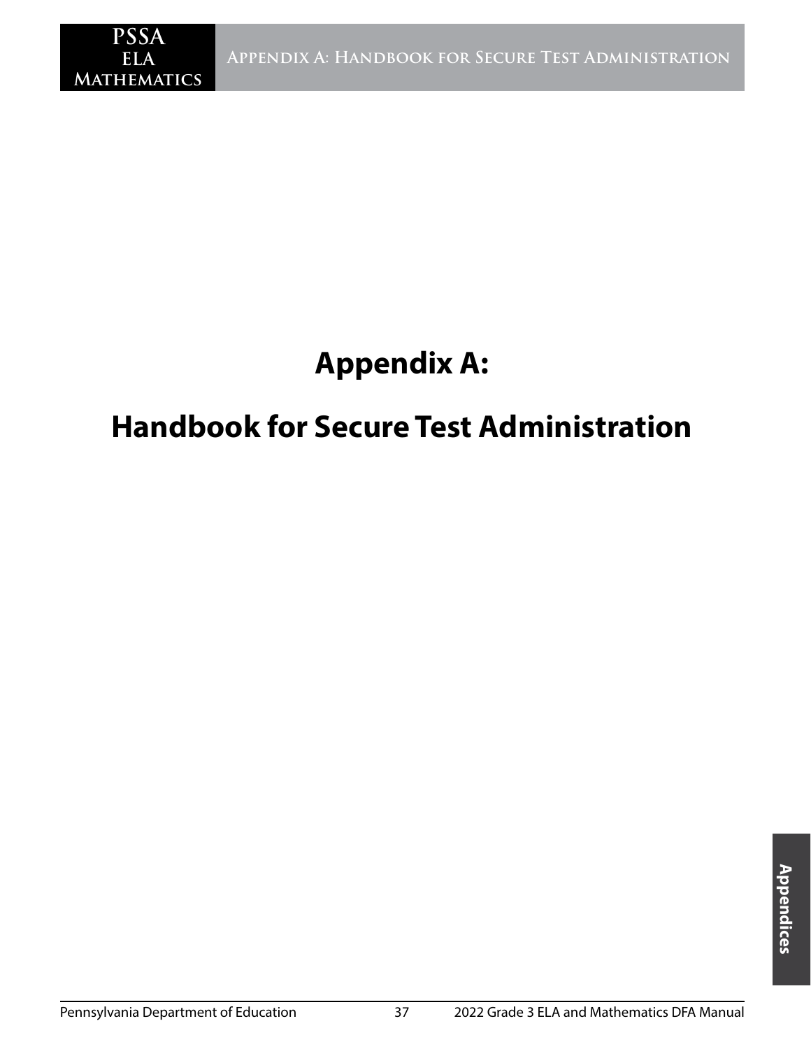# Appendix A:

# Handbook for Secure Test Administration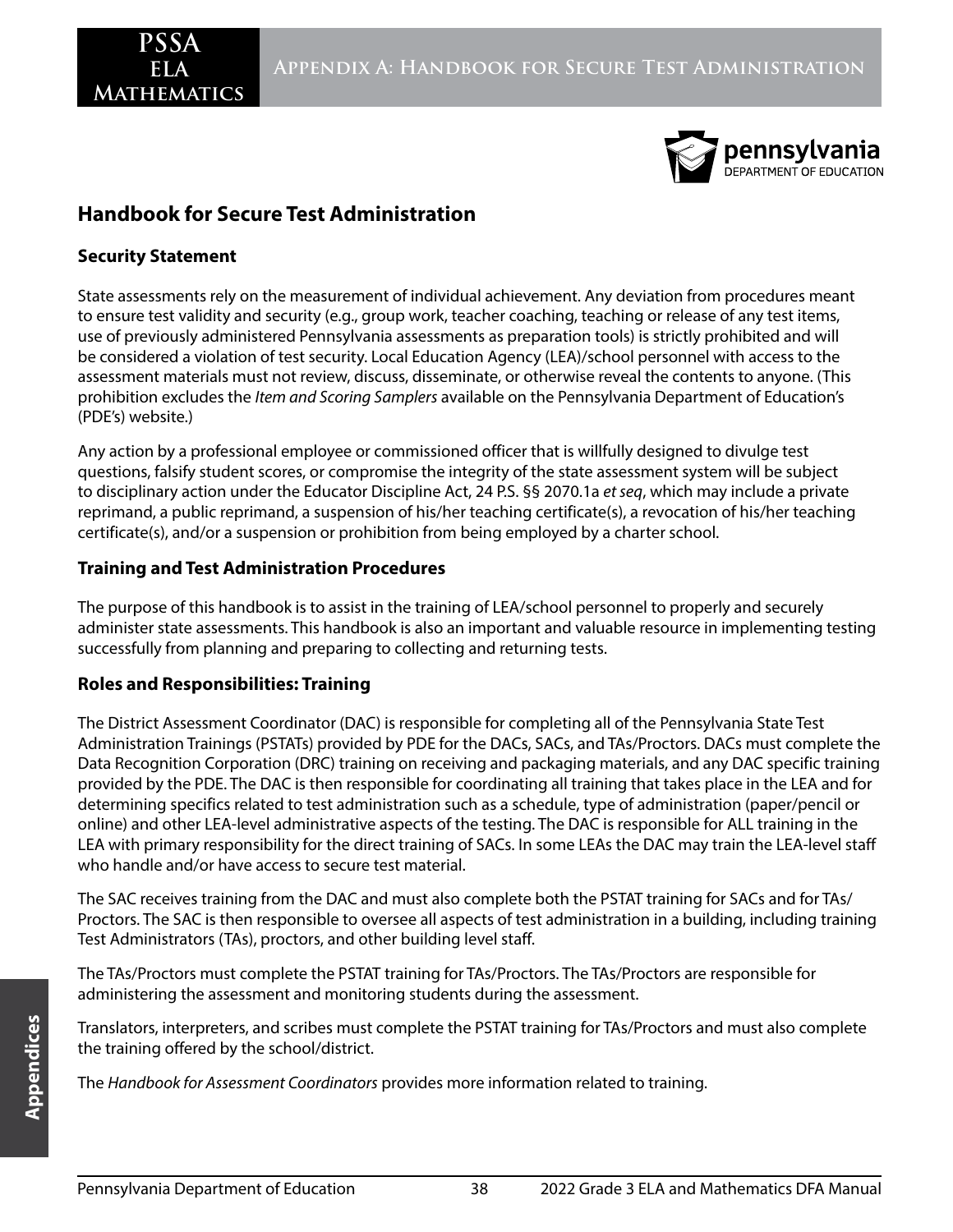## Handbook for Secure Test Administration

### Security Statement

State assessments rely on the measurement of individual achievement. Any deviation from procedures meant to ensure test validity and security (e.g., group work, teacher coaching, teaching or release of any test items, use of previously administered Pennsylvania assessments as preparation tools) is strictly prohibited and will be considered a violation of test security. Local Education Agency (LEA)/school personnel with access to the assessment materials must not review, discuss, disseminate, or otherwise reveal the contents to anyone. (This prohibition excludes the *Item and Scoring Samplers* available on the Pennsylvania Department of Education's (PDE's) website.)

Any action by a professional employee or commissioned officer that is willfully designed to divulge test questions, falsify student scores, or compromise the integrity of the state assessment system will be subject to disciplinary action under the Educator Discipline Act, 24 P.S. §§ 2070.1a *et seq*, which may include a private reprimand, a public reprimand, a suspension of his/her teaching certificate(s), a revocation of his/her teaching certificate(s), and/or a suspension or prohibition from being employed by a charter school.

### Training and Test Administration Procedures

The purpose of this handbook is to assist in the training of LEA/school personnel to properly and securely administer state assessments. This handbook is also an important and valuable resource in implementing testing successfully from planning and preparing to collecting and returning tests.

### Roles and Responsibilities: Training

The District Assessment Coordinator (DAC) is responsible for completing all of the Pennsylvania State Test Administration Trainings (PSTATs) provided by PDE for the DACs, SACs, and TAs/Proctors. DACs must complete the Data Recognition Corporation (DRC) training on receiving and packaging materials, and any DAC specific training provided by the PDE. The DAC is then responsible for coordinating all training that takes place in the LEA and for determining specifics related to test administration such as a schedule, type of administration (paper/pencil or online) and other LEA-level administrative aspects of the testing. The DAC is responsible for ALL training in the LEA with primary responsibility for the direct training of SACs. In some LEAs the DAC may train the LEA-level staff who handle and/or have access to secure test material.

The SAC receives training from the DAC and must also complete both the PSTAT training for SACs and for TAs/Proctors. The SAC is then responsible to oversee all aspects of test administration in a building, including training Test Administrators (TAs), proctors, and other building level staff.

The TAs/Proctors must complete the PSTAT training for TAs/Proctors. The TAs/Proctors are responsible for administering the assessment and monitoring students during the assessment.

Translators, interpreters, and scribes must complete the PSTAT training for TAs/Proctors and must also complete the training offered by the school/district.

The *Handbook for Assessment Coordinators* provides more information related to training.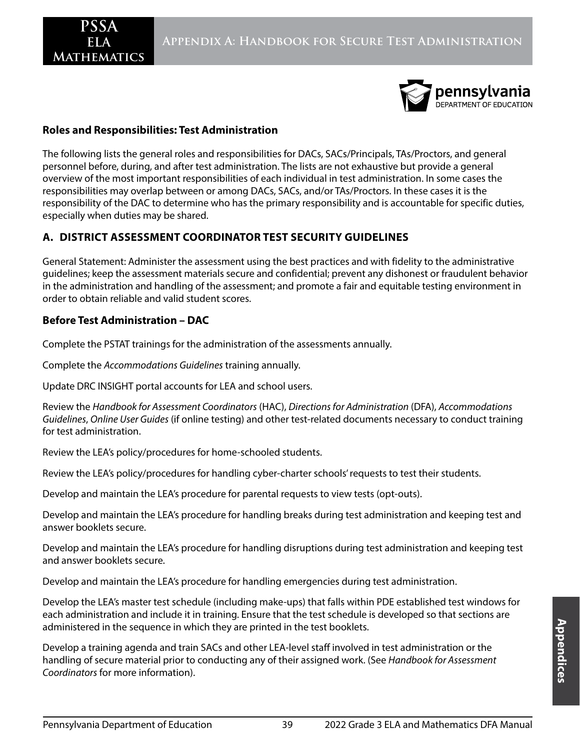## Roles and Responsibilities: Test Administration

The following lists the general roles and responsibilities for DACs, SACs/Principals, TAs/Proctors, and general personnel before, during, and after test administration. The lists are not exhaustive but provide a general overview of the most important responsibilities of each individual in test administration. In some cases the responsibilities may overlap between or among DACs, SACs, and/or TAs/Proctors. In these cases it is the responsibility of the DAC to determine who has the primary responsibility and is accountable for specific duties, especially when duties may be shared.

## A. DISTRICT ASSESSMENT COORDINATOR TEST SECURITY GUIDELINES

General Statement: Administer the assessment using the best practices and with fidelity to the administrative guidelines; keep the assessment materials secure and confidential; prevent any dishonest or fraudulent behavior in the administration and handling of the assessment; and promote a fair and equitable testing environment in order to obtain reliable and valid student scores.

### Before Test Administration – DAC

Complete the PSTAT trainings for the administration of the assessments annually.

Complete the *Accommodations Guidelines* training annually.

Update DRC INSIGHT portal accounts for LEA and school users.

Review the *Handbook for Assessment Coordinators* (HAC), *Directions for Administration* (DFA), *Accommodations Guidelines*, *Online User Guides* (if online testing) and other test-related documents necessary to conduct training for test administration.

Review the LEA's policy/procedures for home-schooled students.

Review the LEA's policy/procedures for handling cyber-charter schools' requests to test their students.

Develop and maintain the LEA's procedure for parental requests to view tests (opt-outs).

Develop and maintain the LEA's procedure for handling breaks during test administration and keeping test and answer booklets secure.

Develop and maintain the LEA's procedure for handling disruptions during test administration and keeping test and answer booklets secure.

Develop and maintain the LEA's procedure for handling emergencies during test administration.

Develop the LEA's master test schedule (including make-ups) that falls within PDE established test windows for each administration and include it in training. Ensure that the test schedule is developed so that sections are administered in the sequence in which they are printed in the test booklets.

Develop a training agenda and train SACs and other LEA-level staff involved in test administration or the handling of secure material prior to conducting any of their assigned work. (See *Handbook for Assessment Coordinators* for more information).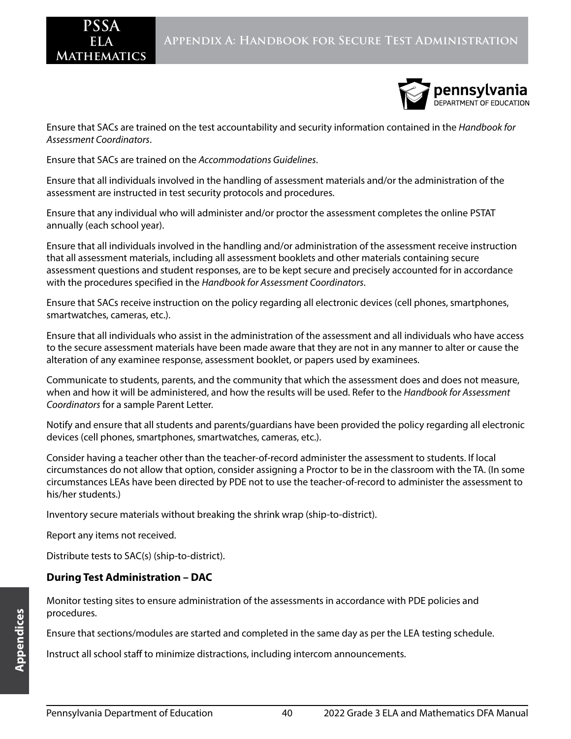Ensure that SACs are trained on the test accountability and security information contained in the *Handbook for Assessment Coordinators*.

Ensure that SACs are trained on the *Accommodations Guidelines*.

Ensure that all individuals involved in the handling of assessment materials and/or the administration of the assessment are instructed in test security protocols and procedures.

Ensure that any individual who will administer and/or proctor the assessment completes the online PSTAT annually (each school year).

Ensure that all individuals involved in the handling and/or administration of the assessment receive instruction that all assessment materials, including all assessment booklets and other materials containing secure assessment questions and student responses, are to be kept secure and precisely accounted for in accordance with the procedures specified in the *Handbook for Assessment Coordinators*.

Ensure that SACs receive instruction on the policy regarding all electronic devices (cell phones, smartphones, smartwatches, cameras, etc.).

Ensure that all individuals who assist in the administration of the assessment and all individuals who have access to the secure assessment materials have been made aware that they are not in any manner to alter or cause the alteration of any examinee response, assessment booklet, or papers used by examinees.

Communicate to students, parents, and the community that which the assessment does and does not measure, when and how it will be administered, and how the results will be used. Refer to the *Handbook for Assessment Coordinators* for a sample Parent Letter.

Notify and ensure that all students and parents/guardians have been provided the policy regarding all electronic devices (cell phones, smartphones, smartwatches, cameras, etc.).

Consider having a teacher other than the teacher-of-record administer the assessment to students. If local circumstances do not allow that option, consider assigning a Proctor to be in the classroom with the TA. (In some circumstances LEAs have been directed by PDE not to use the teacher-of-record to administer the assessment to his/her students.)

Inventory secure materials without breaking the shrink wrap (ship-to-district).

Report any items not received.

Distribute tests to SAC(s) (ship-to-district).

### During Test Administration – DAC

Monitor testing sites to ensure administration of the assessments in accordance with PDE policies and procedures.

Ensure that sections/modules are started and completed in the same day as per the LEA testing schedule.

Instruct all school staff to minimize distractions, including intercom announcements.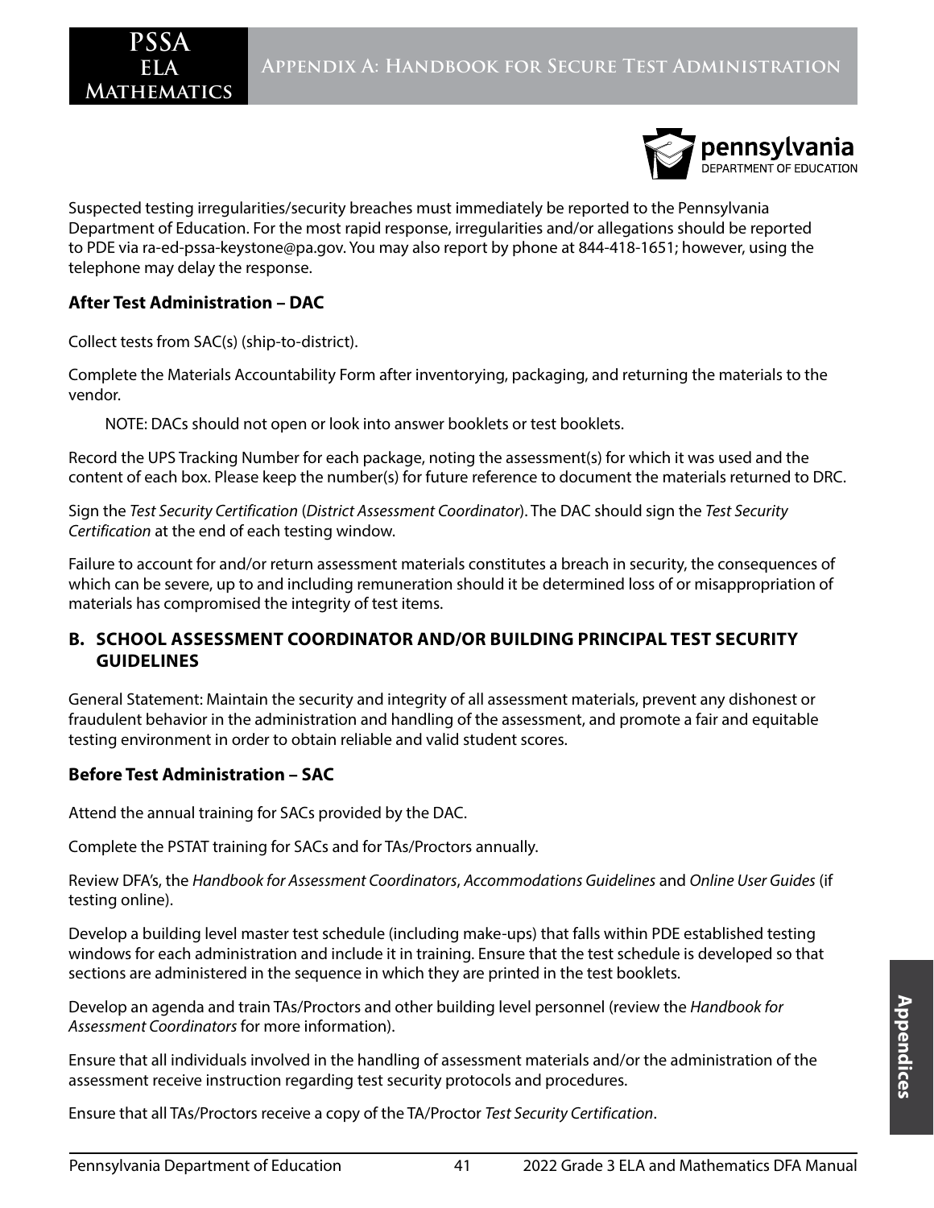Suspected testing irregularities/security breaches must immediately be reported to the Pennsylvania Department of Education. For the most rapid response, irregularities and/or allegations should be reported to PDE via ra-ed-pssa-keystone@pa.gov. You may also report by phone at 844-418-1651; however, using the telephone may delay the response.

### After Test Administration – DAC

Collect tests from SAC(s) (ship-to-district).

Complete the Materials Accountability Form after inventorying, packaging, and returning the materials to the vendor.

NOTE: DACs should not open or look into answer booklets or test booklets.

Record the UPS Tracking Number for each package, noting the assessment(s) for which it was used and the content of each box. Please keep the number(s) for future reference to document the materials returned to DRC.

Sign the *Test Security Certification* (*District Assessment Coordinator*). The DAC should sign the *Test Security Certification* at the end of each testing window.

Failure to account for and/or return assessment materials constitutes a breach in security, the consequences of which can be severe, up to and including remuneration should it be determined loss of or misappropriation of materials has compromised the integrity of test items.

## B. SCHOOL ASSESSMENT COORDINATOR AND/OR BUILDING PRINCIPAL TEST SECURITY GUIDELINES

General Statement: Maintain the security and integrity of all assessment materials, prevent any dishonest or fraudulent behavior in the administration and handling of the assessment, and promote a fair and equitable testing environment in order to obtain reliable and valid student scores.

### Before Test Administration – SAC

Attend the annual training for SACs provided by the DAC.

Complete the PSTAT training for SACs and for TAs/Proctors annually.

Review DFA's, the *Handbook for Assessment Coordinators*, *Accommodations Guidelines* and *Online User Guides* (if testing online).

Develop a building level master test schedule (including make-ups) that falls within PDE established testing windows for each administration and include it in training. Ensure that the test schedule is developed so that sections are administered in the sequence in which they are printed in the test booklets.

Develop an agenda and train TAs/Proctors and other building level personnel (review the *Handbook for Assessment Coordinators* for more information).

Ensure that all individuals involved in the handling of assessment materials and/or the administration of the assessment receive instruction regarding test security protocols and procedures.

Ensure that all TAs/Proctors receive a copy of the TA/Proctor *Test Security Certification*.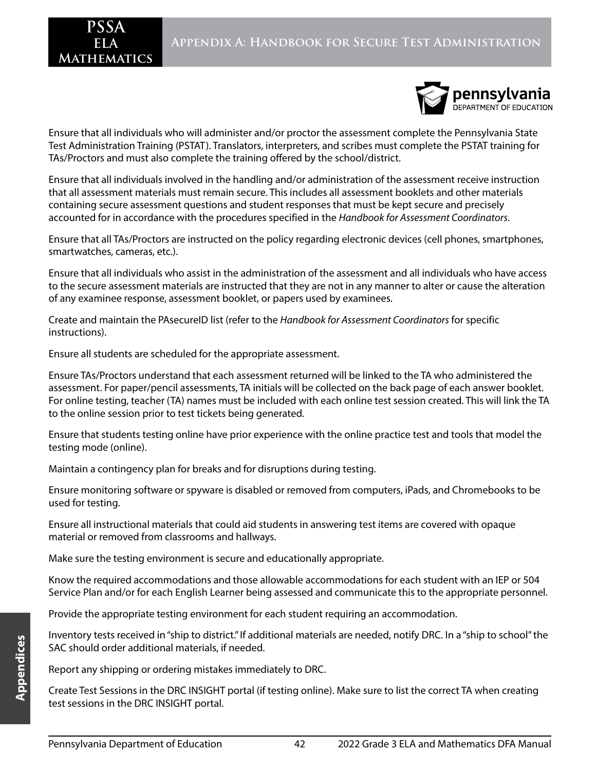Ensure that all individuals who will administer and/or proctor the assessment complete the Pennsylvania State Test Administration Training (PSTAT). Translators, interpreters, and scribes must complete the PSTAT training for TAs/Proctors and must also complete the training offered by the school/district.

Ensure that all individuals involved in the handling and/or administration of the assessment receive instruction that all assessment materials must remain secure. This includes all assessment booklets and other materials containing secure assessment questions and student responses that must be kept secure and precisely accounted for in accordance with the procedures specified in the *Handbook for Assessment Coordinators*.

Ensure that all TAs/Proctors are instructed on the policy regarding electronic devices (cell phones, smartphones, smartwatches, cameras, etc.).

Ensure that all individuals who assist in the administration of the assessment and all individuals who have access to the secure assessment materials are instructed that they are not in any manner to alter or cause the alteration of any examinee response, assessment booklet, or papers used by examinees.

Create and maintain the PAsecureID list (refer to the *Handbook for Assessment Coordinators* for specific instructions).

Ensure all students are scheduled for the appropriate assessment.

Ensure TAs/Proctors understand that each assessment returned will be linked to the TA who administered the assessment. For paper/pencil assessments, TA initials will be collected on the back page of each answer booklet. For online testing, teacher (TA) names must be included with each online test session created. This will link the TA to the online session prior to test tickets being generated.

Ensure that students testing online have prior experience with the online practice test and tools that model the testing mode (online).

Maintain a contingency plan for breaks and for disruptions during testing.

Ensure monitoring software or spyware is disabled or removed from computers, iPads, and Chromebooks to be used for testing.

Ensure all instructional materials that could aid students in answering test items are covered with opaque material or removed from classrooms and hallways.

Make sure the testing environment is secure and educationally appropriate.

Know the required accommodations and those allowable accommodations for each student with an IEP or 504 Service Plan and/or for each English Learner being assessed and communicate this to the appropriate personnel.

Provide the appropriate testing environment for each student requiring an accommodation.

Inventory tests received in "ship to district." If additional materials are needed, notify DRC. In a "ship to school" the SAC should order additional materials, if needed.

Report any shipping or ordering mistakes immediately to DRC.

Create Test Sessions in the DRC INSIGHT portal (if testing online). Make sure to list the correct TA when creating test sessions in the DRC INSIGHT portal.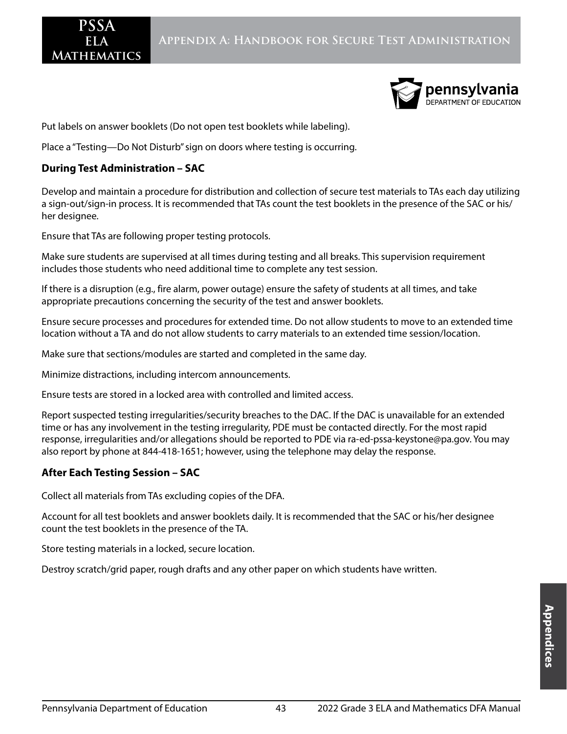Put labels on answer booklets (Do not open test booklets while labeling).

Place a "Testing—Do Not Disturb" sign on doors where testing is occurring.

### During Test Administration – SAC

Develop and maintain a procedure for distribution and collection of secure test materials to TAs each day utilizing a sign-out/sign-in process. It is recommended that TAs count the test booklets in the presence of the SAC or his/her designee.

Ensure that TAs are following proper testing protocols.

Make sure students are supervised at all times during testing and all breaks. This supervision requirement includes those students who need additional time to complete any test session.

If there is a disruption (e.g., fire alarm, power outage) ensure the safety of students at all times, and take appropriate precautions concerning the security of the test and answer booklets.

Ensure secure processes and procedures for extended time. Do not allow students to move to an extended time location without a TA and do not allow students to carry materials to an extended time session/location.

Make sure that sections/modules are started and completed in the same day.

Minimize distractions, including intercom announcements.

Ensure tests are stored in a locked area with controlled and limited access.

Report suspected testing irregularities/security breaches to the DAC. If the DAC is unavailable for an extended time or has any involvement in the testing irregularity, PDE must be contacted directly. For the most rapid response, irregularities and/or allegations should be reported to PDE via ra-ed-pssa-keystone@pa.gov. You may also report by phone at 844-418-1651; however, using the telephone may delay the response.

### After Each Testing Session – SAC

Collect all materials from TAs excluding copies of the DFA.

Account for all test booklets and answer booklets daily. It is recommended that the SAC or his/her designee count the test booklets in the presence of the TA.

Store testing materials in a locked, secure location.

Destroy scratch/grid paper, rough drafts and any other paper on which students have written.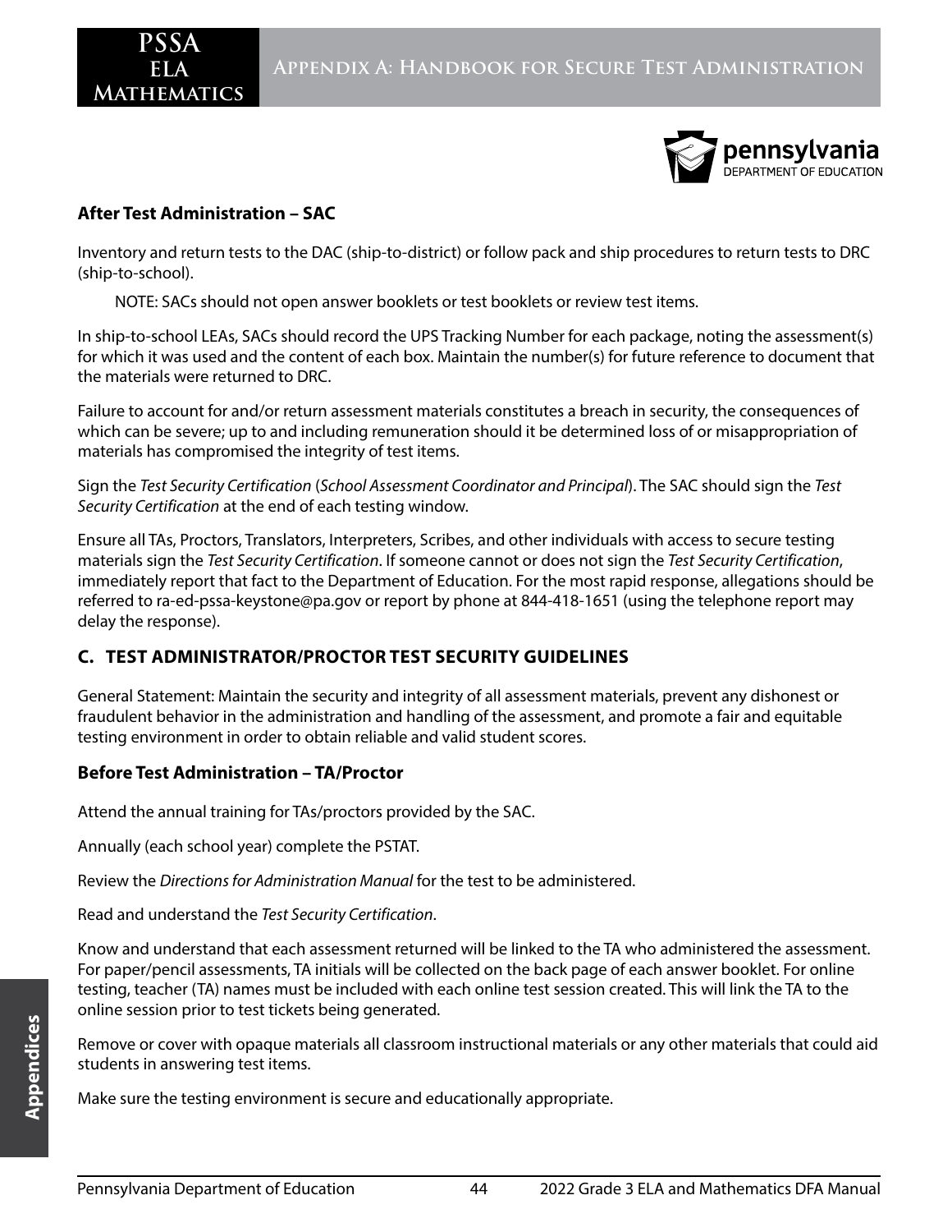**After Test Administration – SAC**

Inventory and return tests to the DAC (ship-to-district) or follow pack and ship procedures to return tests to DRC (ship-to-school).

NOTE: SACs should not open answer booklets or test booklets or review test items.

In ship-to-school LEAs, SACs should record the UPS Tracking Number for each package, noting the assessment(s) for which it was used and the content of each box. Maintain the number(s) for future reference to document that the materials were returned to DRC.

Failure to account for and/or return assessment materials constitutes a breach in security, the consequences of which can be severe; up to and including remuneration should it be determined loss of or misappropriation of materials has compromised the integrity of test items.

Sign the *Test Security Certification* (*School Assessment Coordinator and Principal*). The SAC should sign the *Test Security Certification* at the end of each testing window.

Ensure all TAs, Proctors, Translators, Interpreters, Scribes, and other individuals with access to secure testing materials sign the *Test Security Certification*. If someone cannot or does not sign the *Test Security Certification*, immediately report that fact to the Department of Education. For the most rapid response, allegations should be referred to ra-ed-pssa-keystone@pa.gov or report by phone at 844-418-1651 (using the telephone report may delay the response).

## C. TEST ADMINISTRATOR/PROCTOR TEST SECURITY GUIDELINES

General Statement: Maintain the security and integrity of all assessment materials, prevent any dishonest or fraudulent behavior in the administration and handling of the assessment, and promote a fair and equitable testing environment in order to obtain reliable and valid student scores.

**Before Test Administration – TA/Proctor**

Attend the annual training for TAs/proctors provided by the SAC.

Annually (each school year) complete the PSTAT.

Review the *Directions for Administration Manual* for the test to be administered.

Read and understand the *Test Security Certification*.

Know and understand that each assessment returned will be linked to the TA who administered the assessment. For paper/pencil assessments, TA initials will be collected on the back page of each answer booklet. For online testing, teacher (TA) names must be included with each online test session created. This will link the TA to the online session prior to test tickets being generated.

Remove or cover with opaque materials all classroom instructional materials or any other materials that could aid students in answering test items.

Make sure the testing environment is secure and educationally appropriate.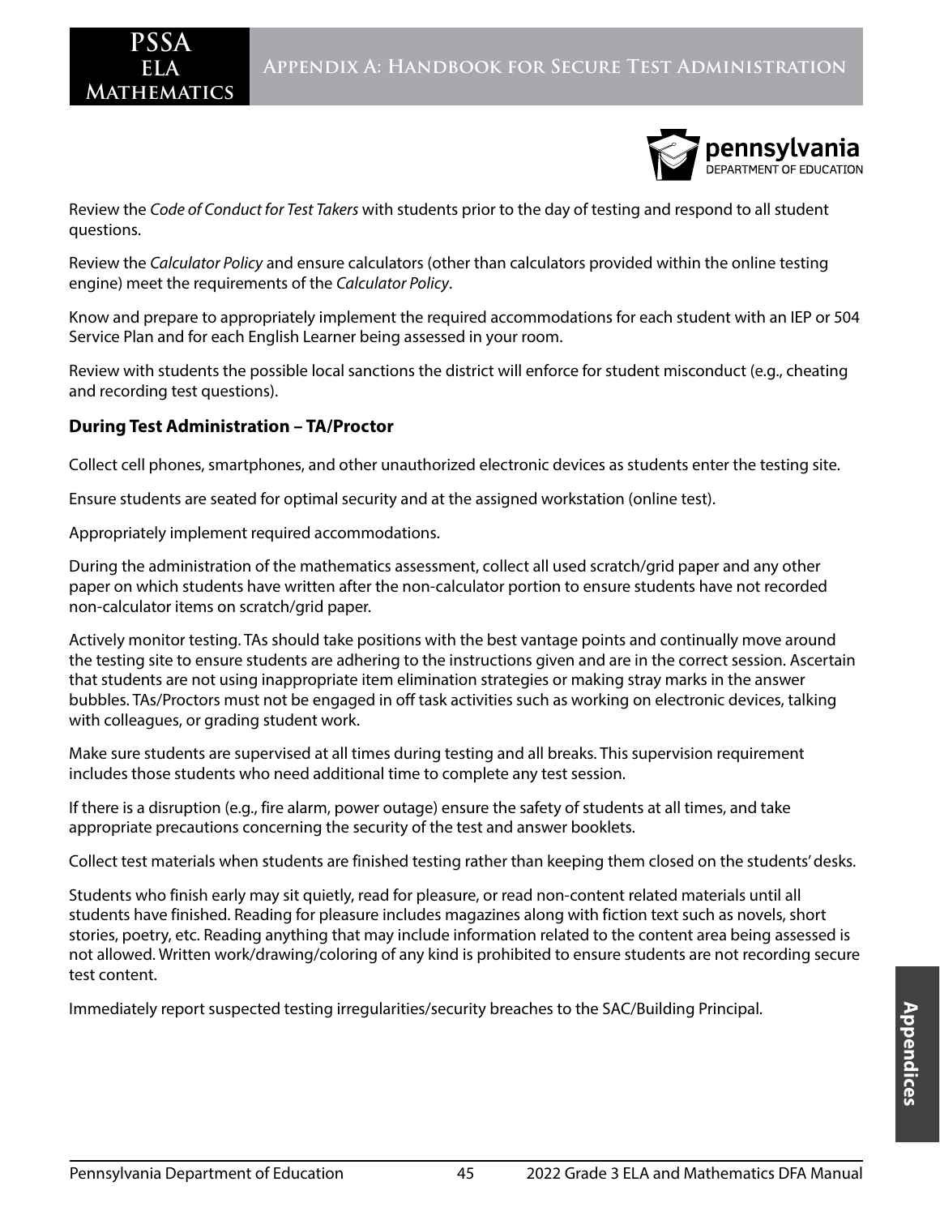Review the *Code of Conduct for Test Takers* with students prior to the day of testing and respond to all student questions.

Review the *Calculator Policy* and ensure calculators (other than calculators provided within the online testing engine) meet the requirements of the *Calculator Policy*.

Know and prepare to appropriately implement the required accommodations for each student with an IEP or 504 Service Plan and for each English Learner being assessed in your room.

Review with students the possible local sanctions the district will enforce for student misconduct (e.g., cheating and recording test questions).

### During Test Administration – TA/Proctor

Collect cell phones, smartphones, and other unauthorized electronic devices as students enter the testing site.

Ensure students are seated for optimal security and at the assigned workstation (online test).

Appropriately implement required accommodations.

During the administration of the mathematics assessment, collect all used scratch/grid paper and any other paper on which students have written after the non-calculator portion to ensure students have not recorded non-calculator items on scratch/grid paper.

Actively monitor testing. TAs should take positions with the best vantage points and continually move around the testing site to ensure students are adhering to the instructions given and are in the correct session. Ascertain that students are not using inappropriate item elimination strategies or making stray marks in the answer bubbles. TAs/Proctors must not be engaged in off task activities such as working on electronic devices, talking with colleagues, or grading student work.

Make sure students are supervised at all times during testing and all breaks. This supervision requirement includes those students who need additional time to complete any test session.

If there is a disruption (e.g., fire alarm, power outage) ensure the safety of students at all times, and take appropriate precautions concerning the security of the test and answer booklets.

Collect test materials when students are finished testing rather than keeping them closed on the students' desks.

Students who finish early may sit quietly, read for pleasure, or read non-content related materials until all students have finished. Reading for pleasure includes magazines along with fiction text such as novels, short stories, poetry, etc. Reading anything that may include information related to the content area being assessed is not allowed. Written work/drawing/coloring of any kind is prohibited to ensure students are not recording secure test content.

Immediately report suspected testing irregularities/security breaches to the SAC/Building Principal.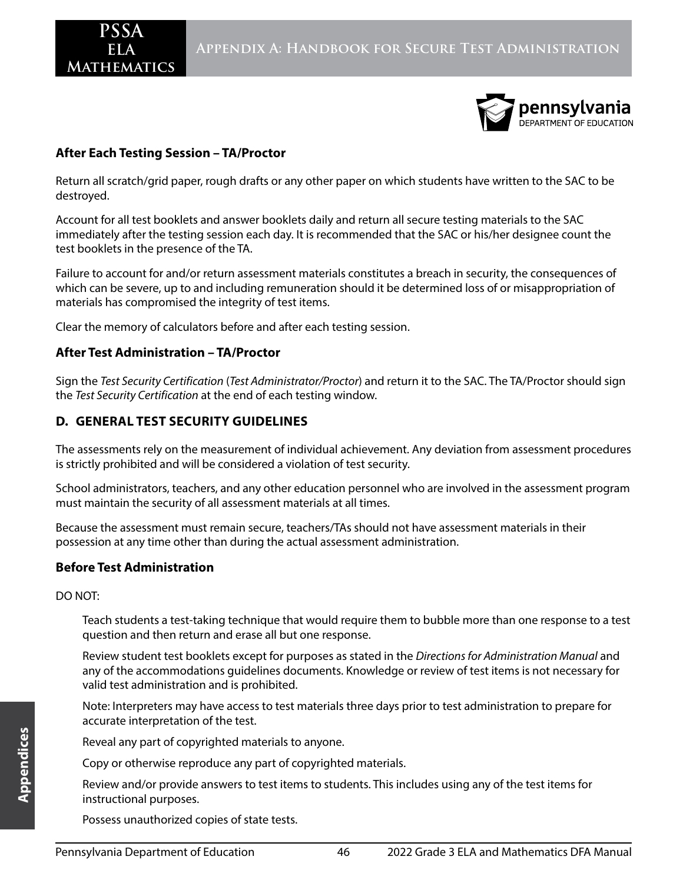**After Each Testing Session – TA/Proctor**

Return all scratch/grid paper, rough drafts or any other paper on which students have written to the SAC to be destroyed.

Account for all test booklets and answer booklets daily and return all secure testing materials to the SAC immediately after the testing session each day. It is recommended that the SAC or his/her designee count the test booklets in the presence of the TA.

Failure to account for and/or return assessment materials constitutes a breach in security, the consequences of which can be severe, up to and including remuneration should it be determined loss of or misappropriation of materials has compromised the integrity of test items.

Clear the memory of calculators before and after each testing session.

**After Test Administration – TA/Proctor**

Sign the *Test Security Certification* (*Test Administrator/Proctor*) and return it to the SAC. The TA/Proctor should sign the *Test Security Certification* at the end of each testing window.

## D. GENERAL TEST SECURITY GUIDELINES

The assessments rely on the measurement of individual achievement. Any deviation from assessment procedures is strictly prohibited and will be considered a violation of test security.

School administrators, teachers, and any other education personnel who are involved in the assessment program must maintain the security of all assessment materials at all times.

Because the assessment must remain secure, teachers/TAs should not have assessment materials in their possession at any time other than during the actual assessment administration.

**Before Test Administration**

DO NOT:

Teach students a test-taking technique that would require them to bubble more than one response to a test question and then return and erase all but one response.

Review student test booklets except for purposes as stated in the *Directions for Administration Manual* and any of the accommodations guidelines documents. Knowledge or review of test items is not necessary for valid test administration and is prohibited.

Note: Interpreters may have access to test materials three days prior to test administration to prepare for accurate interpretation of the test.

Reveal any part of copyrighted materials to anyone.

Copy or otherwise reproduce any part of copyrighted materials.

Review and/or provide answers to test items to students. This includes using any of the test items for instructional purposes.

Possess unauthorized copies of state tests.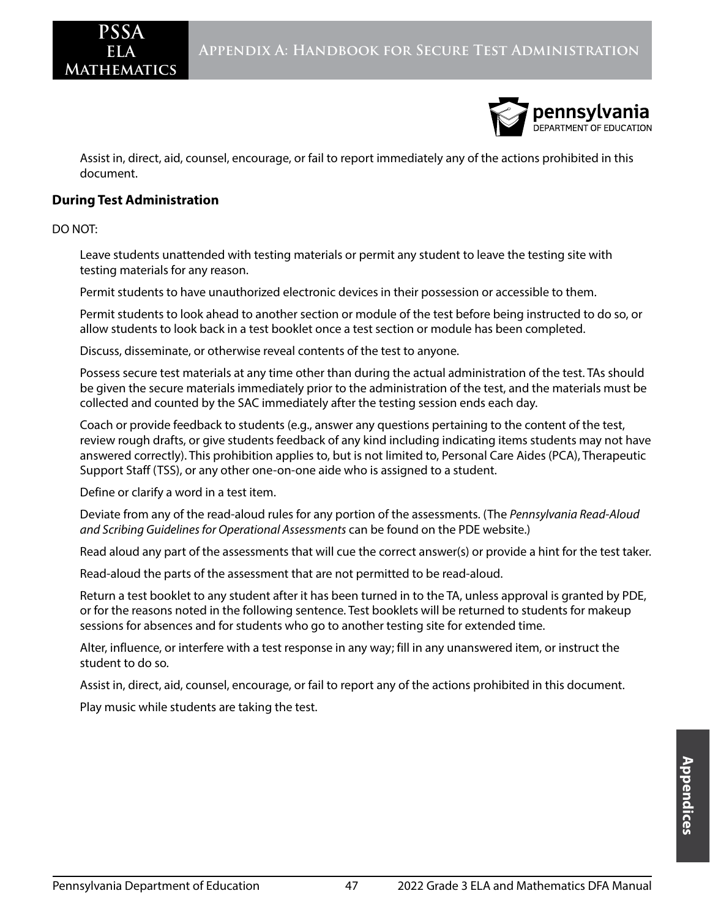Assist in, direct, aid, counsel, encourage, or fail to report immediately any of the actions prohibited in this document.

### During Test Administration

DO NOT:

Leave students unattended with testing materials or permit any student to leave the testing site with testing materials for any reason.

Permit students to have unauthorized electronic devices in their possession or accessible to them.

Permit students to look ahead to another section or module of the test before being instructed to do so, or allow students to look back in a test booklet once a test section or module has been completed.

Discuss, disseminate, or otherwise reveal contents of the test to anyone.

Possess secure test materials at any time other than during the actual administration of the test. TAs should be given the secure materials immediately prior to the administration of the test, and the materials must be collected and counted by the SAC immediately after the testing session ends each day.

Coach or provide feedback to students (e.g., answer any questions pertaining to the content of the test, review rough drafts, or give students feedback of any kind including indicating items students may not have answered correctly). This prohibition applies to, but is not limited to, Personal Care Aides (PCA), Therapeutic Support Staff (TSS), or any other one-on-one aide who is assigned to a student.

Define or clarify a word in a test item.

Deviate from any of the read-aloud rules for any portion of the assessments. (The *Pennsylvania Read-Aloud and Scribing Guidelines for Operational Assessments* can be found on the PDE website.)

Read aloud any part of the assessments that will cue the correct answer(s) or provide a hint for the test taker.

Read-aloud the parts of the assessment that are not permitted to be read-aloud.

Return a test booklet to any student after it has been turned in to the TA, unless approval is granted by PDE, or for the reasons noted in the following sentence. Test booklets will be returned to students for makeup sessions for absences and for students who go to another testing site for extended time.

Alter, influence, or interfere with a test response in any way; fill in any unanswered item, or instruct the student to do so.

Assist in, direct, aid, counsel, encourage, or fail to report any of the actions prohibited in this document.

Play music while students are taking the test.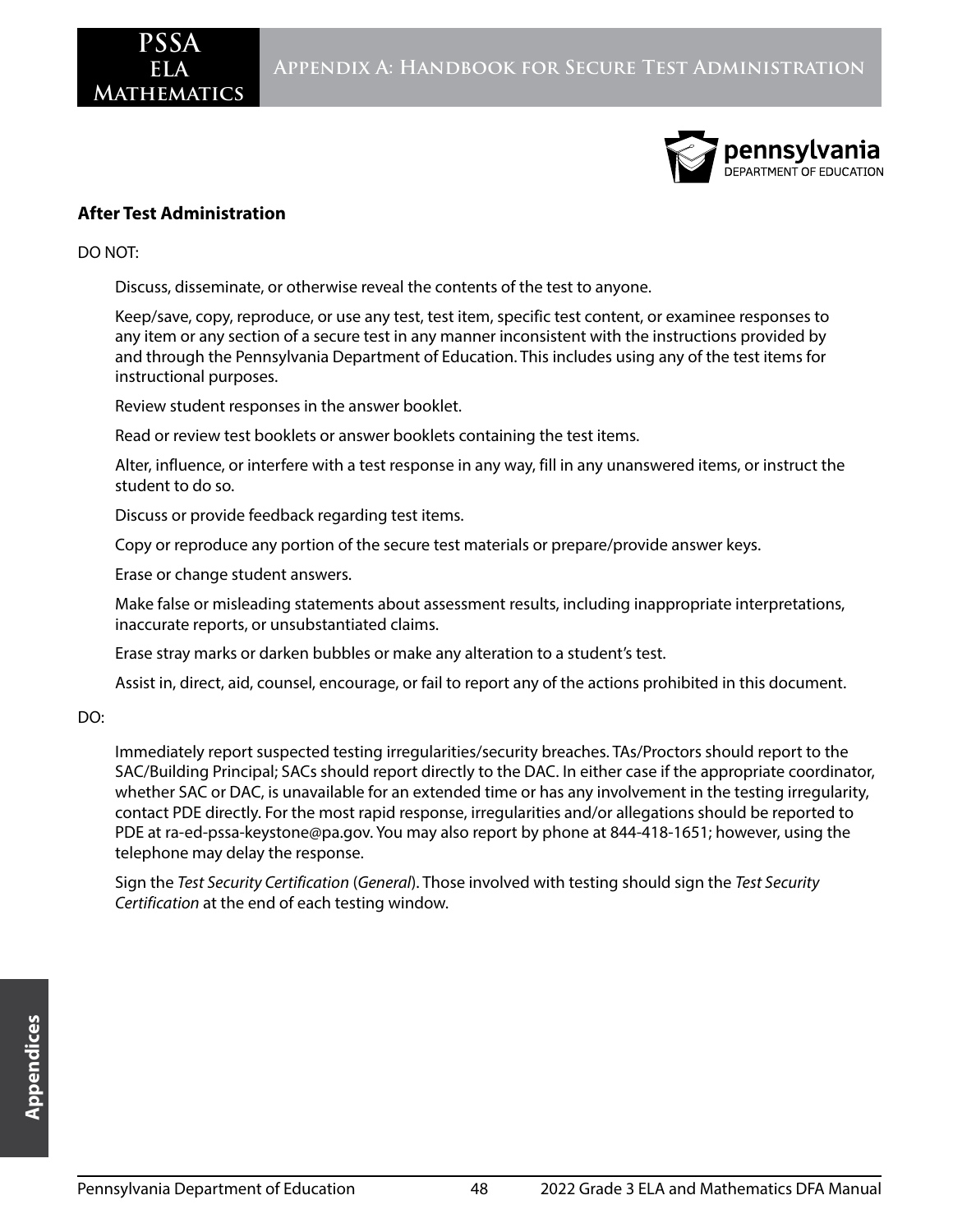### After Test Administration

DO NOT:

Discuss, disseminate, or otherwise reveal the contents of the test to anyone.

Keep/save, copy, reproduce, or use any test, test item, specific test content, or examinee responses to any item or any section of a secure test in any manner inconsistent with the instructions provided by and through the Pennsylvania Department of Education. This includes using any of the test items for instructional purposes.

Review student responses in the answer booklet.

Read or review test booklets or answer booklets containing the test items.

Alter, influence, or interfere with a test response in any way, fill in any unanswered items, or instruct the student to do so.

Discuss or provide feedback regarding test items.

Copy or reproduce any portion of the secure test materials or prepare/provide answer keys.

Erase or change student answers.

Make false or misleading statements about assessment results, including inappropriate interpretations, inaccurate reports, or unsubstantiated claims.

Erase stray marks or darken bubbles or make any alteration to a student's test.

Assist in, direct, aid, counsel, encourage, or fail to report any of the actions prohibited in this document.

DO:

Immediately report suspected testing irregularities/security breaches. TAs/Proctors should report to the SAC/Building Principal; SACs should report directly to the DAC. In either case if the appropriate coordinator, whether SAC or DAC, is unavailable for an extended time or has any involvement in the testing irregularity, contact PDE directly. For the most rapid response, irregularities and/or allegations should be reported to PDE at ra-ed-pssa-keystone@pa.gov. You may also report by phone at 844-418-1651; however, using the telephone may delay the response.

Sign the *Test Security Certification* (*General*). Those involved with testing should sign the *Test Security Certification* at the end of each testing window.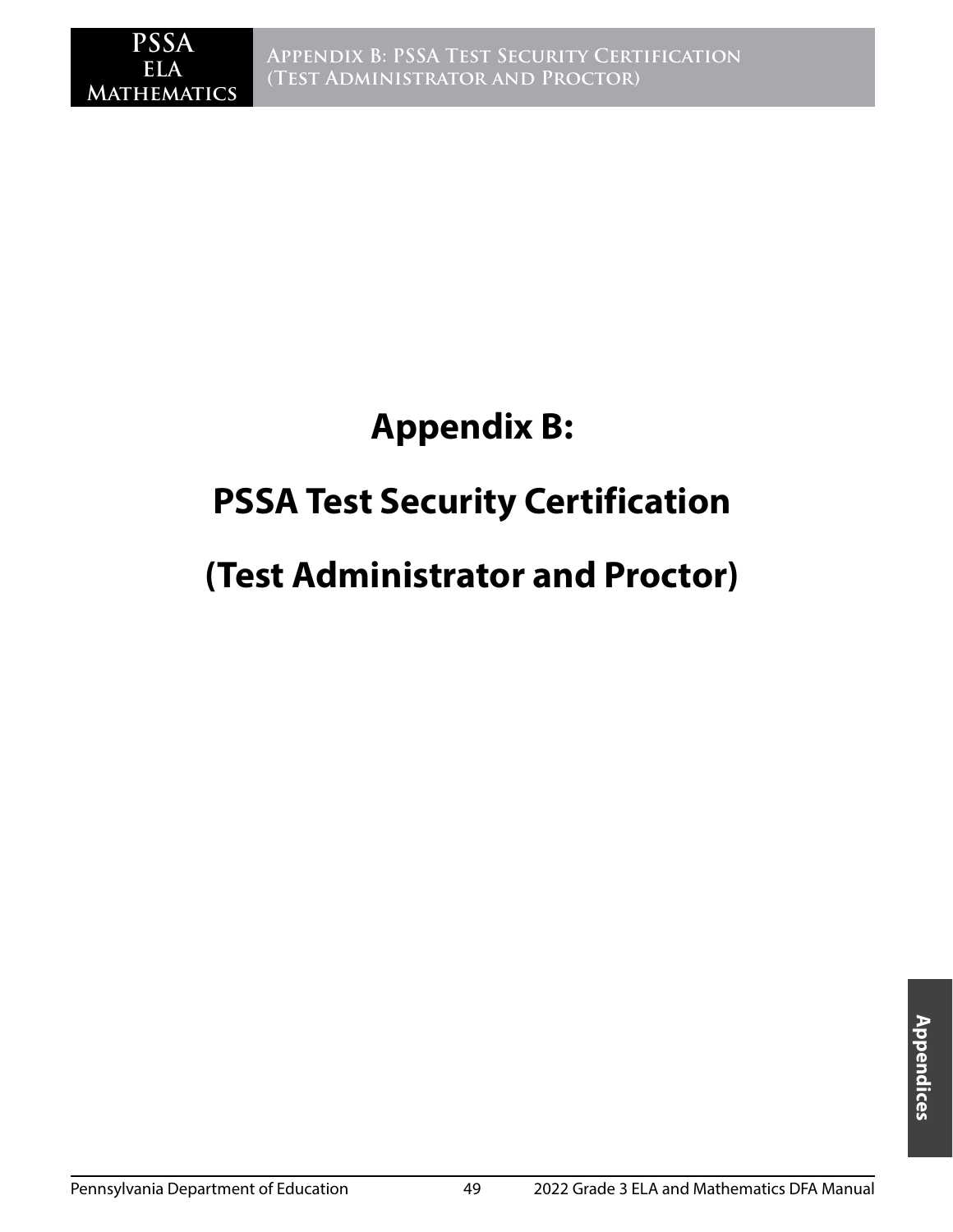# Appendix B:

# PSSA Test Security Certification

# (Test Administrator and Proctor)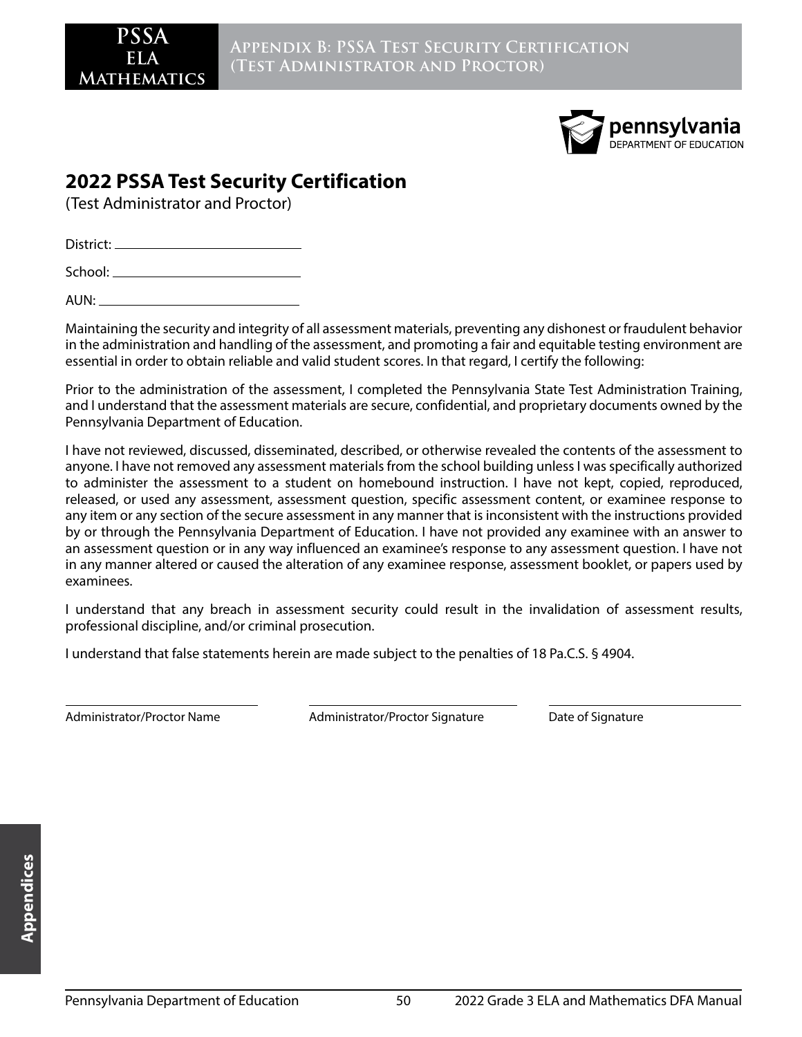## 2022 PSSA Test Security Certification

(Test Administrator and Proctor)

District: ____________________________

School: ____________________________

AUN: ____________________________

Maintaining the security and integrity of all assessment materials, preventing any dishonest or fraudulent behavior in the administration and handling of the assessment, and promoting a fair and equitable testing environment are essential in order to obtain reliable and valid student scores. In that regard, I certify the following:

Prior to the administration of the assessment, I completed the Pennsylvania State Test Administration Training, and I understand that the assessment materials are secure, confidential, and proprietary documents owned by the Pennsylvania Department of Education.

I have not reviewed, discussed, disseminated, described, or otherwise revealed the contents of the assessment to anyone. I have not removed any assessment materials from the school building unless I was specifically authorized to administer the assessment to a student on homebound instruction. I have not kept, copied, reproduced, released, or used any assessment, assessment question, specific assessment content, or examinee response to any item or any section of the secure assessment in any manner that is inconsistent with the instructions provided by or through the Pennsylvania Department of Education. I have not provided any examinee with an answer to an assessment question or in any way influenced an examinee's response to any assessment question. I have not in any manner altered or caused the alteration of any examinee response, assessment booklet, or papers used by examinees.

I understand that any breach in assessment security could result in the invalidation of assessment results, professional discipline, and/or criminal prosecution.

I understand that false statements herein are made subject to the penalties of 18 Pa.C.S. § 4904.

| ____________________________ | ____________________________ | ____________________________ |
|---|---|---|
| Administrator/Proctor Name | Administrator/Proctor Signature | Date of Signature |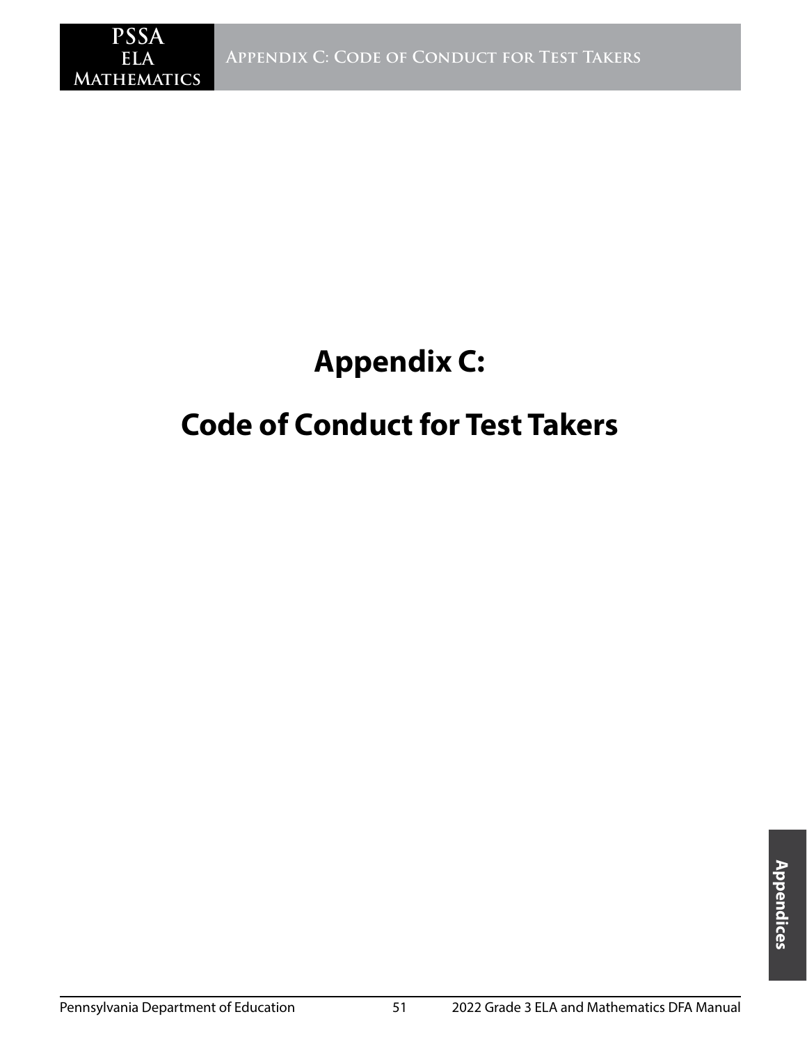# Appendix C:

# Code of Conduct for Test Takers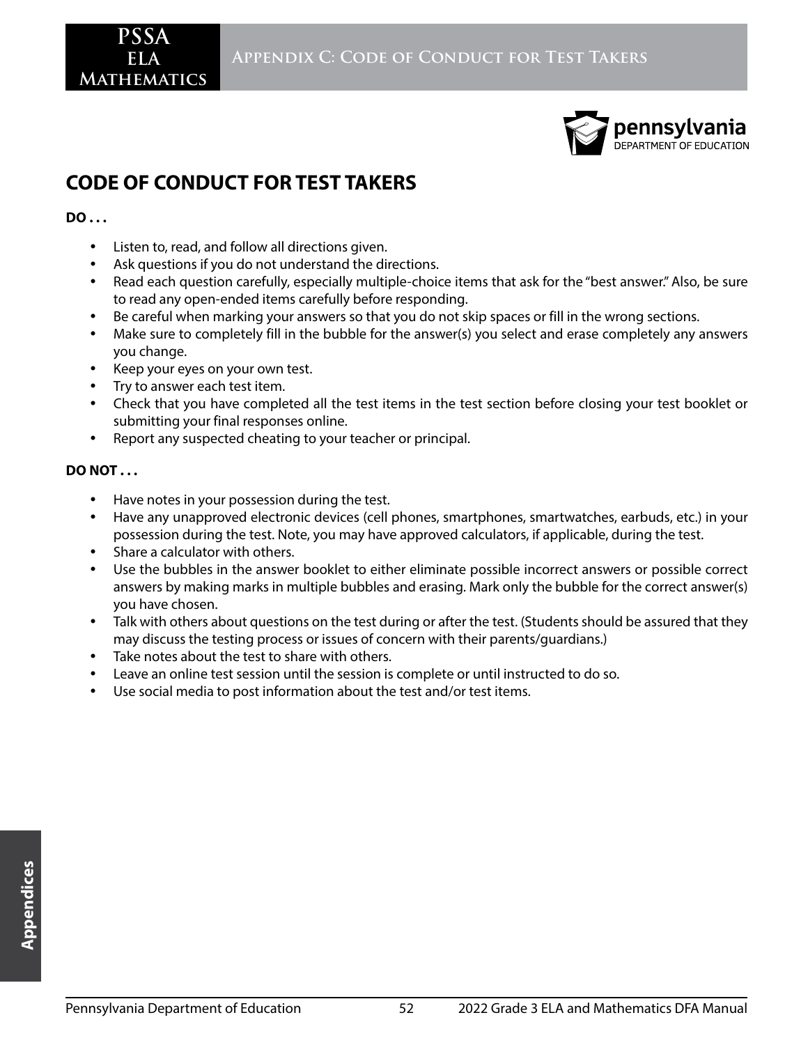## CODE OF CONDUCT FOR TEST TAKERS

**DO . . .**

- Listen to, read, and follow all directions given.
- Ask questions if you do not understand the directions.
- Read each question carefully, especially multiple-choice items that ask for the "best answer." Also, be sure to read any open-ended items carefully before responding.
- Be careful when marking your answers so that you do not skip spaces or fill in the wrong sections.
- Make sure to completely fill in the bubble for the answer(s) you select and erase completely any answers you change.
- Keep your eyes on your own test.
- Try to answer each test item.
- Check that you have completed all the test items in the test section before closing your test booklet or submitting your final responses online.
- Report any suspected cheating to your teacher or principal.

**DO NOT . . .**

- Have notes in your possession during the test.
- Have any unapproved electronic devices (cell phones, smartphones, smartwatches, earbuds, etc.) in your possession during the test. Note, you may have approved calculators, if applicable, during the test.
- Share a calculator with others.
- Use the bubbles in the answer booklet to either eliminate possible incorrect answers or possible correct answers by making marks in multiple bubbles and erasing. Mark only the bubble for the correct answer(s) you have chosen.
- Talk with others about questions on the test during or after the test. (Students should be assured that they may discuss the testing process or issues of concern with their parents/guardians.)
- Take notes about the test to share with others.
- Leave an online test session until the session is complete or until instructed to do so.
- Use social media to post information about the test and/or test items.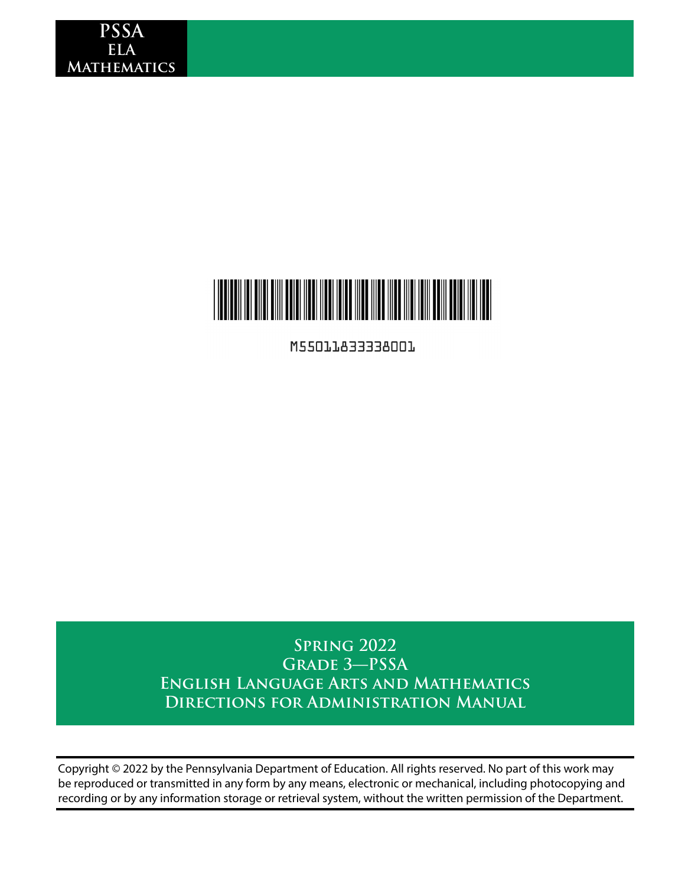PSSA
ELA
MATHEMATICS

M55011833338001

# Spring 2022
# Grade 3—PSSA
# English Language Arts and Mathematics
# Directions for Administration Manual

Copyright © 2022 by the Pennsylvania Department of Education. All rights reserved. No part of this work may be reproduced or transmitted in any form by any means, electronic or mechanical, including photocopying and recording or by any information storage or retrieval system, without the written permission of the Department.